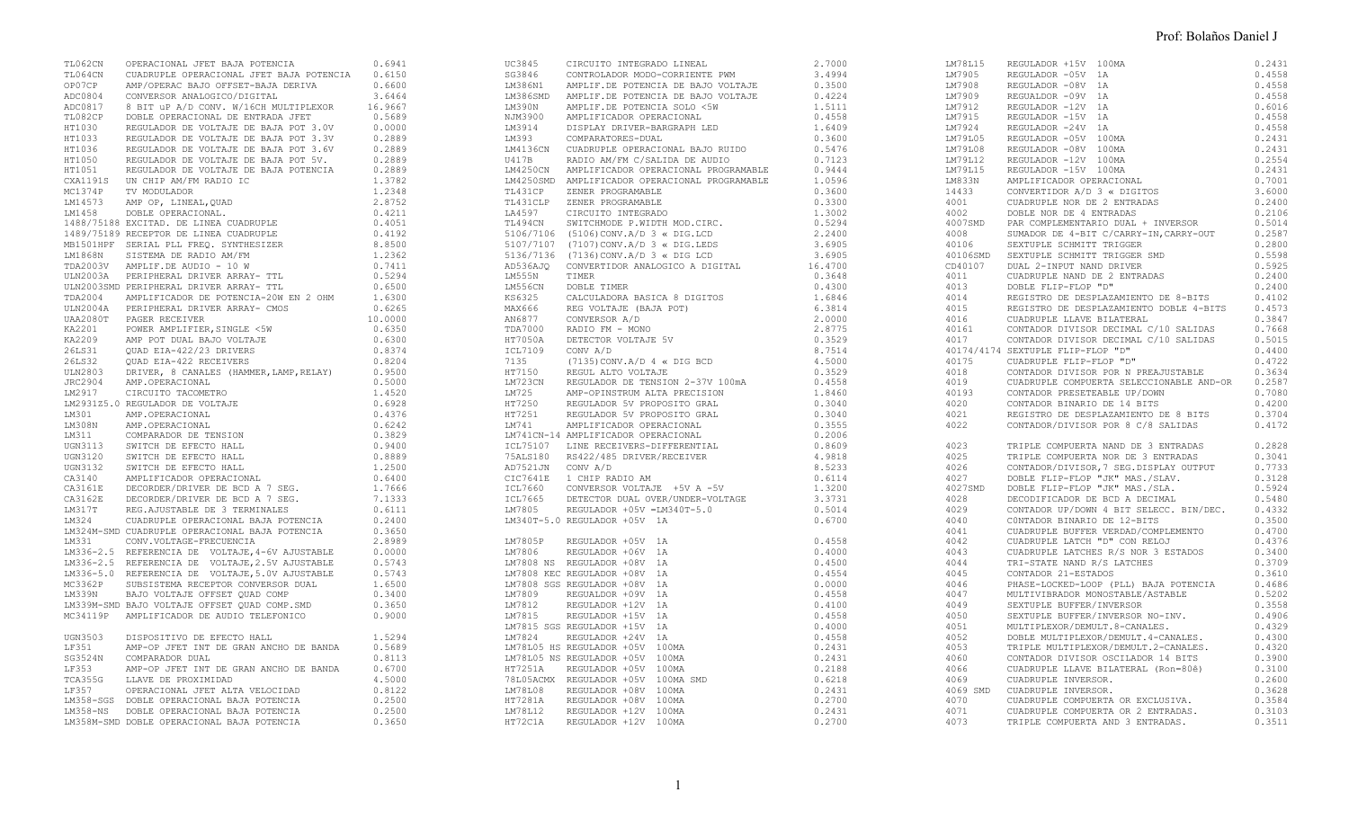| Código | Descripción | Precio |
|---|---|---|
| TL062CN | OPERACIONAL JFET BAJA POTENCIA | 0.6941 |
| TL064CN | CUADRUPLE OPERACIONAL JFET BAJA POTENCIA | 0.6150 |
| OP07CP | AMP/OPERAC BAJO OFFSET-BAJA DERIVA | 0.6600 |
| ADC0804 | CONVERSOR ANALOGICO/DIGITAL | 3.6464 |
| ADC0817 | 8 BIT uP A/D CONV. W/16CH MULTIPLEXOR | 16.9667 |
| TL082CP | DOBLE OPERACIONAL DE ENTRADA JFET | 0.5689 |
| HT1030 | REGULADOR DE VOLTAJE DE BAJA POT 3.0V | 0.0000 |
| HT1033 | REGULADOR DE VOLTAJE DE BAJA POT 3.3V | 0.2889 |
| HT1036 | REGULADOR DE VOLTAJE DE BAJA POT 3.6V | 0.2889 |
| HT1050 | REGULADOR DE VOLTAJE DE BAJA POT 5V. | 0.2889 |
| HT1051 | REGULADOR DE VOLTAJE DE BAJA POTENCIA | 0.2889 |
| CXA1191S | UN CHIP AM/FM RADIO IC | 1.3782 |
| MC1374P | TV MODULADOR | 1.2348 |
| LM14573 | AMP OP, LINEAL,QUAD | 2.8752 |
| LM1458 | DOBLE OPERACIONAL. | 0.4211 |
| 1488/75188 | EXCITAD. DE LINEA CUADRUPLE | 0.4051 |
| 1489/75189 | RECEPTOR DE LINEA CUADRUPLE | 0.4192 |
| MB1501HPF | SERIAL PLL FREQ. SYNTHESIZER | 8.8500 |
| LM1868N | SISTEMA DE RADIO AM/FM | 1.2362 |
| TDA2003V | AMPLIF.DE AUDIO - 10 W | 0.7411 |
| ULN2003A | PERIPHERAL DRIVER ARRAY- TTL | 0.5294 |
| ULN2003SMD | PERIPHERAL DRIVER ARRAY- TTL | 0.6500 |
| TDA2004 | AMPLIFICADOR DE POTENCIA-20W EN 2 OHM | 1.6300 |
| ULN2004A | PERIPHERAL DRIVER ARRAY- CMOS | 0.6265 |
| UAA2080T | PAGER RECEIVER | 10.0000 |
| KA2201 | POWER AMPLIFIER,SINGLE <5W | 0.6350 |
| KA2209 | AMP POT DUAL BAJO VOLTAJE | 0.6300 |
| 26LS31 | QUAD EIA-422/23 DRIVERS | 0.8374 |
| 26LS32 | QUAD EIA-422 RECEIVERS | 0.8204 |
| ULN2803 | DRIVER, 8 CANALES (HAMMER,LAMP,RELAY) | 0.9500 |
| JRC2904 | AMP.OPERACIONAL | 0.5000 |
| LM2917 | CIRCUITO TACOMETRO | 1.4520 |
| LM2931Z5.0 | REGULADOR DE VOLTAJE | 0.6928 |
| LM301 | AMP.OPERACIONAL | 0.4376 |
| LM308N | AMP.OPERACIONAL | 0.6242 |
| LM311 | COMPARADOR DE TENSION | 0.3829 |
| UGN3113 | SWITCH DE EFECTO HALL | 0.9400 |
| UGN3120 | SWITCH DE EFECTO HALL | 0.8889 |
| UGN3132 | SWITCH DE EFECTO HALL | 1.2500 |
| CA3140 | AMPLIFICADOR OPERACIONAL | 0.6400 |
| CA3161E | DECORDER/DRIVER DE BCD A 7 SEG. | 1.7666 |
| CA3162E | DECORDER/DRIVER DE BCD A 7 SEG. | 7.1333 |
| LM317T | REG.AJUSTABLE DE 3 TERMINALES | 0.6111 |
| LM324 | CUADRUPLE OPERACIONAL BAJA POTENCIA | 0.2400 |
| LM324M-SMD | CUADRUPLE OPERACIONAL BAJA POTENCIA | 0.3650 |
| LM331 | CONV.VOLTAGE-FRECUENCIA | 2.8989 |
| LM336-2.5 | REFERENCIA DE VOLTAJE,4-6V AJUSTABLE | 0.0000 |
| LM336-2.5 | REFERENCIA DE VOLTAJE,2.5V AJUSTABLE | 0.5743 |
| LM336-5.0 | REFERENCIA DE VOLTAJE,5.0V AJUSTABLE | 0.5743 |
| MC3362P | SUBSISTEMA RECEPTOR CONVERSOR DUAL | 1.6500 |
| LM339N | BAJO VOLTAJE OFFSET QUAD COMP | 0.3400 |
| LM339M-SMD | BAJO VOLTAJE OFFSET QUAD COMP.SMD | 0.3650 |
| MC34119P | AMPLIFICADOR DE AUDIO TELEFONICO | 0.9000 |
| UGN3503 | DISPOSITIVO DE EFECTO HALL | 1.5294 |
| LF351 | AMP-OP JFET INT DE GRAN ANCHO DE BANDA | 0.5689 |
| SG3524N | COMPARADOR DUAL | 0.8113 |
| LF353 | AMP-OP JFET INT DE GRAN ANCHO DE BANDA | 0.6700 |
| TCA355G | LLAVE DE PROXIMIDAD | 4.5000 |
| LF357 | OPERACIONAL JFET ALTA VELOCIDAD | 0.8122 |
| LM358-SGS | DOBLE OPERACIONAL BAJA POTENCIA | 0.2500 |
| LM358-NS | DOBLE OPERACIONAL BAJA POTENCIA | 0.2500 |
| LM358M-SMD | DOBLE OPERACIONAL BAJA POTENCIA | 0.3650 |
| UC3845 | CIRCUITO INTEGRADO LINEAL | 2.7000 |
| SG3846 | CONTROLADOR MODO-CORRIENTE PWM | 3.4994 |
| LM386N1 | AMPLIF.DE POTENCIA DE BAJO VOLTAJE | 0.3500 |
| LM386SMD | AMPLIF.DE POTENCIA DE BAJO VOLTAJE | 0.4224 |
| LM390N | AMPLIF.DE POTENCIA SOLO <5W | 1.5111 |
| NJM3900 | AMPLIFICADOR OPERACIONAL | 0.4558 |
| LM3914 | DISPLAY DRIVER-BARGRAPH LED | 1.6409 |
| LM393 | COMPARATORES-DUAL | 0.3600 |
| LM4136CN | CUADRUPLE OPERACIONAL BAJO RUIDO | 0.5476 |
| U417B | RADIO AM/FM C/SALIDA DE AUDIO | 0.7123 |
| LM4250CN | AMPLIFICADOR OPERACIONAL PROGRAMABLE | 0.9444 |
| LM4250SMD | AMPLIFICADOR OPERACIONAL PROGRAMABLE | 1.0596 |
| TL431CP | ZENER PROGRAMABLE | 0.3600 |
| TL431CLP | ZENER PROGRAMABLE | 0.3300 |
| LA4597 | CIRCUITO INTEGRADO | 1.3002 |
| TL494CN | SWITCHMODE P.WIDTH MOD.CIRC. | 0.5294 |
| 5106/7106 | (5106)CONV.A/D 3 « DIG.LCD | 2.2400 |
| 5107/7107 | (7107)CONV.A/D 3 « DIG.LEDS | 3.6905 |
| 5136/7136 | (7136)CONV.A/D 3 « DIG LCD | 3.6905 |
| AD536AJQ | CONVERTIDOR ANALOGICO A DIGITAL | 16.4700 |
| LM555N | TIMER | 0.3648 |
| LM556CN | DOBLE TIMER | 0.4300 |
| KS6325 | CALCULADORA BASICA 8 DIGITOS | 1.6846 |
| MAX666 | REG VOLTAJE (BAJA POT) | 6.3814 |
| AN6877 | CONVERSOR A/D | 2.0000 |
| TDA7000 | RADIO FM - MONO | 2.8775 |
| HT7050A | DETECTOR VOLTAJE 5V | 0.3529 |
| ICL7109 | CONV A/D | 8.7514 |
| 7135 | (7135)CONV.A/D 4 « DIG BCD | 4.5000 |
| HT7150 | REGUL ALTO VOLTAJE | 0.3529 |
| LM723CN | REGULADOR DE TENSION 2-37V 100mA | 0.4558 |
| LM725 | AMP-OPINSTRUM ALTA PRECISION | 1.8460 |
| HT7250 | REGULADOR 5V PROPOSITO GRAL | 0.3040 |
| HT7251 | REGULADOR 5V PROPOSITO GRAL | 0.3040 |
| LM741 | AMPLIFICADOR OPERACIONAL | 0.3555 |
| LM741CN-14 | AMPLIFICADOR OPERACIONAL | 0.2006 |
| ICL75107 | LINE RECEIVERS-DIFFERENTIAL | 0.8609 |
| 75ALS180 | RS422/485 DRIVER/RECEIVER | 4.9818 |
| AD7521JN | CONV A/D | 8.5233 |
| CIC7641E | 1 CHIP RADIO AM | 0.6114 |
| ICL7660 | CONVERSOR VOLTAJE +5V A -5V | 1.3200 |
| ICL7665 | DETECTOR DUAL OVER/UNDER-VOLTAGE | 3.3731 |
| LM7805 | REGULADOR +05V =LM340T-5.0 | 0.5014 |
| LM340T-5.0 | REGULADOR +05V 1A | 0.6700 |
| LM7805P | REGULADOR +05V 1A | 0.4558 |
| LM7806 | REGULADOR +06V 1A | 0.4000 |
| LM7808 NS | REGULADOR +08V 1A | 0.4500 |
| LM7808 KEC | REGULADOR +08V 1A | 0.4554 |
| LM7808 SGS | REGULADOR +08V 1A | 0.0000 |
| LM7809 | REGULADOR +09V 1A | 0.4558 |
| LM7812 | REGULADOR +12V 1A | 0.4100 |
| LM7815 | REGULADOR +15V 1A | 0.4558 |
| LM7815 SGS | REGULADOR +15V 1A | 0.4000 |
| LM7824 | REGULADOR +24V 1A | 0.4558 |
| LM78L05 HS | REGULADOR +05V 100MA | 0.2431 |
| LM78L05 NS | REGULADOR +05V 100MA | 0.2431 |
| HT7251A | REGULADOR +05V 100MA | 0.2188 |
| 78L05ACMX | REGULADOR +05V 100MA SMD | 0.6218 |
| LM78L08 | REGULADOR +08V 100MA | 0.2431 |
| HT7281A | REGULADOR +08V 100MA | 0.2700 |
| LM78L12 | REGULADOR +12V 100MA | 0.2431 |
| HT72C1A | REGULADOR +12V 100MA | 0.2700 |
| LM78L15 | REGULADOR +15V 100MA | 0.2431 |
| LM7905 | REGULADOR -05V 1A | 0.4558 |
| LM7908 | REGULADOR -08V 1A | 0.4558 |
| LM7909 | REGULADOR -09V 1A | 0.4558 |
| LM7912 | REGULADOR -12V 1A | 0.6016 |
| LM7915 | REGULADOR -15V 1A | 0.4558 |
| LM7924 | REGULADOR -24V 1A | 0.4558 |
| LM79L05 | REGULADOR -05V 100MA | 0.2431 |
| LM79L08 | REGULADOR -08V 100MA | 0.2431 |
| LM79L12 | REGULADOR -12V 100MA | 0.2554 |
| LM79L15 | REGULADOR -15V 100MA | 0.2431 |
| LM833N | AMPLIFICADOR OPERACIONAL | 0.7001 |
| 14433 | CONVERTIDOR A/D 3 « DIGITOS | 3.6000 |
| 4001 | CUADRUPLE NOR DE 2 ENTRADAS | 0.2400 |
| 4002 | DOBLE NOR DE 4 ENTRADAS | 0.2106 |
| 4007SMD | PAR COMPLEMENTARIO DUAL + INVERSOR | 0.5014 |
| 4008 | SUMADOR DE 4-BIT C/CARRY-IN,CARRY-OUT | 0.2587 |
| 40106 | SEXTUPLE SCHMITT TRIGGER | 0.2800 |
| 40106SMD | SEXTUPLE SCHMITT TRIGGER SMD | 0.5598 |
| CD40107 | DUAL 2-INPUT NAND DRIVER | 0.5925 |
| 4011 | CUADRUPLE NAND DE 2 ENTRADAS | 0.2400 |
| 4013 | DOBLE FLIP-FLOP "D" | 0.2400 |
| 4014 | REGISTRO DE DESPLAZAMIENTO DE 8-BITS | 0.4102 |
| 4015 | REGISTRO DE DESPLAZAMIENTO DOBLE 4-BITS | 0.4573 |
| 4016 | CUADRUPLE LLAVE BILATERAL | 0.3847 |
| 40161 | CONTADOR DIVISOR DECIMAL C/10 SALIDAS | 0.7668 |
| 4017 | CONTADOR DIVISOR DECIMAL C/10 SALIDAS | 0.5015 |
| 40174/4174 | SEXTUPLE FLIP-FLOP "D" | 0.4400 |
| 40175 | CUADRUPLE FLIP-FLOP "D" | 0.4722 |
| 4018 | CONTADOR DIVISOR POR N PREAJUSTABLE | 0.3634 |
| 4019 | CUADRUPLE COMPUERTA SELECCIONABLE AND-OR | 0.2587 |
| 40193 | CONTADOR PRESETEABLE UP/DOWN | 0.7080 |
| 4020 | CONTADOR BINARIO DE 14 BITS | 0.4200 |
| 4021 | REGISTRO DE DESPLAZAMIENTO DE 8 BITS | 0.3704 |
| 4022 | CONTADOR/DIVISOR POR 8 C/8 SALIDAS | 0.4172 |
| 4023 | TRIPLE COMPUERTA NAND DE 3 ENTRADAS | 0.2828 |
| 4025 | TRIPLE COMPUERTA NOR DE 3 ENTRADAS | 0.3041 |
| 4026 | CONTADOR/DIVISOR,7 SEG.DISPLAY OUTPUT | 0.7733 |
| 4027 | DOBLE FLIP-FLOP "JK" MAS./SLAV. | 0.3128 |
| 4027SMD | DOBLE FLIP-FLOP "JK" MAS./SLA. | 0.5924 |
| 4028 | DECODIFICADOR DE BCD A DECIMAL | 0.5480 |
| 4029 | CONTADOR UP/DOWN 4 BIT SELECC. BIN/DEC. | 0.4332 |
| 4040 | CONTADOR BINARIO DE 12-BITS | 0.3500 |
| 4041 | CUADRUPLE BUFFER VERDAD/COMPLEMENTO | 0.4700 |
| 4042 | CUADRUPLE LATCH "D" CON RELOJ | 0.4376 |
| 4043 | CUADRUPLE LATCHES R/S NOR 3 ESTADOS | 0.3400 |
| 4044 | TRI-STATE NAND R/S LATCHES | 0.3709 |
| 4045 | CONTADOR 21-ESTADOS | 0.3610 |
| 4046 | PHASE-LOCKED-LOOP (PLL) BAJA POTENCIA | 0.4686 |
| 4047 | MULTIVIBRADOR MONOSTABLE/ASTABLE | 0.5202 |
| 4049 | SEXTUPLE BUFFER/INVERSOR | 0.3558 |
| 4050 | SEXTUPLE BUFFER/INVERSOR NO-INV. | 0.4906 |
| 4051 | MULTIPLEXOR/DEMULT.8-CANALES. | 0.4329 |
| 4052 | DOBLE MULTIPLEXOR/DEMULT.4-CANALES. | 0.4300 |
| 4053 | TRIPLE MULTIPLEXOR/DEMULT.2-CANALES. | 0.4320 |
| 4060 | CONTADOR DIVISOR OSCILADOR 14 BITS | 0.3900 |
| 4066 | CUADRUPLE LLAVE BILATERAL (Ron=80ê) | 0.3100 |
| 4069 | CUADRUPLE INVERSOR. | 0.2600 |
| 4069 SMD | CUADRUPLE INVERSOR. | 0.3628 |
| 4070 | CUADRUPLE COMPUERTA OR EXCLUSIVA. | 0.3584 |
| 4071 | CUADRUPLE COMPUERTA OR 2 ENTRADAS. | 0.3103 |
| 4073 | TRIPLE COMPUERTA AND 3 ENTRADAS. | 0.3511 |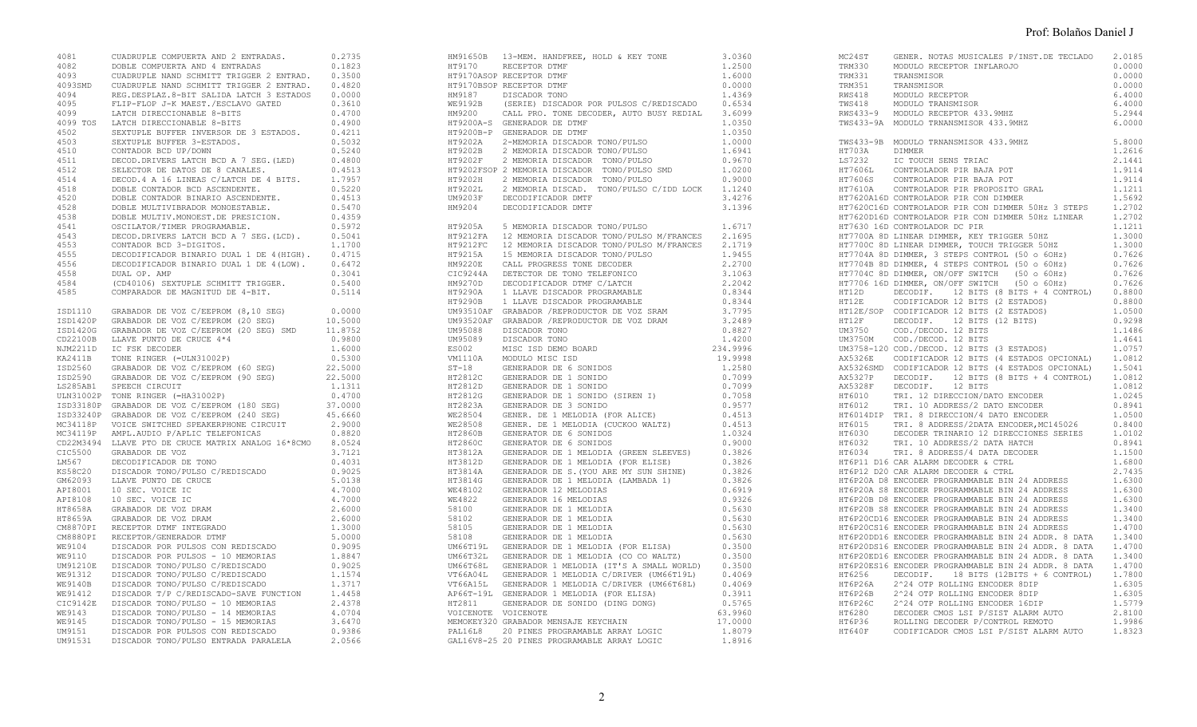| Código | Descripción | Precio |
|---|---|---|
| 4081 | CUADRUPLE COMPUERTA AND 2 ENTRADAS. | 0.2735 |
| 4082 | DOBLE COMPUERTA AND 4 ENTRADAS | 0.1823 |
| 4093 | CUADRUPLE NAND SCHMITT TRIGGER 2 ENTRAD. | 0.3500 |
| 4093SMD | CUADRUPLE NAND SCHMITT TRIGGER 2 ENTRAD. | 0.4820 |
| 4094 | REG.DESPLAZ.8-BIT SALIDA LATCH 3 ESTADOS | 0.0000 |
| 4095 | FLIP-FLOP J-K MAEST./ESCLAVO GATED | 0.3610 |
| 4099 | LATCH DIRECCIONABLE 8-BITS | 0.4700 |
| 4099 TOS | LATCH DIRECCIONABLE 8-BITS | 0.4900 |
| 4502 | SEXTUPLE BUFFER INVERSOR DE 3 ESTADOS. | 0.4211 |
| 4503 | SEXTUPLE BUFFER 3-ESTADOS. | 0.5032 |
| 4510 | CONTADOR BCD UP/DOWN | 0.5240 |
| 4511 | DECOD.DRIVERS LATCH BCD A 7 SEG.(LED) | 0.4800 |
| 4512 | SELECTOR DE DATOS DE 8 CANALES. | 0.4513 |
| 4514 | DECOD.4 A 16 LINEAS C/LATCH DE 4 BITS. | 1.7957 |
| 4518 | DOBLE CONTADOR BCD ASCENDENTE. | 0.5220 |
| 4520 | DOBLE CONTADOR BINARIO ASCENDENTE. | 0.4513 |
| 4528 | DOBLE MULTIVIBRADOR MONOESTABLE. | 0.5470 |
| 4538 | DOBLE MULTIV.MONOEST.DE PRESICION. | 0.4359 |
| 4541 | OSCILATOR/TIMER PROGRAMABLE. | 0.5972 |
| 4543 | DECOD.DRIVERS LATCH BCD A 7 SEG.(LCD). | 0.5041 |
| 4553 | CONTADOR BCD 3-DIGITOS. | 1.1700 |
| 4555 | DECODIFICADOR BINARIO DUAL 1 DE 4(HIGH). | 0.4715 |
| 4556 | DECODIFICADOR BINARIO DUAL 1 DE 4(LOW). | 0.6472 |
| 4558 | DUAL OP. AMP | 0.3041 |
| 4584 | (CD40106) SEXTUPLE SCHMITT TRIGGER. | 0.5400 |
| 4585 | COMPARADOR DE MAGNITUD DE 4-BIT. | 0.5114 |
| ISD1110 | GRABADOR DE VOZ C/EEPROM (8,10 SEG) | 0.0000 |
| ISD1420P | GRABADOR DE VOZ C/EEPROM (20 SEG) | 10.5000 |
| ISD1420G | GRABADOR DE VOZ C/EEPROM (20 SEG) SMD | 11.8752 |
| CD22100B | LLAVE PUNTO DE CRUCE 4*4 | 0.9800 |
| NJM2211D | IC FSK DECODER | 1.6000 |
| KA2411B | TONE RINGER (=ULN31002P) | 0.5300 |
| ISD2560 | GRABADOR DE VOZ C/EEPROM (60 SEG) | 22.5000 |
| ISD2590 | GRABADOR DE VOZ C/EEPROM (90 SEG) | 22.5000 |
| LS285AB1 | SPEECH CIRCUIT | 1.1311 |
| ULN31002P | TONE RINGER (=HA31002P) | 0.4700 |
| ISD33180P | GRABADOR DE VOZ C/EEPROM (180 SEG) | 37.0000 |
| ISD33240P | GRABADOR DE VOZ C/EEPROM (240 SEG) | 45.6660 |
| MC34118P | VOICE SWITCHED SPEAKERPHONE CIRCUIT | 2.9000 |
| MC34119P | AMPL.AUDIO P/APLIC TELEFONICAS | 0.8820 |
| CD22M3494 | LLAVE PTO DE CRUCE MATRIX ANALOG 16*8CMO | 8.0524 |
| CIC5500 | GRABADOR DE VOZ | 3.7121 |
| LM567 | DECODIFICADOR DE TONO | 0.4031 |
| KS58C20 | DISCADOR TONO/PULSO C/REDISCADO | 0.9025 |
| GM62093 | LLAVE PUNTO DE CRUCE | 5.0138 |
| API8001 | 10 SEC. VOICE IC | 4.7000 |
| API8108 | 10 SEC. VOICE IC | 4.7000 |
| HT8658A | GRABADOR DE VOZ DRAM | 2.6000 |
| HT8659A | GRABADOR DE VOZ DRAM | 2.6000 |
| CM8870PI | RECEPTOR DTMF INTEGRADO | 1.3000 |
| CM8880PI | RECEPTOR/GENERADOR DTMF | 5.0000 |
| WE9104 | DISCADOR POR PULSOS CON REDISCADO | 0.9095 |
| WE9110 | DISCADOR POR PULSOS - 10 MEMORIAS | 1.8847 |
| UM91210E | DISCADOR TONO/PULSO C/REDISCADO | 0.9025 |
| WE91312 | DISCADOR TONO/PULSO C/REDISCADO | 1.1574 |
| WE9140B | DISCADOR TONO/PULSO C/REDISCADO | 1.3717 |
| WE91412 | DISCADOR T/P C/REDISCADO-SAVE FUNCTION | 1.4458 |
| CIC9142E | DISCADOR TONO/PULSO - 10 MEMORIAS | 2.4378 |
| WE9143 | DISCADOR TONO/PULSO - 14 MEMORIAS | 4.0704 |
| WE9145 | DISCADOR TONO/PULSO - 15 MEMORIAS | 3.6470 |
| UM9151 | DISCADOR POR PULSOS CON REDISCADO | 0.9386 |
| UM91531 | DISCADOR TONO/PULSO ENTRADA PARALELA | 2.0566 |
| HM91650B | 13-MEM. HANDFREE, HOLD & KEY TONE | 3.0360 |
| HT9170 | RECEPTOR DTMF | 1.2500 |
| HT9170ASOP | RECEPTOR DTMF | 1.6000 |
| HT9170BSOP | RECEPTOR DTMF | 0.0000 |
| HM9187 | DISCADOR TONO | 1.4369 |
| WE9192B | (SERIE) DISCADOR POR PULSOS C/REDISCADO | 0.6534 |
| HM9200 | CALL PRO. TONE DECODER, AUTO BUSY REDIAL | 3.6099 |
| HT9200A-S | GENERADOR DE DTMF | 1.0350 |
| HT9200B-P | GENERADOR DE DTMF | 1.0350 |
| HT9202A | 2-MEMORIA DISCADOR TONO/PULSO | 1.0000 |
| HT9202B | 2 MEMORIA DISCADOR TONO/PULSO | 1.6941 |
| HT9202F | 2 MEMORIA DISCADOR TONO/PULSO | 0.9670 |
| HT9202FSOP | 2 MEMORIA DISCADOR TONO/PULSO SMD | 1.0200 |
| HT9202H | 2 MEMORIA DISCADOR TONO/PULSO | 0.9000 |
| HT9202L | 2 MEMORIA DISCAD. TONO/PULSO C/IDD LOCK | 1.1240 |
| UM9203F | DECODIFICADOR DMTF | 3.4276 |
| HM9204 | DECODIFICADOR DMTF | 3.1396 |
| HT9205A | 5 MEMORIA DISCADOR TONO/PULSO | 1.6717 |
| HT9212FA | 12 MEMORIA DISCADOR TONO/PULSO M/FRANCES | 2.1695 |
| HT9212FC | 12 MEMORIA DISCADOR TONO/PULSO M/FRANCES | 2.1719 |
| HT9215A | 15 MEMORIA DISCADOR TONO/PULSO | 1.9455 |
| HM9220E | CALL PROGRESS TONE DECODER | 2.2700 |
| CIC9244A | DETECTOR DE TONO TELEFONICO | 3.1063 |
| HM9270D | DECODIFICADOR DTMF C/LATCH | 2.2042 |
| HT9290A | 1 LLAVE DISCADOR PROGRAMABLE | 0.8344 |
| HT9290B | 1 LLAVE DISCADOR PROGRAMABLE | 0.8344 |
| UM93510AF | GRABADOR /REPRODUCTOR DE VOZ SRAM | 3.7795 |
| UM93520AF | GRABADOR /REPRODUCTOR DE VOZ DRAM | 3.2489 |
| UM95088 | DISCADOR TONO | 0.8827 |
| UM95089 | DISCADOR TONO | 1.4200 |
| ES002 | MISC ISD DEMO BOARD | 234.9996 |
| VM1110A | MODULO MISC ISD | 19.9998 |
| ST-18 | GENERADOR DE 6 SONIDOS | 1.2580 |
| HT2812C | GENERADOR DE 1 SONIDO | 0.7099 |
| HT2812D | GENERADOR DE 1 SONIDO | 0.7099 |
| HT2812G | GENERADOR DE 1 SONIDO (SIREN I) | 0.7058 |
| HT2823A | GENERADOR DE 3 SONIDO | 0.9577 |
| WE28504 | GENER. DE 1 MELODIA (FOR ALICE) | 0.4513 |
| WE28508 | GENER. DE 1 MELODIA (CUCKOO WALTZ) | 0.4513 |
| HT2860B | GENERADOR DE 6 SONIDOS | 1.0324 |
| HT2860C | GENERADOR DE 6 SONIDOS | 0.9000 |
| HT3812A | GENERADOR DE 1 MELODIA (GREEN SLEEVES) | 0.3826 |
| HT3812D | GENERADOR DE 1 MELODIA (FOR ELISE) | 0.3826 |
| HT3814A | GENERADOR DE S.(YOU ARE MY SUN SHINE) | 0.3826 |
| HT3814G | GENERADOR DE 1 MELODIA (LAMBADA 1) | 0.3826 |
| WE48102 | GENERADOR 12 MELODIAS | 0.6919 |
| WE4822 | GENERADOR 16 MELODIAS | 0.9326 |
| 58100 | GENERADOR DE 1 MELODIA | 0.5630 |
| 58102 | GENERADOR DE 1 MELODIA | 0.5630 |
| 58105 | GENERADOR DE 1 MELODIA | 0.5630 |
| 58108 | GENERADOR DE 1 MELODIA | 0.5630 |
| UM66T19L | GENERADOR DE 1 MELODIA (FOR ELISA) | 0.3500 |
| UM66T32L | GENERADOR DE 1 MELODIA (CO CO WALTZ) | 0.3500 |
| UM66T68L | GENERADOR 1 MELODIA (IT'S A SMALL WORLD) | 0.3500 |
| VT66A04L | GENERADOR 1 MELODIA C/DRIVER (UM66T19L) | 0.4069 |
| VT66A15L | GENERADOR 1 MELODIA C/DRIVER (UM66T68L) | 0.4069 |
| AP66T-19L | GENERADOR 1 MELODIA (FOR ELISA) | 0.3911 |
| HT2811 | GENERADOR DE SONIDO (DING DONG) | 0.5765 |
| VOICENOTE | VOICENOTE | 63.9960 |
| MEMOKEY320 | GRABADOR MENSAJE KEYCHAIN | 17.0000 |
| PAL16L8 | 20 PINES PROGRAMABLE ARRAY LOGIC | 1.8079 |
| GAL16V8-25 | 20 PINES PROGRAMABLE ARRAY LOGIC | 1.8916 |
| MC24ST | GENER. NOTAS MUSICALES P/INST.DE TECLADO | 2.0185 |
| TRM330 | MODULO RECEPTOR INFLAROJO | 0.0000 |
| TRM331 | TRANSMISOR | 0.0000 |
| TRM351 | TRANSMISOR | 0.0000 |
| RWS418 | MODULO RECEPTOR | 6.4000 |
| TWS418 | MODULO TRANSMISOR | 6.4000 |
| RWS433-9 | MODULO RECEPTOR 433.9MHZ | 5.2944 |
| TWS433-9A | MODULO TRNANSMISOR 433.9MHZ | 6.0000 |
| TWS433-9B | MODULO TRNANSMISOR 433.9MHZ | 5.8000 |
| HT703A | DIMMER | 1.2616 |
| LS7232 | IC TOUCH SENS TRIAC | 2.1441 |
| HT7606L | CONTROLADOR PIR BAJA POT | 1.9114 |
| HT7606S | CONTROLADOR PIR BAJA POT | 1.9114 |
| HT7610A | CONTROLADOR PIR PROPOSITO GRAL | 1.1211 |
| HT7620A16D | CONTROLADOR PIR CON DIMMER | 1.5692 |
| HT7620C16D | CONTROLADOR PIR CON DIMMER 50Hz 3 STEPS | 1.2702 |
| HT7620D16D | CONTROLADOR PIR CON DIMMER 50Hz LINEAR | 1.2702 |
| HT7630 16D | CONTROLADOR DC PIR | 1.1211 |
| HT7700A 8D | LINEAR DIMMER, KEY TRIGGER 50HZ | 1.3000 |
| HT7700C 8D | LINEAR DIMMER, TOUCH TRIGGER 50HZ | 1.3000 |
| HT7704A 8D | DIMMER, 3 STEPS CONTROL (50 o 60Hz) | 0.7626 |
| HT7704B 8D | DIMMER, 4 STEPS CONTROL (50 o 60Hz) | 0.7626 |
| HT7704C 8D | DIMMER, ON/OFF SWITCH (50 o 60Hz) | 0.7626 |
| HT7706 16D | DIMMER, ON/OFF SWITCH (50 o 60Hz) | 0.7626 |
| HT12D | DECODIF. 12 BITS (8 BITS + 4 CONTROL) | 0.8800 |
| HT12E | CODIFICADOR 12 BITS (2 ESTADOS) | 0.8800 |
| HT12E/SOP | CODIFICADOR 12 BITS (2 ESTADOS) | 1.0500 |
| HT12F | DECODIF. 12 BITS (12 BITS) | 0.9298 |
| UM3750 | COD./DECOD. 12 BITS | 1.1486 |
| UM3750M | COD./DECOD. 12 BITS | 1.4641 |
| UM3758-120 | COD./DECOD. 12 BITS (3 ESTADOS) | 1.0757 |
| AX5326E | CODIFICADOR 12 BITS (4 ESTADOS OPCIONAL) | 1.0812 |
| AX5326SMD | CODIFICADOR 12 BITS (4 ESTADOS OPCIONAL) | 1.5041 |
| AX5327P | DECODIF. 12 BITS (8 BITS + 4 CONTROL) | 1.0812 |
| AX5328F | DECODIF. 12 BITS | 1.0812 |
| HT6010 | TRI. 12 DIRECCION/DATO ENCODER | 1.0245 |
| HT6012 | TRI. 10 ADDRESS/2 DATO ENCODER | 0.8941 |
| HT6014DIP | TRI. 8 DIRECCION/4 DATO ENCODER | 1.0500 |
| HT6015 | TRI. 8 ADDRESS/2DATA ENCODER,MC145026 | 0.8400 |
| HT6030 | DECODER TRINARIO 12 DIRECCIONES SERIES | 1.0102 |
| HT6032 | TRI. 10 ADDRESS/2 DATA HATCH | 0.8941 |
| HT6034 | TRI. 8 ADDRESS/4 DATA DECODER | 1.1500 |
| HT6P11 D16 | CAR ALARM DECODER & CTRL | 1.6800 |
| HT6P12 D20 | CAR ALARM DECODER & CTRL | 2.7435 |
| HT6P20A D8 | ENCODER PROGRAMMABLE BIN 24 ADDRESS | 1.6300 |
| HT6P20A S8 | ENCODER PROGRAMMABLE BIN 24 ADDRESS | 1.6300 |
| HT6P20B D8 | ENCODER PROGRAMMABLE BIN 24 ADDRESS | 1.6300 |
| HT6P20B S8 | ENCODER PROGRAMMABLE BIN 24 ADDRESS | 1.3400 |
| HT6P20CD16 | ENCODER PROGRAMMABLE BIN 24 ADDRESS | 1.3400 |
| HT6P20CS16 | ENCODER PROGRAMMABLE BIN 24 ADDRESS | 1.4700 |
| HT6P20DD16 | ENCODER PROGRAMMABLE BIN 24 ADDR. 8 DATA | 1.3400 |
| HT6P20DS16 | ENCODER PROGRAMMABLE BIN 24 ADDR. 8 DATA | 1.4700 |
| HT6P20ED16 | ENCODER PROGRAMMABLE BIN 24 ADDR. 8 DATA | 1.3400 |
| HT6P20ES16 | ENCODER PROGRAMMABLE BIN 24 ADDR. 8 DATA | 1.4700 |
| HT6256 | DECODIF. 18 BITS (12BITS + 6 CONTROL) | 1.7800 |
| HT6P26A | 2^24 OTP ROLLING ENCODER 8DIP | 1.6305 |
| HT6P26B | 2^24 OTP ROLLING ENCODER 8DIP | 1.6305 |
| HT6P26C | 2^24 OTP ROLLING ENCODER 16DIP | 1.5779 |
| HT6280 | DECODER CMOS LSI P/SIST ALARM AUTO | 2.8100 |
| HT6P36 | ROLLING DECODER P/CONTROL REMOTO | 1.9986 |
| HT640F | CODIFICADOR CMOS LSI P/SIST ALARM AUTO | 1.8323 |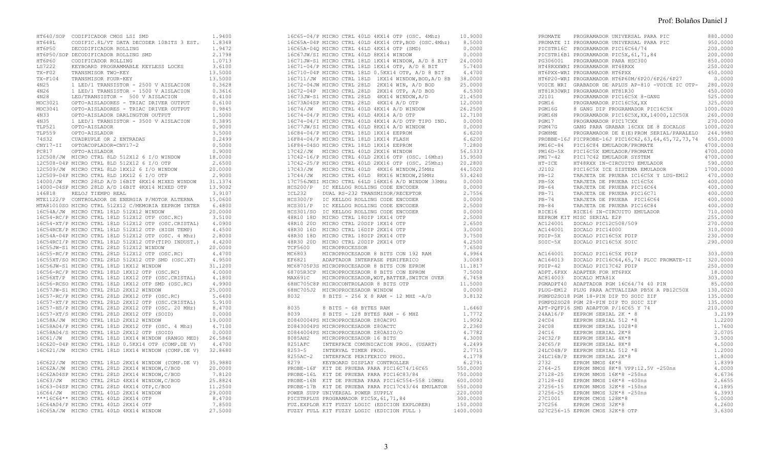| Código | Descripción | Precio |
|---|---|---|
| HT640/SOP | CODIFICADOR CMOS LSI SMD | 1.9400 |
| HT648L | CODIFIC.8L/VT DATA DECODER 10BITS 3 EST. | 1.8348 |
| HT6P50 | DECODIFICADOR ROLLING | 1.9472 |
| HT6P50/SOP | DECODIFICADOR ROLLING SMD | 2.1798 |
| HT6P60 | CODIFICADOR ROLLING | 1.0713 |
| LS7222 | KEYBOARD PROGRAMMABLE KEYLESS LOCKS | 3.6100 |
| TX-F02 | TRANSMISOR TWO-KEY | 13.5000 |
| TX-F104 | TRANSMISOR FOUR-KEY | 13.5000 |
| 4N25 | 1 LED/1 TRANSISTOR - 2500 V AISLACION | 0.3628 |
| 4N26 | 1 LED/1 TRANSISTOR - 1500 V AISLACION | 0.3616 |
| 4N28 | LED/TRANSISTOR - 500 V AISLACION | 0.4100 |
| MOC3021 | OPTO-AISLADORES - TRIAC DRIVER OUTPUT | 0.6100 |
| MOC3041 | OPTO-AISLADORES - TRIAC DRIVER OUTPUT | 0.9845 |
| 4N33 | OPTO-AISLADOR DARLINGTON OUTPUT | 1.5000 |
| 4N35 | 1 LED/1 TRANSISTOR - 3500 V AISLACION | 0.3895 |
| TLP521 | OPTO-AISLADOR | 0.9000 |
| TLP559 | OPTO-AISLADOR | 3.5000 |
| 74S32 | CUADRUPLE OR 2 ENTRADAS | 0.2499 |
| CNY17-II | OPTOACOPLADOR=CNY17-2 | 0.5000 |
| PC817 | OPTO-AISLADOR | 0.9000 |
| 12C508/JW | MICRO CTRL 8LD 512X12 6 I/O WINDOW | 18.0000 |
| 12C508-04P | MICRO CTRL 8LD 512X12 6 I/O OTP | 2.6500 |
| 12C509/JW | MICRO CTRL 8LD 1KX12 6 I/O WINDOW | 20.0000 |
| 12C509-04P | MICRO CTRL 8LD 1KX12 6 I/O OTP | 2.9000 |
| 14000/JW | MICRO 28LD A/D 16BIT 4KX14 MIXED WINDOW | 31.1374 |
| 14000-04SP | MICRO 28LD A/D 16BIT 4KX14 MIXED OTP | 13.9002 |
| 146818 | RELOJ TIEMPO REAL | 3.9107 |
| MTE1122/P | CONTROLADOR DE ENERGIA P/MOTOR ALTERNA | 15.0600 |
| MTA81010SO | MICRO CTRL 512X12 C/MEMORIA EEPROM INTER | 6.4800 |
| 16C54A/JW | MICRO CTRL 18LD 512X12 WINDOW | 20.0000 |
| 16C54-RC/P | MICRO CTRL 18LD 512X12 OTP (OSC.RC) | 3.5100 |
| 16C54-XT/P | MICRO CTRL 18LD 512X12 OTP (OSC.CRISTAL) | 4.0900 |
| 16C54RCE/P | MICRO CTRL 18LD 512X12 OTP (HIGH TEMP) | 4.4500 |
| 16C54A-04P | MICRO CTRL 18LD 512X12 OTP (OSC. 4 Mhz) | 2.8000 |
| 16C54RCI/P | MICRO CTRL 18LD 512X12 OTP(TIPO INDUST.) | 4.4200 |
| 16C55JW-S1 | MICRO CTRL 28LD 512X12 WINDOW | 20.0000 |
| 16C55-RC/P | MICRO CTRL 28LD 512X12 OTP (OSC.RC) | 4.4700 |
| 16C55XT/SO | MICRO CTRL 28LD 512X12 OTP SMD (OSC.XT) | 4.9500 |
| 16C56JW-S1 | MICRO CTRL 18LD 1KX12 WINDOW | 31.1200 |
| 16C56-RC/P | MICRO CTRL 18LD 1KX12 OTP (OSC.RC) | 4.0000 |
| 16C56XT/P | MICRO CTRL 18LD 1KX12 OTP (OSC.CRISTAL) | 4.1800 |
| 16C56-RCSO | MICRO CTRL 18LD 1KX12 OTP SMD (OSC.RC) | 4.9900 |
| 16C57JW-S1 | MICRO CTRL 28LD 2KX12 WINDOW | 25.0000 |
| 16C57-RC/P | MICRO CTRL 28LD 2KX12 OTP (OSC.RC) | 5.6400 |
| 16C57-XT/P | MICRO CTRL 28LD 2KX12 OTP (OSC.CRISTAL) | 5.9100 |
| 16C57-HS/P | MICRO CTRL 28LD 2KX12 OTP (OSC. 20 MHz) | 8.4700 |
| 16C57-XT/S | MICRO CTRL 28LD 2KX12 OTP (SOID) | 0.0000 |
| 16C58A/JW | MICRO CTRL 18LD 2KX12 WINDOW | 19.0000 |
| 16C58A04/P | MICRO CTRL 18LD 2KX12 OTP (OSC. 4 Mhz) | 4.7100 |
| 16C58A04/S | MICRO CTRL 18LD 2KX12 OTP (SOID) | 0.0000 |
| 16C61/JW | MICRO CTRL 18LD 1KX14 WINDOW (RANGO MED) | 26.5860 |
| 16C620-04P | MICRO CTRL 18LD 0.5KX14 OTP (COMP.DE V) | 4.4700 |
| 16C621/JW | MICRO CTRL 18LD 1KX14 WINDOW (COMP.DE V) | 32.8680 |
| 16C622/JW | MICRO CTRL 18LD 2KX14 WINDOW (COMP.DE V) | 35.9880 |
| 16C62A/JW | MICRO CTRL 28LD 2KX14 WINDOW,C/BOD | 20.0000 |
| 16C62A04SP | MICRO CTRL 28LD 2KX14 WINDOW,C/BOD | 7.8120 |
| 16C63/JW | MICRO CTRL 28LD 4KX14 WINDOW,C/BOD | 25.8824 |
| 16C63-04SP | MICRO CTRL 28LD 4KX14 OTP,C/BOD | 11.2500 |
| 16C64/JW | MICRO CTRL 40LD 2KX14 WINDOW | 29.0000 |
| ***16C64** | MICRO CTRL 40LD 2KX14 OTP | 8.4700 |
| 16C64A04/P | MICRO CTRL 40LD 2KX14 OTP | 7.8500 |
| 16C65A/JW | MICRO CTRL 40LD 4KX14 WINDOW | 27.5000 |
| 16C65-04/P | MICRO CTRL 40LD 4KX14 OTP (OSC. 4Mhz) | 10.9000 |
| 16C65A-04/P | MICRO CTRL 40LD 4KX14 OTP,BOD (OSC.4Mhz) | 8.5000 |
| 16C65A-04Q | MICRO CTRL 44LD 4KX14 OTP (SMD) | 0.0000 |
| 16C67JW/SI | MICRO CTRL 40LD 8KX14 WINDOW | 0.0000 |
| 16C71JW-S1 | MICRO CTRL 18LD 1KX14 WINDOW, A/D 8 BIT | 24.0000 |
| 16C71-04/P | MICRO CTRL 18LD 1KX14 OTP, A/D 8 BIT | 5.7400 |
| 16C710-04P | MICRO CTRL 18LD 0.5KX14 OTP, A/D 8 BIT | 4.4700 |
| 16C711/JW | MICRO CTRL 18LD 1KX14 WINDOW,BOD,A/D 8B | 38.0000 |
| 16C72-04JW | MICRO CTRL 28LD 2KX14 WIN, A/D BOD | 25.0000 |
| 16C72-04P | MICRO CTRL 28LD 2KX14 OTP, A/D BOD | 6.5300 |
| 16C73JW-S1 | MICRO CTRL 28LD 4KX14 WINDOW,A/D | 21.4500 |
| 16C73A04SP | MICRO CTRL 28LD 4KX14 A/D OTP | 12.0000 |
| 16C74/JW | MICRO CTRL 40LD 4KX14 A/D WINDOW | 26.2500 |
| 16C74-04/P | MICRO CTRL 40LD 4KX14 A/D OTP | 12.7100 |
| 16C74-04/I | MICRO CTRL 40LD 4KX14 A/D OTP TIPO IND. | 0.0000 |
| 16C77JW/SI | MICRO CTRL 40LD 8KX14 A/D WINDOW | 0.0000 |
| 16C84-04/P | MICRO CTRL 18LD 1KX14 EEPROM | 6.6200 |
| 16F84-04/P | MICRO CTRL 18LD 1KX14 FLASH | 6.6200 |
| 16F84-04SO | MICRO CTRL 18LD 1KX14 EEPROM | 7.2800 |
| 17C42/JW | MICRO CTRL 40LD 2KX16 WINDOW | 56.5333 |
| 17C42-16/P | MICRO CTRL 40LD 2KX16 OTP (OSC. 16Mhz) | 15.9500 |
| 17C42-25/P | MICRO CTRL 40LD 2KX16 OTP (OSC. 25Mhz) | 20.2800 |
| 17C43/JW | MICRO CTRL 40LD 4KX16 WINDOW,25MHz | 44.5020 |
| 17C44/JW | MICRO CTRL 40LD 8KX16 WINDOW,25MHz | 53.4240 |
| 17C756JWSI | MICRO CTRL 64LD 16KX16 A/D WINDOW 33MHz | 0.0000 |
| HCS200/P | IC KELLOG ROLLING CODE ENCODER | 0.0000 |
| ICL232 | DUAL RS-232 TRANSMISOR/RECEPTOR | 2.7556 |
| HCS300/P | IC KELLOG ROLLING CODE ENCODER | 0.0000 |
| HCS301/P | IC KELLOG ROLLING CODE ENCODER | 2.5000 |
| HCS301/SO | IC KELLOG ROLLING CODE ENCODER | 0.0000 |
| 48R10 18D | MICRO CTRL 18DIP 1KX14 OTP | 2.5000 |
| 48R10 20D | MICRO CTRL 20DIP 1KX14 OTP | 2.6500 |
| 48R30 16D | MICRO CTRL 16DIP 2KX14 OTP | 3.0000 |
| 48R30 18D | MICRO CTRL 18DIP 2KX14 OTP | 3.7500 |
| 48R30 20D | MICRO CTRL 20DIP 2KX14 OTP | 4.2500 |
| TCF5600 | MICROPROCESSOR | 7.6500 |
| MC6803 | MICROPROCESADOR 8 BITS CON 192 RAM | 4.9964 |
| EF6821 | ADAPTADOR INTERFASE PERIFERICO | 3.0083 |
| MC68705P3S | MICROPROCESADOR 8 BITS CON EPROM | 11.1817 |
| 68705R3CP | MICROPROCESADOR 8 BITS CON EPROM | 7.5000 |
| MAX691C | MICROPROCESADOR,WDT,BATTER.SWITCH OVER | 6.7458 |
| 68HC705C8P | MICROCONTROLADOR 8 BITS OTP | 11.5000 |
| 68HC705J2 | MICROPROCESADOR WINDOW | 0.0000 |
| 8032 | 8 BITS - 256 X 8 RAM - 12 MHZ -A/D | 3.8132 |
| 8035 | 8 BITS - 64 BYTES RAM | 1.6460 |
| 8039 | 8 BITS - 128 BYTES RAM - 6 MHZ | 1.7772 |
| Z0840004PS | MICROPROCESADOR Z80ACPU | 1.9092 |
| Z0843004PS | MICROPROCESADOR Z80ACTC | 2.2360 |
| Z0844004PS | MICROPROCESADOR Z80ASIO/O | 4.7782 |
| 8085AH2 | MICROPROCESADOR 16 BITS | 4.3000 |
| 8251AFC | INTERFACE COMUNICACION PROG. (USART) | 4.2499 |
| 8253-5 | INTERVAL TIMER PROG. | 2.7715 |
| 8255AC-2 | INTERFACE PERIFERICO PROG. | 4.1778 |
| 8279 | KEYBOARD DISPLAY CONTROLLER | 6.2791 |
| PROBE-16F | KIT DE PRUEBA PARA PIC16C74/16C65 | 550.0000 |
| PROBE-16L | KIT DE PRUEBA PARA PIC16C83/84 | 750.0000 |
| PROBE-16N | KIT DE PRUEBA PARA PIC16C554-558 10MHz | 600.0000 |
| PROBE-17B | KIT DE PRUEBA PARA PIC17C43/44 EMULATOR | 550.0000 |
| POWER SUPP | UNIVERSAL POWER SUPPLY | 220.0000 |
| PICSTRPLUS | PROGRAMADOR PIC5X,61,71,84 | 300.0000 |
| FUZ.EXPLOR | KIT FUZZY LOGIC (EDICION EXPLORER) | 150.0000 |
| FUZZY FULL | KIT FUZZY LOGIC (EDICION FULL ) | 1400.0000 |
| PROMATE | PROGRAMADOR UNIVERSAL PARA PIC | 880.0000 |
| PROMATE II | PROGRAMADOR UNIVERSAL PARA PIC | 950.0000 |
| PICSTR16C | PROGRAMADOR PIC16C64/74 | 200.0000 |
| PICSTR16B1 | PROGRAMADOR PIC5X,61,71,84 | 200.0000 |
| PG306001 | PROGRAMADOR PARA HSC300 | 850.0000 |
| HT48RXXWRI | PROGRAMADOR HT48RXX | 250.0020 |
| HT6PXX-WRI | PROGRAMADOR HT6PXX | 450.0000 |
| HT6P20-WRI | PROGRAMADOR HT6P60M/6P20/6P26/6P27 | 0.0000 |
| VOICE WRI | GRABADOR DE APLUS AP-810 -VOICE IC OTP- | 280.0020 |
| HT81R30WRI | PROGRAMADOR HT81R30 | 450.0000 |
| J2101 | PROGRAMADOR PIC16C5X 8-GANG | 525.0000 |
| PGM16 | PROGRAMADOR PIC16C5X,XX | 325.0000 |
| PGM16G | 8 GANG DIP PROGRAMADOR PIC16C5X | 1000.0020 |
| PGM16N | PROGRAMADOR PIC16C5X,XX,14000,12C50X | 260.0000 |
| PGM17 | PROGRAMADOR PIC17CXX | 270.0000 |
| PGM47G | GANG PARA GRABAR 16CXX DE 8 ZOCALOS | 1000.0020 |
| PGM8ME | PROGRAMADOR DE E(E)PROM SERIAL/PARALELO | 244.9980 |
| PROBBE-16J | PICPROBE-16J PIC16C62,63,64,65,72,73,74 | 650.0000 |
| PM16C-84 | PIC16C84 EMULADOR/PROMATE | 4700.0000 |
| PM16D-5X | PIC16C5X EMULADOR/PROMATE | 4700.0000 |
| PM17-42 | PIC17C42 EMULADOR SYSTEM | 4700.0000 |
| HT-ICE | HT48RXX IN-CIRCUITO EMULADOR | 590.0000 |
| J2102 | PIC16C5X ICE SISTEMA EMULADOR | 1700.0000 |
| PB-12 | TARJETA DE PRUEBA IC16C5X Y LUG-EM12 | 470.0000 |
| PB-5X | TARJETA DE PRUEBA IC16C5X | 400.0000 |
| PB-64 | TARJETA DE PRUEBA PIC16C64 | 400.0000 |
| PB-71 | TARJETA DE PRUEBA PIC16C71 | 400.0000 |
| PB-74 | TARJETA DE PRUEBA PIC16C64 | 400.0000 |
| PB-84 | TARJETA DE PRUEBA PIC16C84 | 400.0000 |
| RICE16 | RICE16 IN-CIRCUITO EMULADOR | 710.0000 |
| EEPROM KIT | MISC SERIAL E2P | 255.0000 |
| AC124001 | ZOCALO PIC12C508/509 | 270.0000 |
| AC144001 | ZOCALO PIC14000 | 310.0000 |
| PDIP-5X | ZOCALO PIC16C5X PDIP | 230.0000 |
| SOIC-5X | ZOCALO PIC16C5X SOIC | 290.0000 |
| AC164001 | ZOCALO PIC16C5X PDIP | 303.0000 |
| AC164013 | ZOCALO PIC16C64,65,74 PLCC PROMATE-II | 320.0000 |
| PDIP-42 | ZOCALO PIC17C42 PDIP | 250.0000 |
| ADPT.6PXX | ADAPTER FOR HT6PXX | 18.0000 |
| AC814003 | ZOCALO MTA81X | 303.0000 |
| PGMADPT40 | ADAPTADOR PGM 16C64/74 40 PIN | 85.0000 |
| PLUG-EM12 | PLUG PARA ACTUALIZAR PB5X A PB12C50X | 130.0020 |
| PGMPD2SO18 | PGM 18-PIN DIP TO SOIC ZIF | 135.0000 |
| PGMPD2SO28 | PGM 28-PIN DIP TO SOIC ZIF | 135.0000 |
| APT-PQFP16 | SMD ADAPTOR P/16C65 Y 74 | 210.0000 |
| 24AA16/P | EEPROM SERIAL 2K * 8 | 3.2199 |
| 24C04 | EEPROM SERIAL 512 *8 | 1.2200 |
| 24C08 | EEPROM SERIAL 1028*8 | 1.7600 |
| 24C16 | EEPROM SERIAL 2K*8 | 2.0705 |
| 24C32/P | EEPROM SERIAL 4K*8 | 3.5000 |
| 24C65/P | EEPROM SERIAL 8K*8 | 4.5000 |
| 24LC04B/P | EEPROM SERIAL 512 *8 | 1.2000 |
| 24LC16B/P | EEPROM SERIAL 2K*8 | 1.8000 |
| 2732 | EPROM NMOS 4K*8 | 1.8399 |
| 2764-25 | EPROM NMOS 8K*8 VPP:12.5V -250ns | 4.0000 |
| 27128-25 | EPROM NMOS 16K*8 -250ns | 4.6736 |
| 27128-40 | EPROM NMOS 16K*8 -400ns | 2.6655 |
| 27256-15 | EPROM NMOS 32K*8 -150ns | 4.1895 |
| 27256-25 | EPROM NMOS 32K*8 -250ns | 4.3993 |
| 27C1001 | EPROM CMOS 128K*8 | 5.0000 |
| 27C256 | EPROM CMOS 32K*8 | 4.2600 |
| D27C256-15 | EPROM CMOS 32K*8 OTP | 3.6300 |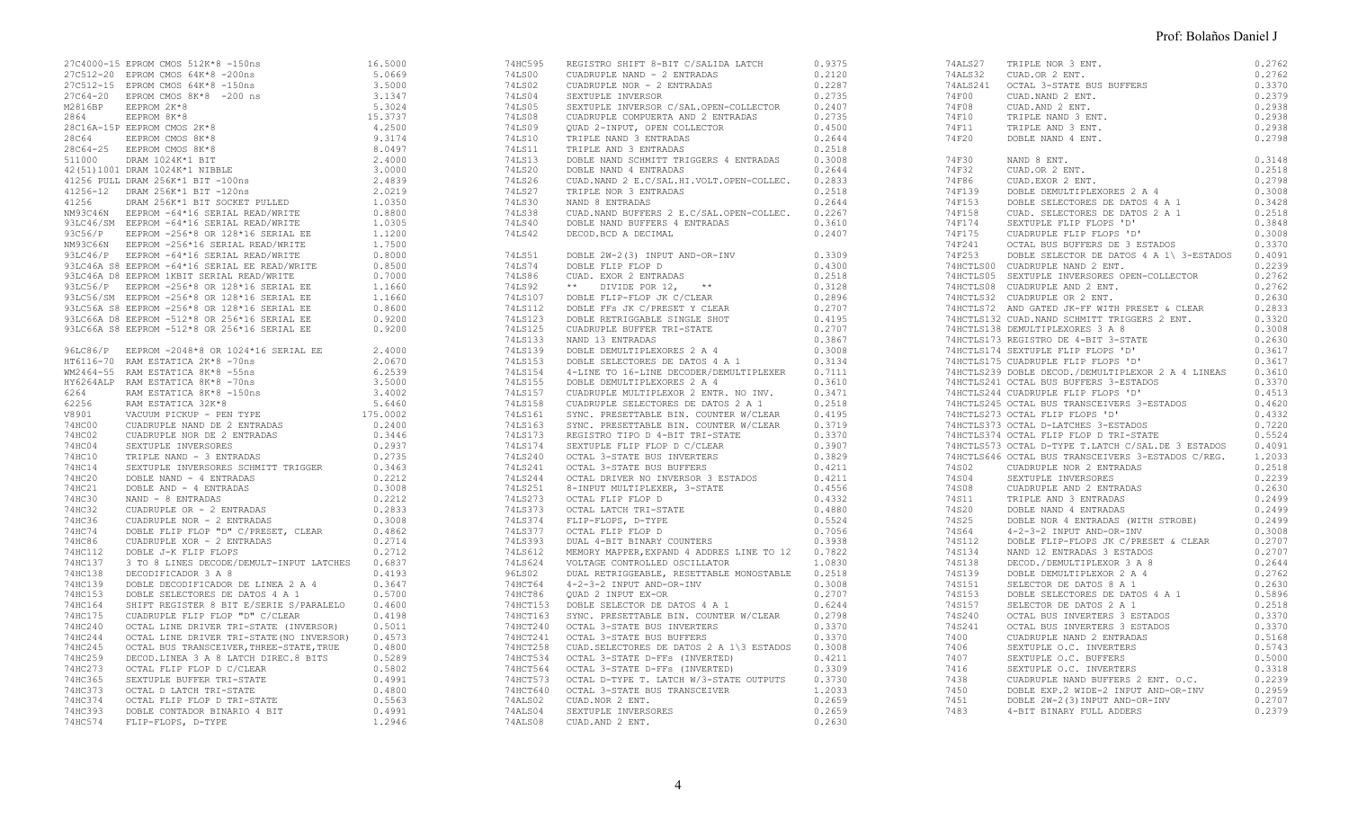| Part | Description | Price |
|---|---|---|
| 27C4000-15 | EPROM CMOS 512K*8 -150ns | 16.5000 |
| 27C512-20 | EPROM CMOS 64K*8 -200ns | 5.0669 |
| 27C512-15 | EPROM CMOS 64K*8 -150ns | 3.5000 |
| 27C64-20 | EPROM CMOS 8K*8 -200 ns | 3.1347 |
| M2816BP | EEPROM 2K*8 | 5.3024 |
| 2864 | EEPROM 8K*8 | 15.3737 |
| 28C16A-15P | EEPROM CMOS 2K*8 | 4.2500 |
| 28C64 | EEPROM CMOS 8K*8 | 9.3174 |
| 28C64-25 | EEPROM CMOS 8K*8 | 8.0497 |
| 511000 | DRAM 1024K*1 BIT | 2.4000 |
| 42(51)1001 | DRAM 1024K*1 NIBBLE | 3.0000 |
| 41256 PULL | DRAM 256K*1 BIT -100ns | 2.4839 |
| 41256-12 | DRAM 256K*1 BIT -120ns | 2.0219 |
| 41256 | DRAM 256K*1 BIT SOCKET PULLED | 1.0350 |
| NM93C46N | EEPROM -64*16 SERIAL READ/WRITE | 0.8800 |
| 93LC46/SM | EEPROM -64*16 SERIAL READ/WRITE | 1.0305 |
| 93C56/P | EEPROM -256*8 OR 128*16 SERIAL EE | 1.1200 |
| NM93C66N | EEPROM -256*16 SERIAL READ/WRITE | 1.7500 |
| 93LC46/P | EEPROM -64*16 SERIAL READ/WRITE | 0.8000 |
| 93LC46A S8 | EEPROM -64*16 SERIAL EE READ/WRITE | 0.8500 |
| 93LC46A D8 | EEPROM 1KBIT SERIAL READ/WRITE | 0.7000 |
| 93LC56/P | EEPROM -256*8 OR 128*16 SERIAL EE | 1.1660 |
| 93LC56/SM | EEPROM -256*8 OR 128*16 SERIAL EE | 1.1660 |
| 93LC56A S8 | EEPROM -256*8 OR 128*16 SERIAL EE | 0.8600 |
| 93LC66A D8 | EEPROM -512*8 OR 256*16 SERIAL EE | 0.9200 |
| 93LC66A S8 | EEPROM -512*8 OR 256*16 SERIAL EE | 0.9200 |
| 96LC86/P | EEPROM -2048*8 OR 1024*16 SERIAL EE | 2.4000 |
| HT6116-70 | RAM ESTATICA 2K*8 -70ns | 2.0670 |
| WM2464-55 | RAM ESTATICA 8K*8 -55ns | 6.2539 |
| HY6264ALP | RAM ESTATICA 8K*8 -70ns | 3.5000 |
| 6264 | RAM ESTATICA 8K*8 -150ns | 3.4002 |
| 62256 | RAM ESTATICA 32K*8 | 5.6460 |
| V8901 | VACUUM PICKUP - PEN TYPE | 175.0002 |
| 74HC00 | CUADRUPLE NAND DE 2 ENTRADAS | 0.2400 |
| 74HC02 | CUADRUPLE NOR DE 2 ENTRADAS | 0.3446 |
| 74HC04 | SEXTUPLE INVERSORES | 0.2937 |
| 74HC10 | TRIPLE NAND - 3 ENTRADAS | 0.2735 |
| 74HC14 | SEXTUPLE INVERSORES SCHMITT TRIGGER | 0.3463 |
| 74HC20 | DOBLE NAND - 4 ENTRADAS | 0.2212 |
| 74HC21 | DOBLE AND - 4 ENTRADAS | 0.3008 |
| 74HC30 | NAND - 8 ENTRADAS | 0.2212 |
| 74HC32 | CUADRUPLE OR - 2 ENTRADAS | 0.2833 |
| 74HC36 | CUADRUPLE NOR - 2 ENTRADAS | 0.3008 |
| 74HC74 | DOBLE FLIP FLOP "D" C/PRESET, CLEAR | 0.4862 |
| 74HC86 | CUADRUPLE XOR - 2 ENTRADAS | 0.2714 |
| 74HC112 | DOBLE J-K FLIP FLOPS | 0.2712 |
| 74HC137 | 3 TO 8 LINES DECODE/DEMULT-INPUT LATCHES | 0.6837 |
| 74HC138 | DECODIFICADOR 3 A 8 | 0.4193 |
| 74HC139 | DOBLE DECODIFICADOR DE LINEA 2 A 4 | 0.3647 |
| 74HC153 | DOBLE SELECTORES DE DATOS 4 A 1 | 0.5700 |
| 74HC164 | SHIFT REGISTER 8 BIT E/SERIE S/PARALELO | 0.4600 |
| 74HC175 | CUADRUPLE FLIP FLOP "D" C/CLEAR | 0.4198 |
| 74HC240 | OCTAL LINE DRIVER TRI-STATE (INVERSOR) | 0.5011 |
| 74HC244 | OCTAL LINE DRIVER TRI-STATE(NO INVERSOR) | 0.4573 |
| 74HC245 | OCTAL BUS TRANSCEIVER,THREE-STATE,TRUE | 0.4800 |
| 74HC259 | DECOD.LINEA 3 A 8 LATCH DIREC.8 BITS | 0.5289 |
| 74HC273 | OCTAL FLIP FLOP D C/CLEAR | 0.5802 |
| 74HC365 | SEXTUPLE BUFFER TRI-STATE | 0.4991 |
| 74HC373 | OCTAL D LATCH TRI-STATE | 0.4800 |
| 74HC374 | OCTAL FLIP FLOP D TRI-STATE | 0.5563 |
| 74HC393 | DOBLE CONTADOR BINARIO 4 BIT | 0.4991 |
| 74HC574 | FLIP-FLOPS, D-TYPE | 1.2946 |
| 74HC595 | REGISTRO SHIFT 8-BIT C/SALIDA LATCH | 0.9375 |
| 74LS00 | CUADRUPLE NAND - 2 ENTRADAS | 0.2120 |
| 74LS02 | CUADRUPLE NOR - 2 ENTRADAS | 0.2287 |
| 74LS04 | SEXTUPLE INVERSOR | 0.2735 |
| 74LS05 | SEXTUPLE INVERSOR C/SAL.OPEN-COLLECTOR | 0.2407 |
| 74LS08 | CUADRUPLE COMPUERTA AND 2 ENTRADAS | 0.2735 |
| 74LS09 | QUAD 2-INPUT, OPEN COLLECTOR | 0.4500 |
| 74LS10 | TRIPLE NAND 3 ENTRADAS | 0.2644 |
| 74LS11 | TRIPLE AND 3 ENTRADAS | 0.2518 |
| 74LS13 | DOBLE NAND SCHMITT TRIGGERS 4 ENTRADAS | 0.3008 |
| 74LS20 | DOBLE NAND 4 ENTRADAS | 0.2644 |
| 74LS26 | CUAD.NAND 2 E.C/SAL.HI.VOLT.OPEN-COLLEC. | 0.2833 |
| 74LS27 | TRIPLE NOR 3 ENTRADAS | 0.2518 |
| 74LS30 | NAND 8 ENTRADAS | 0.2644 |
| 74LS38 | CUAD.NAND BUFFERS 2 E.C/SAL.OPEN-COLLEC. | 0.2267 |
| 74LS40 | DOBLE NAND BUFFERS 4 ENTRADAS | 0.3610 |
| 74LS42 | DECOD.BCD A DECIMAL | 0.2407 |
| 74LS51 | DOBLE 2W-2(3) INPUT AND-OR-INV | 0.3309 |
| 74LS74 | DOBLE FLIP FLOP D | 0.4300 |
| 74LS86 | CUAD. EXOR 2 ENTRADAS | 0.2518 |
| 74LS92 | ** DIVIDE POR 12, ** | 0.3128 |
| 74LS107 | DOBLE FLIP-FLOP JK C/CLEAR | 0.2896 |
| 74LS112 | DOBLE FFs JK C/PRESET Y CLEAR | 0.2707 |
| 74LS123 | DOBLE RETRIGGABLE SINGLE SHOT | 0.4195 |
| 74LS125 | CUADRUPLE BUFFER TRI-STATE | 0.2707 |
| 74LS133 | NAND 13 ENTRADAS | 0.3867 |
| 74LS139 | DOBLE DEMULTIPLEXORES 2 A 4 | 0.3008 |
| 74LS153 | DOBLE SELECTORES DE DATOS 4 A 1 | 0.3134 |
| 74LS154 | 4-LINE TO 16-LINE DECODER/DEMULTIPLEXER | 0.7111 |
| 74LS155 | DOBLE DEMULTIPLEXORES 2 A 4 | 0.3610 |
| 74LS157 | CUADRUPLE MULTIPLEXOR 2 ENTR. NO INV. | 0.3471 |
| 74LS158 | CUADRUPLE SELECTORES DE DATOS 2 A 1 | 0.2518 |
| 74LS161 | SYNC. PRESETTABLE BIN. COUNTER W/CLEAR | 0.4195 |
| 74LS163 | SYNC. PRESETTABLE BIN. COUNTER W/CLEAR | 0.3719 |
| 74LS173 | REGISTRO TIPO D 4-BIT TRI-STATE | 0.3370 |
| 74LS174 | SEXTUPLE FLIP FLOP D C/CLEAR | 0.3907 |
| 74LS240 | OCTAL 3-STATE BUS INVERTERS | 0.3829 |
| 74LS241 | OCTAL 3-STATE BUS BUFFERS | 0.4211 |
| 74LS244 | OCTAL DRIVER NO INVERSOR 3 ESTADOS | 0.4211 |
| 74LS251 | 8-INPUT MULTIPLEXER, 3-STATE | 0.4556 |
| 74LS273 | OCTAL FLIP FLOP D | 0.4332 |
| 74LS373 | OCTAL LATCH TRI-STATE | 0.4880 |
| 74LS374 | FLIP-FLOPS, D-TYPE | 0.5524 |
| 74LS377 | OCTAL FLIP FLOP D | 0.7056 |
| 74LS393 | DUAL 4-BIT BINARY COUNTERS | 0.3938 |
| 74LS612 | MEMORY MAPPER,EXPAND 4 ADDRES LINE TO 12 | 0.7822 |
| 74LS624 | VOLTAGE CONTROLLED OSCILLATOR | 1.0830 |
| 96LS02 | DUAL RETRIGGEABLE, RESETTABLE MONOSTABLE | 0.2518 |
| 74HCT64 | 4-2-3-2 INPUT AND-OR-INV | 0.3008 |
| 74HCT86 | QUAD 2 INPUT EX-OR | 0.2707 |
| 74HCT153 | DOBLE SELECTOR DE DATOS 4 A 1 | 0.6244 |
| 74HCT163 | SYNC. PRESETTABLE BIN. COUNTER W/CLEAR | 0.2798 |
| 74HCT240 | OCTAL 3-STATE BUS INVERTERS | 0.3370 |
| 74HCT241 | OCTAL 3-STATE BUS BUFFERS | 0.3370 |
| 74HCT258 | CUAD.SELECTORES DE DATOS 2 A 1\3 ESTADOS | 0.3008 |
| 74HCT534 | OCTAL 3-STATE D-FFs (INVERTED) | 0.4211 |
| 74HCT564 | OCTAL 3-STATE D-FFs (INVERTED) | 0.3309 |
| 74HCT573 | OCTAL D-TYPE T. LATCH W/3-STATE OUTPUTS | 0.3730 |
| 74HCT640 | OCTAL 3-STATE BUS TRANSCEIVER | 1.2033 |
| 74ALS02 | CUAD.NOR 2 ENT. | 0.2659 |
| 74ALS04 | SEXTUPLE INVERSORES | 0.2659 |
| 74ALS08 | CUAD.AND 2 ENT. | 0.2630 |
| 74ALS27 | TRIPLE NOR 3 ENT. | 0.2762 |
| 74ALS32 | CUAD.OR 2 ENT. | 0.2762 |
| 74ALS241 | OCTAL 3-STATE BUS BUFFERS | 0.3370 |
| 74F00 | CUAD.NAND 2 ENT. | 0.2379 |
| 74F08 | CUAD.AND 2 ENT. | 0.2938 |
| 74F10 | TRIPLE NAND 3 ENT. | 0.2938 |
| 74F11 | TRIPLE AND 3 ENT. | 0.2938 |
| 74F20 | DOBLE NAND 4 ENT. | 0.2798 |
| 74F30 | NAND 8 ENT. | 0.3148 |
| 74F32 | CUAD.OR 2 ENT. | 0.2518 |
| 74F86 | CUAD.EXOR 2 ENT. | 0.2798 |
| 74F139 | DOBLE DEMULTIPLEXORES 2 A 4 | 0.3008 |
| 74F153 | DOBLE SELECTORES DE DATOS 4 A 1 | 0.3428 |
| 74F158 | CUAD. SELECTORES DE DATOS 2 A 1 | 0.2518 |
| 74F174 | SEXTUPLE FLIP FLOPS 'D' | 0.3848 |
| 74F175 | CUADRUPLE FLIP FLOPS 'D' | 0.3008 |
| 74F241 | OCTAL BUS BUFFERS DE 3 ESTADOS | 0.3370 |
| 74F253 | DOBLE SELECTOR DE DATOS 4 A 1\ 3-ESTADOS | 0.4091 |
| 74HCTLS00 | CUADRUPLE NAND 2 ENT. | 0.2239 |
| 74HCTLS05 | SEXTUPLE INVERSORES OPEN-COLLECTOR | 0.2762 |
| 74HCTLS08 | CUADRUPLE AND 2 ENT. | 0.2762 |
| 74HCTLS32 | CUADRUPLE OR 2 ENT. | 0.2630 |
| 74HCTLS72 | AND GATED JK-FF WITH PRESET & CLEAR | 0.2833 |
| 74HCTLS132 | CUAD.NAND SCHMITT TRIGGERS 2 ENT. | 0.3320 |
| 74HCTLS138 | DEMULTIPLEXORES 3 A 8 | 0.3008 |
| 74HCTLS173 | REGISTRO DE 4-BIT 3-STATE | 0.2630 |
| 74HCTLS174 | SEXTUPLE FLIP FLOPS 'D' | 0.3617 |
| 74HCTLS175 | CUADRUPLE FLIP FLOPS 'D' | 0.3617 |
| 74HCTLS239 | DOBLE DECOD./DEMULTIPLEXOR 2 A 4 LINEAS | 0.3610 |
| 74HCTLS241 | OCTAL BUS BUFFERS 3-ESTADOS | 0.3370 |
| 74HCTLS244 | CUADRUPLE FLIP FLOPS 'D' | 0.4513 |
| 74HCTLS245 | OCTAL BUS TRANSCEIVERS 3-ESTADOS | 0.4620 |
| 74HCTLS273 | OCTAL FLIP FLOPS 'D' | 0.4332 |
| 74HCTLS373 | OCTAL D-LATCHES 3-ESTADOS | 0.7220 |
| 74HCTLS374 | OCTAL FLIP FLOP D TRI-STATE | 0.5524 |
| 74HCTLS573 | OCTAL D-TYPE T.LATCH C/SAL.DE 3 ESTADOS | 0.4091 |
| 74HCTLS646 | OCTAL BUS TRANSCEIVERS 3-ESTADOS C/REG. | 1.2033 |
| 74S02 | CUADRUPLE NOR 2 ENTRADAS | 0.2518 |
| 74S04 | SEXTUPLE INVERSORES | 0.2239 |
| 74S08 | CUADRUPLE AND 2 ENTRADAS | 0.2630 |
| 74S11 | TRIPLE AND 3 ENTRADAS | 0.2499 |
| 74S20 | DOBLE NAND 4 ENTRADAS | 0.2499 |
| 74S25 | DOBLE NOR 4 ENTRADAS (WITH STROBE) | 0.2499 |
| 74S64 | 4-2-3-2 INPUT AND-OR-INV | 0.3008 |
| 74S112 | DOBLE FLIP-FLOPS JK C/PRESET & CLEAR | 0.2707 |
| 74S134 | NAND 12 ENTRADAS 3 ESTADOS | 0.2707 |
| 74S138 | DECOD./DEMULTIPLEXOR 3 A 8 | 0.2644 |
| 74S139 | DOBLE DEMULTIPLEXOR 2 A 4 | 0.2762 |
| 74S151 | SELECTOR DE DATOS 8 A 1 | 0.2630 |
| 74S153 | DOBLE SELECTORES DE DATOS 4 A 1 | 0.5896 |
| 74S157 | SELECTOR DE DATOS 2 A 1 | 0.2518 |
| 74S240 | OCTAL BUS INVERTERS 3 ESTADOS | 0.3370 |
| 74S241 | OCTAL BUS INVERTERS 3 ESTADOS | 0.3370 |
| 7400 | CUADRUPLE NAND 2 ENTRADAS | 0.5168 |
| 7406 | SEXTUPLE O.C. INVERTERS | 0.5743 |
| 7407 | SEXTUPLE O.C. BUFFERS | 0.5000 |
| 7416 | SEXTUPLE O.C. INVERTERS | 0.3318 |
| 7438 | CUADRUPLE NAND BUFFERS 2 ENT. O.C. | 0.2239 |
| 7450 | DOBLE EXP.2 WIDE-2 INPUT AND-OR-INV | 0.2959 |
| 7451 | DOBLE 2W-2(3)INPUT AND-OR-INV | 0.2707 |
| 7483 | 4-BIT BINARY FULL ADDERS | 0.2379 |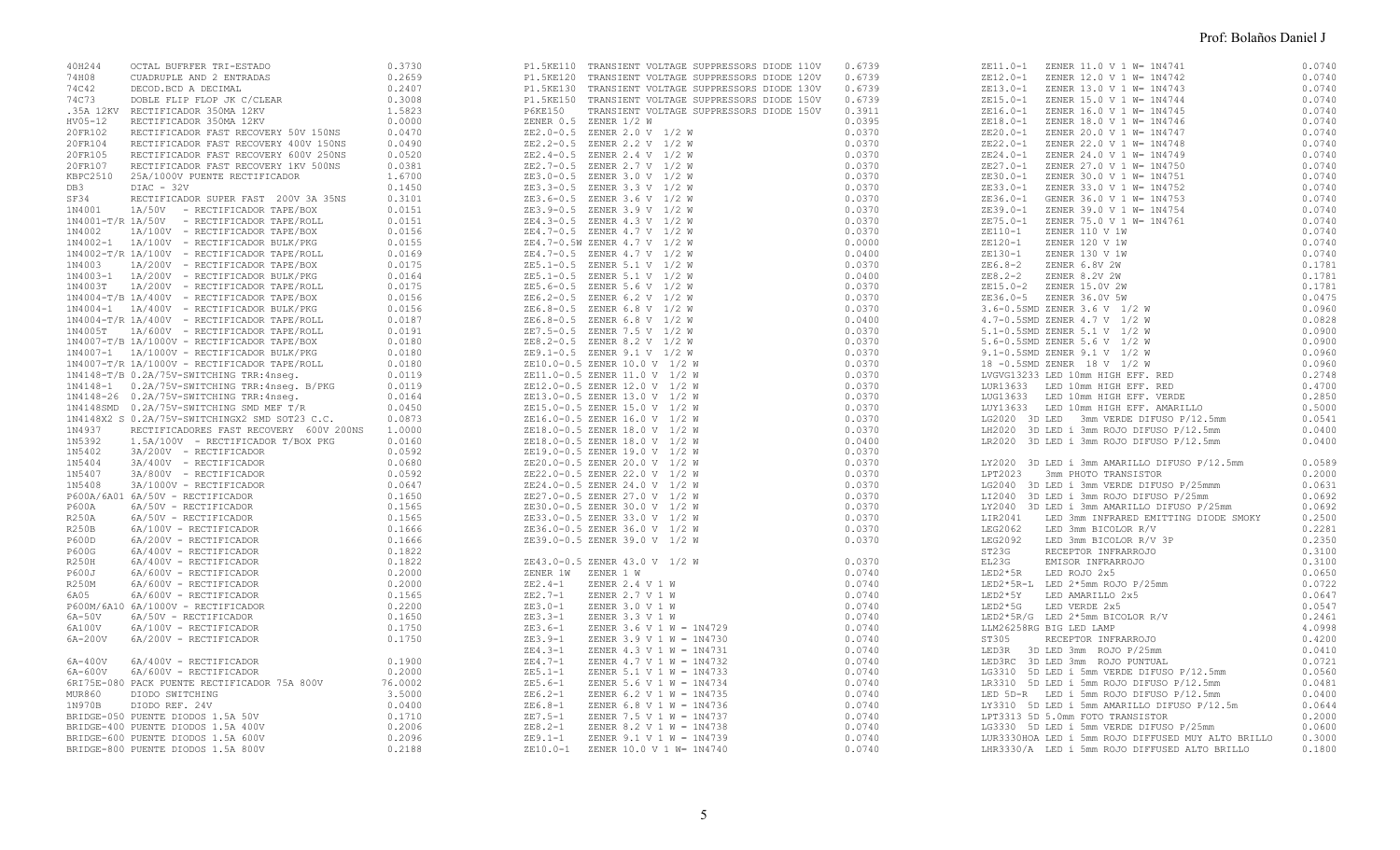| Código | Descripción | Precio |
|---|---|---|
| 40H244 | OCTAL BUFRFER TRI-ESTADO | 0.3730 |
| 74H08 | CUADRUPLE AND 2 ENTRADAS | 0.2659 |
| 74C42 | DECOD.BCD A DECIMAL | 0.2407 |
| 74C73 | DOBLE FLIP FLOP JK C/CLEAR | 0.3008 |
| .35A 12KV | RECTIFICADOR 350MA 12KV | 1.5823 |
| HV05-12 | RECTIFICADOR 350MA 12KV | 0.0000 |
| 20FR102 | RECTIFICADOR FAST RECOVERY 50V 150NS | 0.0470 |
| 20FR104 | RECTIFICADOR FAST RECOVERY 400V 150NS | 0.0490 |
| 20FR105 | RECTIFICADOR FAST RECOVERY 600V 250NS | 0.0520 |
| 20FR107 | RECTIFICADOR FAST RECOVERY 1KV 500NS | 0.0381 |
| KBPC2510 | 25A/1000V PUENTE RECTIFICADOR | 1.6700 |
| DB3 | DIAC - 32V | 0.1450 |
| SF34 | RECTIFICADOR SUPER FAST 200V 3A 35NS | 0.3101 |
| 1N4001 | 1A/50V - RECTIFICADOR TAPE/BOX | 0.0151 |
| 1N4001-T/R | 1A/50V - RECTIFICADOR TAPE/ROLL | 0.0151 |
| 1N4002 | 1A/100V - RECTIFICADOR TAPE/BOX | 0.0156 |
| 1N4002-1 | 1A/100V - RECTIFICADOR BULK/PKG | 0.0155 |
| 1N4002-T/R | 1A/100V - RECTIFICADOR TAPE/ROLL | 0.0169 |
| 1N4003 | 1A/200V - RECTIFICADOR TAPE/BOX | 0.0175 |
| 1N4003-1 | 1A/200V - RECTIFICADOR BULK/PKG | 0.0164 |
| 1N4003T | 1A/200V - RECTIFICADOR TAPE/ROLL | 0.0175 |
| 1N4004-T/B | 1A/400V - RECTIFICADOR TAPE/BOX | 0.0156 |
| 1N4004-1 | 1A/400V - RECTIFICADOR BULK/PKG | 0.0156 |
| 1N4004-T/R | 1A/400V - RECTIFICADOR TAPE/ROLL | 0.0187 |
| 1N4005T | 1A/600V - RECTIFICADOR TAPE/ROLL | 0.0191 |
| 1N4007-T/B | 1A/1000V - RECTIFICADOR TAPE/BOX | 0.0180 |
| 1N4007-1 | 1A/1000V - RECTIFICADOR BULK/PKG | 0.0180 |
| 1N4007-T/R | 1A/1000V - RECTIFICADOR TAPE/ROLL | 0.0180 |
| 1N4148-T/B | 0.2A/75V-SWITCHING TRR:4nseg. | 0.0119 |
| 1N4148-1 | 0.2A/75V-SWITCHING TRR:4nseg. B/PKG | 0.0119 |
| 1N4148-26 | 0.2A/75V-SWITCHING TRR:4nseg. | 0.0164 |
| 1N4148SMD | 0.2A/75V-SWITCHING SMD MEF T/R | 0.0450 |
| 1N4148X2 S | 0.2A/75V-SWITCHINGX2 SMD SOT23 C.C. | 0.0873 |
| 1N4937 | RECTIFICADORES FAST RECOVERY 600V 200NS | 1.0000 |
| 1N5392 | 1.5A/100V - RECTIFICADOR T/BOX PKG | 0.0160 |
| 1N5402 | 3A/200V - RECTIFICADOR | 0.0592 |
| 1N5404 | 3A/400V - RECTIFICADOR | 0.0680 |
| 1N5407 | 3A/800V - RECTIFICADOR | 0.0592 |
| 1N5408 | 3A/1000V - RECTIFICADOR | 0.0647 |
| P600A/6A01 | 6A/50V - RECTIFICADOR | 0.1650 |
| P600A | 6A/50V - RECTIFICADOR | 0.1565 |
| R250A | 6A/50V - RECTIFICADOR | 0.1565 |
| R250B | 6A/100V - RECTIFICADOR | 0.1666 |
| P600D | 6A/200V - RECTIFICADOR | 0.1666 |
| P600G | 6A/400V - RECTIFICADOR | 0.1822 |
| R250H | 6A/400V - RECTIFICADOR | 0.1822 |
| P600J | 6A/600V - RECTIFICADOR | 0.2000 |
| R250M | 6A/600V - RECTIFICADOR | 0.2000 |
| 6A05 | 6A/600V - RECTIFICADOR | 0.1565 |
| P600M/6A10 | 6A/1000V - RECTIFICADOR | 0.2200 |
| 6A-50V | 6A/50V - RECTIFICADOR | 0.1650 |
| 6A100V | 6A/100V - RECTIFICADOR | 0.1750 |
| 6A-200V | 6A/200V - RECTIFICADOR | 0.1750 |
| 6A-400V | 6A/400V - RECTIFICADOR | 0.1900 |
| 6A-600V | 6A/600V - RECTIFICADOR | 0.2000 |
| 6RI75E-080 | PACK PUENTE RECTIFICADOR 75A 800V | 76.0002 |
| MUR860 | DIODO SWITCHING | 3.5000 |
| 1N970B | DIODO REF. 24V | 0.0400 |
| BRIDGE-050 | PUENTE DIODOS 1.5A 50V | 0.1710 |
| BRIDGE-400 | PUENTE DIODOS 1.5A 400V | 0.2006 |
| BRIDGE-600 | PUENTE DIODOS 1.5A 600V | 0.2096 |
| BRIDGE-800 | PUENTE DIODOS 1.5A 800V | 0.2188 |
| P1.5KE110 | TRANSIENT VOLTAGE SUPPRESSORS DIODE 110V | 0.6739 |
| P1.5KE120 | TRANSIENT VOLTAGE SUPPRESSORS DIODE 120V | 0.6739 |
| P1.5KE130 | TRANSIENT VOLTAGE SUPPRESSORS DIODE 130V | 0.6739 |
| P1.5KE150 | TRANSIENT VOLTAGE SUPPRESSORS DIODE 150V | 0.6739 |
| P6KE150 | TRANSIENT VOLTAGE SUPPRESSORS DIODE 150V | 0.3911 |
| ZENER 0.5 | ZENER 1/2 W | 0.0395 |
| ZE2.0-0.5 | ZENER 2.0 V 1/2 W | 0.0370 |
| ZE2.2-0.5 | ZENER 2.2 V 1/2 W | 0.0370 |
| ZE2.4-0.5 | ZENER 2.4 V 1/2 W | 0.0370 |
| ZE2.7-0.5 | ZENER 2.7 V 1/2 W | 0.0370 |
| ZE3.0-0.5 | ZENER 3.0 V 1/2 W | 0.0370 |
| ZE3.3-0.5 | ZENER 3.3 V 1/2 W | 0.0370 |
| ZE3.6-0.5 | ZENER 3.6 V 1/2 W | 0.0370 |
| ZE3.9-0.5 | ZENER 3.9 V 1/2 W | 0.0370 |
| ZE4.3-0.5 | ZENER 4.3 V 1/2 W | 0.0370 |
| ZE4.7-0.5 | ZENER 4.7 V 1/2 W | 0.0370 |
| ZE4.7-0.5W | ZENER 4.7 V 1/2 W | 0.0000 |
| ZE4.7-0.5 | ZENER 4.7 V 1/2 W | 0.0400 |
| ZE5.1-0.5 | ZENER 5.1 V 1/2 W | 0.0370 |
| ZE5.1-0.5 | ZENER 5.1 V 1/2 W | 0.0400 |
| ZE5.6-0.5 | ZENER 5.6 V 1/2 W | 0.0370 |
| ZE6.2-0.5 | ZENER 6.2 V 1/2 W | 0.0370 |
| ZE6.8-0.5 | ZENER 6.8 V 1/2 W | 0.0370 |
| ZE6.8-0.5 | ZENER 6.8 V 1/2 W | 0.0400 |
| ZE7.5-0.5 | ZENER 7.5 V 1/2 W | 0.0370 |
| ZE8.2-0.5 | ZENER 8.2 V 1/2 W | 0.0370 |
| ZE9.1-0.5 | ZENER 9.1 V 1/2 W | 0.0370 |
| ZE10.0-0.5 | ZENER 10.0 V 1/2 W | 0.0370 |
| ZE11.0-0.5 | ZENER 11.0 V 1/2 W | 0.0370 |
| ZE12.0-0.5 | ZENER 12.0 V 1/2 W | 0.0370 |
| ZE13.0-0.5 | ZENER 13.0 V 1/2 W | 0.0370 |
| ZE15.0-0.5 | ZENER 15.0 V 1/2 W | 0.0370 |
| ZE16.0-0.5 | ZENER 16.0 V 1/2 W | 0.0370 |
| ZE18.0-0.5 | ZENER 18.0 V 1/2 W | 0.0370 |
| ZE18.0-0.5 | ZENER 18.0 V 1/2 W | 0.0400 |
| ZE19.0-0.5 | ZENER 19.0 V 1/2 W | 0.0370 |
| ZE20.0-0.5 | ZENER 20.0 V 1/2 W | 0.0370 |
| ZE22.0-0.5 | ZENER 22.0 V 1/2 W | 0.0370 |
| ZE24.0-0.5 | ZENER 24.0 V 1/2 W | 0.0370 |
| ZE27.0-0.5 | ZENER 27.0 V 1/2 W | 0.0370 |
| ZE30.0-0.5 | ZENER 30.0 V 1/2 W | 0.0370 |
| ZE33.0-0.5 | ZENER 33.0 V 1/2 W | 0.0370 |
| ZE36.0-0.5 | ZENER 36.0 V 1/2 W | 0.0370 |
| ZE39.0-0.5 | ZENER 39.0 V 1/2 W | 0.0370 |
| ZE43.0-0.5 | ZENER 43.0 V 1/2 W | 0.0370 |
| ZENER 1W | ZENER 1 W | 0.0740 |
| ZE2.4-1 | ZENER 2.4 V 1 W | 0.0740 |
| ZE2.7-1 | ZENER 2.7 V 1 W | 0.0740 |
| ZE3.0-1 | ZENER 3.0 V 1 W | 0.0740 |
| ZE3.3-1 | ZENER 3.3 V 1 W | 0.0740 |
| ZE3.6-1 | ZENER 3.6 V 1 W = 1N4729 | 0.0740 |
| ZE3.9-1 | ZENER 3.9 V 1 W = 1N4730 | 0.0740 |
| ZE4.3-1 | ZENER 4.3 V 1 W = 1N4731 | 0.0740 |
| ZE4.7-1 | ZENER 4.7 V 1 W = 1N4732 | 0.0740 |
| ZE5.1-1 | ZENER 5.1 V 1 W = 1N4733 | 0.0740 |
| ZE5.6-1 | ZENER 5.6 V 1 W = 1N4734 | 0.0740 |
| ZE6.2-1 | ZENER 6.2 V 1 W = 1N4735 | 0.0740 |
| ZE6.8-1 | ZENER 6.8 V 1 W = 1N4736 | 0.0740 |
| ZE7.5-1 | ZENER 7.5 V 1 W = 1N4737 | 0.0740 |
| ZE8.2-1 | ZENER 8.2 V 1 W = 1N4738 | 0.0740 |
| ZE9.1-1 | ZENER 9.1 V 1 W = 1N4739 | 0.0740 |
| ZE10.0-1 | ZENER 10.0 V 1 W= 1N4740 | 0.0740 |
| ZE11.0-1 | ZENER 11.0 V 1 W= 1N4741 | 0.0740 |
| ZE12.0-1 | ZENER 12.0 V 1 W= 1N4742 | 0.0740 |
| ZE13.0-1 | ZENER 13.0 V 1 W= 1N4743 | 0.0740 |
| ZE15.0-1 | ZENER 15.0 V 1 W= 1N4744 | 0.0740 |
| ZE16.0-1 | ZENER 16.0 V 1 W= 1N4745 | 0.0740 |
| ZE18.0-1 | ZENER 18.0 V 1 W= 1N4746 | 0.0740 |
| ZE20.0-1 | ZENER 20.0 V 1 W= 1N4747 | 0.0740 |
| ZE22.0-1 | ZENER 22.0 V 1 W= 1N4748 | 0.0740 |
| ZE24.0-1 | ZENER 24.0 V 1 W= 1N4749 | 0.0740 |
| ZE27.0-1 | ZENER 27.0 V 1 W= 1N4750 | 0.0740 |
| ZE30.0-1 | ZENER 30.0 V 1 W= 1N4751 | 0.0740 |
| ZE33.0-1 | ZENER 33.0 V 1 W= 1N4752 | 0.0740 |
| ZE36.0-1 | GENER 36.0 V 1 W= 1N4753 | 0.0740 |
| ZE39.0-1 | ZENER 39.0 V 1 W= 1N4754 | 0.0740 |
| ZE75.0-1 | ZENER 75.0 V 1 W= 1N4761 | 0.0740 |
| ZE110-1 | ZENER 110 V 1W | 0.0740 |
| ZE120-1 | ZENER 120 V 1W | 0.0740 |
| ZE130-1 | ZENER 130 V 1W | 0.0740 |
| ZE6.8-2 | ZENER 6.8V 2W | 0.1781 |
| ZE8.2-2 | ZENER 8.2V 2W | 0.1781 |
| ZE15.0-2 | ZENER 15.0V 2W | 0.1781 |
| ZE36.0-5 | ZENER 36.0V 5W | 0.0475 |
| 3.6-0.5SMD | ZENER 3.6 V 1/2 W | 0.0960 |
| 4.7-0.5SMD | ZENER 4.7 V 1/2 W | 0.0828 |
| 5.1-0.5SMD | ZENER 5.1 V 1/2 W | 0.0900 |
| 5.6-0.5SMD | ZENER 5.6 V 1/2 W | 0.0900 |
| 9.1-0.5SMD | ZENER 9.1 V 1/2 W | 0.0960 |
| 18 -0.5SMD | ZENER 18 V 1/2 W | 0.0960 |
| LVGVG13233 | LED 10mm HIGH EFF. RED | 0.2748 |
| LUR13633 | LED 10mm HIGH EFF. RED | 0.4700 |
| LUG13633 | LED 10mm HIGH EFF. VERDE | 0.2850 |
| LUY13633 | LED 10mm HIGH EFF. AMARILLO | 0.5000 |
| LG2020 | 3D LED 3mm VERDE DIFUSO P/12.5mm | 0.0541 |
| LH2020 | 3D LED 1 3mm ROJO DIFUSO P/12.5mm | 0.0400 |
| LR2020 | 3D LED 1 3mm ROJO DIFUSO P/12.5mm | 0.0400 |
| LY2020 | 3D LED 1 3mm AMARILLO DIFUSO P/12.5mm | 0.0589 |
| LPT2023 | 3mm PHOTO TRANSISTOR | 0.2000 |
| LG2040 | 3D LED 1 3mm VERDE DIFUSO P/25mmm | 0.0631 |
| LI2040 | 3D LED 1 3mm ROJO DIFUSO P/25mm | 0.0692 |
| LY2040 | 3D LED 1 3mm AMARILLO DIFUSO P/25mm | 0.0692 |
| LIR2041 | LED 3mm INFRARED EMITTING DIODE SMOKY | 0.2500 |
| LEG2062 | LED 3mm BICOLOR R/V | 0.2281 |
| LEG2092 | LED 3mm BICOLOR R/V 3P | 0.2350 |
| ST23G | RECEPTOR INFRARROJO | 0.3100 |
| EL23G | EMISOR INFRARROJO | 0.3100 |
| LED2*5R | LED ROJO 2x5 | 0.0650 |
| LED2*5R-L | LED 2*5mm ROJO P/25mm | 0.0722 |
| LED2*5Y | LED AMARILLO 2x5 | 0.0647 |
| LED2*5G | LED VERDE 2x5 | 0.0547 |
| LED2*5R/G | LED 2*5mm BICOLOR R/V | 0.2461 |
| LLM26258RG | BIG LED LAMP | 4.0998 |
| ST305 | RECEPTOR INFRARROJO | 0.4200 |
| LED3R | 3D LED 3mm ROJO P/25mm | 0.0410 |
| LED3RC | 3D LED 3mm ROJO PUNTUAL | 0.0721 |
| LG3310 | 5D LED 1 5mm VERDE DIFUSO P/12.5mm | 0.0560 |
| LR3310 | 5D LED 1 5mm ROJO DIFUSO P/12.5mm | 0.0481 |
| LED 5D-R | LED 1 5mm ROJO DIFUSO P/12.5mm | 0.0400 |
| LY3310 | 5D LED 1 5mm AMARILLO DIFUSO P/12.5m | 0.0644 |
| LPT3313 | 5D 5.0mm FOTO TRANSISTOR | 0.2000 |
| LG3330 | 5D LED 1 5mm VERDE DIFUSO P/25mm | 0.0600 |
| LUR3330HOA | LED 1 5mm ROJO DIFFUSED MUY ALTO BRILLO | 0.3000 |
| LHR3330/A | LED 1 5mm ROJO DIFFUSED ALTO BRILLO | 0.1800 |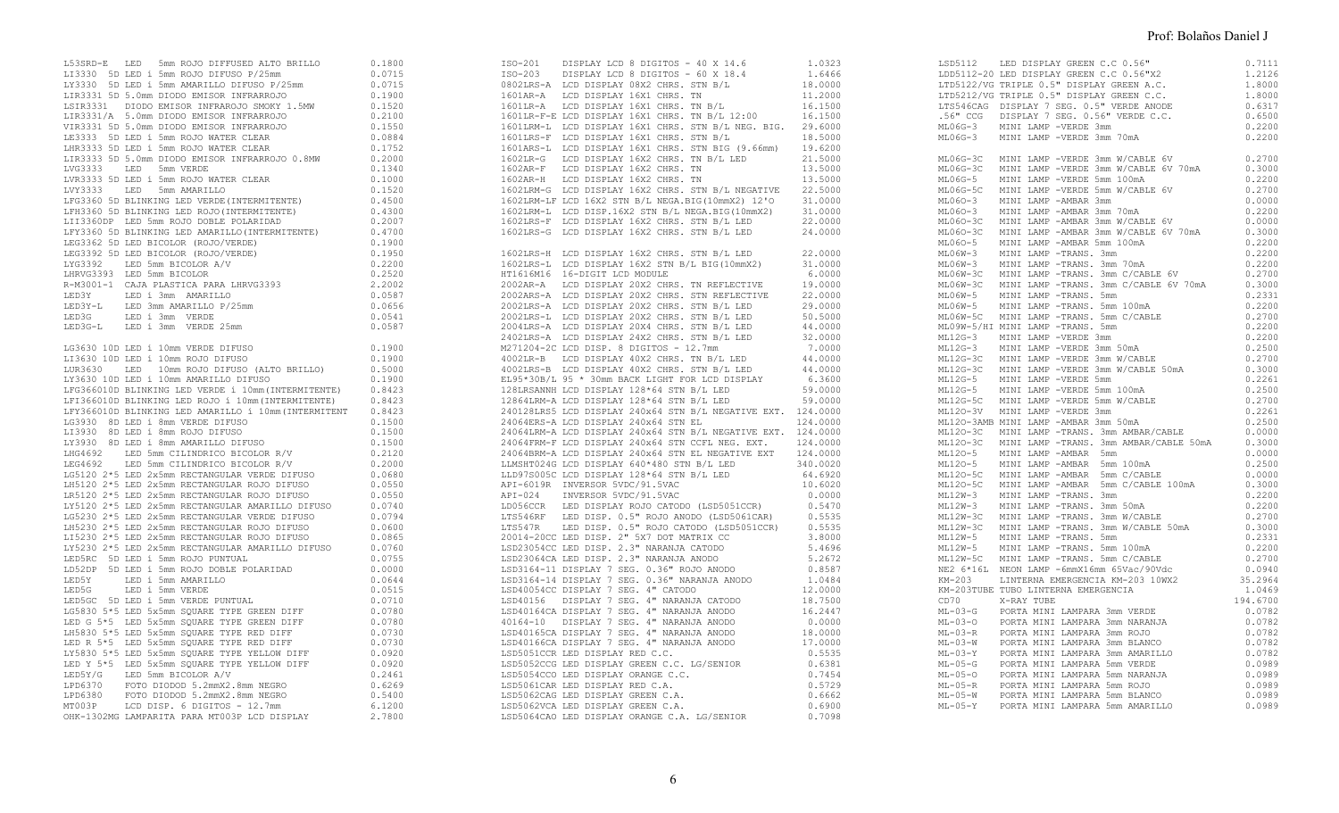| Código | Descripción | Precio |
|---|---|---|
| L53SRD-E | LED 5mm ROJO DIFFUSED ALTO BRILLO | 0.1800 |
| LI3330 5D | LED i 5mm ROJO DIFUSO P/25mm | 0.0715 |
| LY3330 5D | LED i 5mm AMARILLO DIFUSO P/25mm | 0.0715 |
| LIR3331 5D | 5.0mm DIODO EMISOR INFRARROJO | 0.1900 |
| LSIR3331 | DIODO EMISOR INFRAROJO SMOKY 1.5MW | 0.1520 |
| LIR3331/A | 5.0mm DIODO EMISOR INFRARROJO | 0.2100 |
| VIR3331 5D | 5.0mm DIODO EMISOR INFRARROJO | 0.1550 |
| LE3333 5D | LED i 5mm ROJO WATER CLEAR | 0.0884 |
| LHR3333 5D | LED i 5mm ROJO WATER CLEAR | 0.1752 |
| LIR3333 5D | 5.0mm DIODO EMISOR INFRARROJO 0.8MW | 0.2000 |
| LVG3333 | LED 5mm VERDE | 0.1340 |
| LVR3333 5D | LED i 5mm ROJO WATER CLEAR | 0.1000 |
| LVY3333 | LED 5mm AMARILLO | 0.1520 |
| LFG3360 5D | BLINKING LED VERDE(INTERMITENTE) | 0.4500 |
| LFH3360 5D | BLINKING LED ROJO(INTERMITENTE) | 0.4300 |
| LII3360DP | LED 5mm ROJO DOBLE POLARIDAD | 0.2007 |
| LFY3360 5D | BLINKING LED AMARILLO(INTERMITENTE) | 0.4700 |
| LEG3362 5D | LED BICOLOR (ROJO/VERDE) | 0.1900 |
| LEG3392 5D | LED BICOLOR (ROJO/VERDE) | 0.1950 |
| LYG3392 | LED 5mm BICOLOR A/V | 0.2200 |
| LHRVG3393 | LED 5mm BICOLOR | 0.2520 |
| R-M3001-1 | CAJA PLASTICA PARA LHRVG3393 | 2.2002 |
| LED3Y | LED i 3mm AMARILLO | 0.0587 |
| LED3Y-L | LED 3mm AMARILLO P/25mm | 0.0656 |
| LED3G | LED i 3mm VERDE | 0.0541 |
| LED3G-L | LED i 3mm VERDE 25mm | 0.0587 |
| LG3630 10D | LED i 10mm VERDE DIFUSO | 0.1900 |
| LI3630 10D | LED i 10mm ROJO DIFUSO | 0.1900 |
| LUR3630 | LED 10mm ROJO DIFUSO (ALTO BRILLO) | 0.5000 |
| LY3630 10D | LED i 10mm AMARILLO DIFUSO | 0.1900 |
| LFG366010D | BLINKING LED VERDE i 10mm(INTERMITENTE) | 0.8423 |
| LFI366010D | BLINKING LED ROJO i 10mm(INTERMITENTE) | 0.8423 |
| LFY366010D | BLINKING LED AMARILLO i 10mm(INTERMITENT | 0.8423 |
| LG3930 8D | LED i 8mm VERDE DIFUSO | 0.1500 |
| LI3930 8D | LED i 8mm ROJO DIFUSO | 0.1500 |
| LY3930 8D | LED i 8mm AMARILLO DIFUSO | 0.1500 |
| LHG4692 | LED 5mm CILINDRICO BICOLOR R/V | 0.2120 |
| LEG4692 | LED 5mm CILINDRICO BICOLOR R/V | 0.2000 |
| LG5120 2*5 | LED 2x5mm RECTANGULAR VERDE DIFUSO | 0.0680 |
| LH5120 2*5 | LED 2x5mm RECTANGULAR ROJO DIFUSO | 0.0550 |
| LR5120 2*5 | LED 2x5mm RECTANGULAR ROJO DIFUSO | 0.0550 |
| LY5120 2*5 | LED 2x5mm RECTANGULAR AMARILLO DIFUSO | 0.0740 |
| LG5230 2*5 | LED 2x5mm RECTANGULAR VERDE DIFUSO | 0.0794 |
| LH5230 2*5 | LED 2x5mm RECTANGULAR ROJO DIFUSO | 0.0600 |
| LI5230 2*5 | LED 2x5mm RECTANGULAR ROJO DIFUSO | 0.0865 |
| LY5230 2*5 | LED 2x5mm RECTANGULAR AMARILLO DIFUSO | 0.0760 |
| LED5RC 5D | LED i 5mm ROJO PUNTUAL | 0.0755 |
| LD52DP 5D | LED i 5mm ROJO DOBLE POLARIDAD | 0.0000 |
| LED5Y | LED i 5mm AMARILLO | 0.0644 |
| LED5G | LED i 5mm VERDE | 0.0515 |
| LED5GC 5D | LED i 5mm VERDE PUNTUAL | 0.0710 |
| LG5830 5*5 | LED 5x5mm SQUARE TYPE GREEN DIFF | 0.0780 |
| LED G 5*5 | LED 5x5mm SQUARE TYPE GREEN DIFF | 0.0780 |
| LH5830 5*5 | LED 5x5mm SQUARE TYPE RED DIFF | 0.0730 |
| LED R 5*5 | LED 5x5mm SQUARE TYPE RED DIFF | 0.0730 |
| LY5830 5*5 | LED 5x5mm SQUARE TYPE YELLOW DIFF | 0.0920 |
| LED Y 5*5 | LED 5x5mm SQUARE TYPE YELLOW DIFF | 0.0920 |
| LED5Y/G | LED 5mm BICOLOR A/V | 0.2461 |
| LPD6370 | FOTO DIODOD 5.2mmX2.8mm NEGRO | 0.6269 |
| LPD6380 | FOTO DIODOD 5.2mmX2.8mm NEGRO | 0.5400 |
| MT003P | LCD DISP. 6 DIGITOS - 12.7mm | 6.1200 |
| OHK-1302MG | LAMPARITA PARA MT003P LCD DISPLAY | 2.7800 |
| ISO-201 | DISPLAY LCD 8 DIGITOS = 40 X 14.6 | 1.0323 |
| ISO-203 | DISPLAY LCD 8 DIGITOS = 60 X 18.4 | 1.6466 |
| 0802LRS-A | LCD DISPLAY 08X2 CHRS. STN B/L | 18.0000 |
| 1601AR-A | LCD DISPLAY 16X1 CHRS. TN | 11.2000 |
| 1601LR-A | LCD DISPLAY 16X1 CHRS. TN B/L | 16.1500 |
| 1601LR-F-E | LCD DISPLAY 16X1 CHRS. TN B/L 12:00 | 16.1500 |
| 1601LRM-L | LCD DISPLAY 16X1 CHRS. STN B/L NEG. BIG. | 29.6000 |
| 1601LRS-F | LCD DISPLAY 16X1 CHRS. STN B/L | 18.5000 |
| 1601LRS-L | LCD DISPLAY 16X1 CHRS. STN BIG (9.66mm) | 19.6200 |
| 1602LR-G | LCD DISPLAY 16X2 CHRS. TN B/L LED | 21.5000 |
| 1602AR-F | LCD DISPLAY 16X2 CHRS. TN | 13.5000 |
| 1602AR-H | LCD DISPLAY 16X2 CHRS. TN | 13.5000 |
| 1602LRM-G | LCD DISPLAY 16X2 CHRS. STN B/L NEGATIVE | 22.5000 |
| 1602LRM-LF | LCD 16X2 STN B/L NEGA.BIG(10mmX2) 12'O | 31.0000 |
| 1602LRM-L | LCD DISP.16X2 STN B/L NEGA.BIG(10mmX2) | 31.0000 |
| 1602LRS-F | LCD DISPLAY 16X2 CHRS. STN B/L LED | 22.0000 |
| 1602LRS-G | LCD DISPLAY 16X2 CHRS. STN B/L LED | 24.0000 |
| 1602LRS-H | LCD DISPLAY 16X2 CHRS. STN B/L LED | 22.0000 |
| 1602LRS-L | LCD DISPLAY 16X2 STN B/L BIG(10mmX2) | 31.0000 |
| HT1616M16 | 16-DIGIT LCD MODULE | 6.0000 |
| 2002AR-A | LCD DISPLAY 20X2 CHRS. TN REFLECTIVE | 19.0000 |
| 2002ARS-A | LCD DISPLAY 20X2 CHRS. STN REFLECTIVE | 22.0000 |
| 2002LRS-A | LCD DISPLAY 20X2 CHRS. STN B/L LED | 29.0000 |
| 2002LRS-L | LCD DISPLAY 20X2 CHRS. STN B/L LED | 50.5000 |
| 2004LRS-A | LCD DISPLAY 20X4 CHRS. STN B/L LED | 44.0000 |
| 2402LRS-A | LCD DISPLAY 24X2 CHRS. STN B/L LED | 32.0000 |
| M271204-2C | LCD DISP. 8 DIGITOS - 12.7mm | 7.0000 |
| 4002LR-B | LCD DISPLAY 40X2 CHRS. TN B/L LED | 44.0000 |
| 4002LRS-B | LCD DISPLAY 40X2 CHRS. STN B/L LED | 44.0000 |
| EL95*30B/L | 95 * 30mm BACK LIGHT FOR LCD DISPLAY | 6.3600 |
| 128LRSANNH | LCD DISPLAY 128*64 STN B/L LED | 59.0000 |
| 12864LRM-A | LCD DISPLAY 128*64 STN B/L LED | 59.0000 |
| 240128LRS5 | LCD DISPLAY 240x64 STN B/L NEGATIVE EXT. | 124.0000 |
| 24064ERS-A | LCD DISPLAY 240x64 STN EL | 124.0000 |
| 24064LRM-A | LCD DISPLAY 240x64 STN B/L NEGATIVE EXT. | 124.0000 |
| 24064FRM-F | LCD DISPLAY 240x64 STN CCFL NEG. EXT. | 124.0000 |
| 24064BRM-A | LCD DISPLAY 240x64 STN EL NEGATIVE EXT | 124.0000 |
| LLMSHT024G | LCD DISPLAY 640*480 STN B/L LED | 340.0020 |
| LLD97S005C | LCD DISPLAY 128*64 STN B/L LED | 64.6920 |
| API-6019R | INVERSOR 5VDC/91.5VAC | 10.6020 |
| API-024 | INVERSOR 5VDC/91.5VAC | 0.0000 |
| LD056CCR | LED DISPLAY ROJO CATODO (LSD5051CCR) | 0.5470 |
| LTS546RF | LED DISP. 0.5" ROJO ANODO (LSD5061CAR) | 0.5535 |
| LTS547R | LED DISP. 0.5" ROJO CATODO (LSD5051CCR) | 0.5535 |
| 20014-20CC | LED DISP. 2" 5X7 DOT MATRIX CC | 3.8000 |
| LSD23054CC | LED DISP. 2.3" NARANJA CATODO | 5.4696 |
| LSD23064CA | LED DISP. 2.3" NARANJA ANODO | 5.2672 |
| LSD3164-11 | DISPLAY 7 SEG. 0.36" ROJO ANODO | 0.8587 |
| LSD3164-14 | DISPLAY 7 SEG. 0.36" NARANJA ANODO | 1.0484 |
| LSD40054CC | DISPLAY 7 SEG. 4" CATODO | 12.0000 |
| LSD40156 | DISPLAY 7 SEG. 4" NARANJA CATODO | 18.7500 |
| LSD40164CA | DISPLAY 7 SEG. 4" NARANJA ANODO | 16.2447 |
| 40164-10 | DISPLAY 7 SEG. 4" NARANJA ANODO | 0.0000 |
| LSD40165CA | DISPLAY 7 SEG. 4" NARANJA ANODO | 18.0000 |
| LSD40166CA | DISPLAY 7 SEG. 4" NARANJA ANODO | 17.0000 |
| LSD5051CCR | LED DISPLAY RED C.C. | 0.5535 |
| LSD5052CCG | LED DISPLAY GREEN C.C. LG/SENIOR | 0.6381 |
| LSD5054CCO | LED DISPLAY ORANGE C.C. | 0.7454 |
| LSD5061CAR | LED DISPLAY RED C.A. | 0.5729 |
| LSD5062CAG | LED DISPLAY GREEN C.A. | 0.6662 |
| LSD5062VCA | LED DISPLAY GREEN C.A. | 0.6900 |
| LSD5064CAO | LED DISPLAY ORANGE C.A. LG/SENIOR | 0.7098 |
| LSD5112 | LED DISPLAY GREEN C.C 0.56" | 0.7111 |
| LDD5112-20 | LED DISPLAY GREEN C.C 0.56"X2 | 1.2126 |
| LTD5122/VG | TRIPLE 0.5" DISPLAY GREEN A.C. | 1.8000 |
| LTD5212/VG | TRIPLE 0.5" DISPLAY GREEN C.C. | 1.8000 |
| LTS546CAG | DISPLAY 7 SEG. 0.5" VERDE ANODE | 0.6317 |
| .56" CCG | DISPLAY 7 SEG. 0.56" VERDE C.C. | 0.6500 |
| ML06G-3 | MINI LAMP -VERDE 3mm | 0.2200 |
| ML06G-3 | MINI LAMP -VERDE 3mm 70mA | 0.2200 |
| ML06G-3C | MINI LAMP -VERDE 3mm W/CABLE 6V | 0.2700 |
| ML06G-3C | MINI LAMP -VERDE 3mm W/CABLE 6V 70mA | 0.3000 |
| ML06G-5 | MINI LAMP -VERDE 5mm 100mA | 0.2200 |
| ML06G-5C | MINI LAMP -VERDE 5mm W/CABLE 6V | 0.2700 |
| ML06O-3 | MINI LAMP -AMBAR 3mm | 0.0000 |
| ML06O-3 | MINI LAMP -AMBAR 3mm 70mA | 0.2200 |
| ML06O-3C | MINI LAMP -AMBAR 3mm W/CABLE 6V | 0.0000 |
| ML06O-3C | MINI LAMP -AMBAR 3mm W/CABLE 6V 70mA | 0.3000 |
| ML06O-5 | MINI LAMP -AMBAR 5mm 100mA | 0.2200 |
| ML06W-3 | MINI LAMP -TRANS. 3mm | 0.2200 |
| ML06W-3 | MINI LAMP -TRANS. 3mm 70mA | 0.2200 |
| ML06W-3C | MINI LAMP -TRANS. 3mm C/CABLE 6V | 0.2700 |
| ML06W-3C | MINI LAMP -TRANS. 3mm C/CABLE 6V 70mA | 0.3000 |
| ML06W-5 | MINI LAMP -TRANS. 5mm | 0.2331 |
| ML06W-5 | MINI LAMP -TRANS. 5mm 100mA | 0.2200 |
| ML06W-5C | MINI LAMP -TRANS. 5mm C/CABLE | 0.2700 |
| ML09W-5/HI | MINI LAMP -TRANS. 5mm | 0.2200 |
| ML12G-3 | MINI LAMP -VERDE 3mm | 0.2200 |
| ML12G-3 | MINI LAMP -VERDE 3mm 50mA | 0.2500 |
| ML12G-3C | MINI LAMP -VERDE 3mm W/CABLE | 0.2700 |
| ML12G-3C | MINI LAMP -VERDE 3mm W/CABLE 50mA | 0.3000 |
| ML12G-5 | MINI LAMP -VERDE 5mm | 0.2261 |
| ML12G-5 | MINI LAMP -VERDE 5mm 100mA | 0.2500 |
| ML12G-5C | MINI LAMP -VERDE 5mm W/CABLE | 0.2700 |
| ML12O-3V | MINI LAMP -VERDE 3mm | 0.2261 |
| ML12O-3AMB | MINI LAMP -AMBAR 3mm 50mA | 0.2500 |
| ML12O-3C | MINI LAMP -TRANS. 3mm AMBAR/CABLE | 0.0000 |
| ML12O-3C | MINI LAMP -TRANS. 3mm AMBAR/CABLE 50mA | 0.3000 |
| ML12O-5 | MINI LAMP -AMBAR 5mm | 0.0000 |
| ML12O-5 | MINI LAMP -AMBAR 5mm 100mA | 0.2500 |
| ML12O-5C | MINI LAMP -AMBAR 5mm C/CABLE | 0.0000 |
| ML12O-5C | MINI LAMP -AMBAR 5mm C/CABLE 100mA | 0.3000 |
| ML12W-3 | MINI LAMP -TRANS. 3mm | 0.2200 |
| ML12W-3 | MINI LAMP -TRANS. 3mm 50mA | 0.2200 |
| ML12W-3C | MINI LAMP -TRANS. 3mm W/CABLE | 0.2700 |
| ML12W-3C | MINI LAMP -TRANS. 3mm W/CABLE 50mA | 0.3000 |
| ML12W-5 | MINI LAMP -TRANS. 5mm | 0.2331 |
| ML12W-5 | MINI LAMP -TRANS. 5mm 100mA | 0.2200 |
| ML12W-5C | MINI LAMP -TRANS. 5mm C/CABLE | 0.2700 |
| NE2 6*16L | NEON LAMP ~6mmX16mm 65Vac/90Vdc | 0.0940 |
| KM-203 | LINTERNA EMERGENCIA KM-203 10WX2 | 35.2964 |
| KM-203TUBE | TUBO LINTERNA EMERGENCIA | 1.0469 |
| CD70 | X-RAY TUBE | 194.6700 |
| ML-03-G | PORTA MINI LAMPARA 3mm VERDE | 0.0782 |
| ML-03-O | PORTA MINI LAMPARA 3mm NARANJA | 0.0782 |
| ML-03-R | PORTA MINI LAMPARA 3mm ROJO | 0.0782 |
| ML-03-W | PORTA MINI LAMPARA 3mm BLANCO | 0.0782 |
| ML-03-Y | PORTA MINI LAMPARA 3mm AMARILLO | 0.0782 |
| ML-05-G | PORTA MINI LAMPARA 5mm VERDE | 0.0989 |
| ML-05-O | PORTA MINI LAMPARA 5mm NARANJA | 0.0989 |
| ML-05-R | PORTA MINI LAMPARA 5mm ROJO | 0.0989 |
| ML-05-W | PORTA MINI LAMPARA 5mm BLANCO | 0.0989 |
| ML-05-Y | PORTA MINI LAMPARA 5mm AMARILLO | 0.0989 |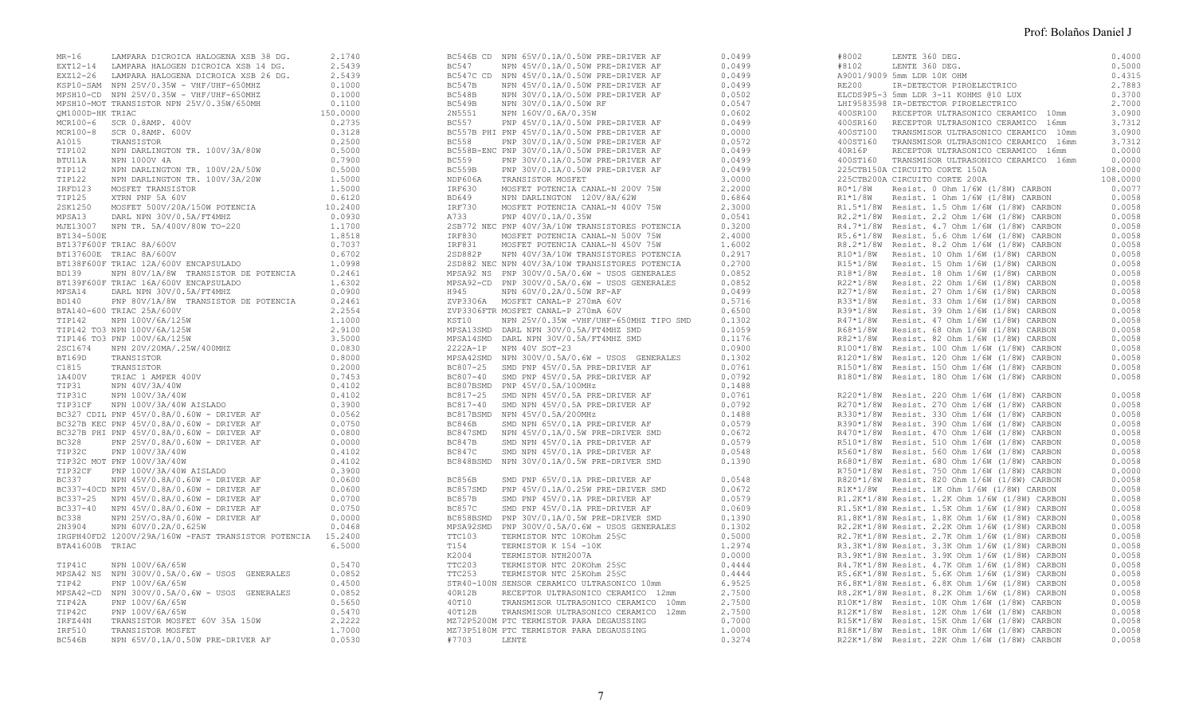| Código | Descripción | Precio |
|---|---|---|
| MR-16 | LAMPARA DICROICA HALOGENA XSB 38 DG. | 2.1740 |
| EXT12-14 | LAMPARA HALOGEN DICROICA XSB 14 DG. | 2.5439 |
| EXZ12-26 | LAMPARA HALOGENA DICROICA XSB 26 DG. | 2.5439 |
| KSP10-SAM | NPN 25V/0.35W - VHF/UHF-650MHZ | 0.1000 |
| MPSH10-CD | NPN 25V/0.35W - VHF/UHF-650MHZ | 0.1000 |
| MPSH10-MOT | TRANSISTOR NPN 25V/0.35W/650MH | 0.1100 |
| QM1000D-HK | TRIAC | 150.0000 |
| MCR100-6 | SCR 0.8AMP. 400V | 0.2735 |
| MCR100-8 | SCR 0.8AMP. 600V | 0.3128 |
| A1015 | TRANSISTOR | 0.2500 |
| TIP102 | NPN DARLINGTON TR. 100V/3A/80W | 0.5000 |
| BTU11A | NPN 1000V 4A | 0.7900 |
| TIP112 | NPN DARLINGTON TR. 100V/2A/50W | 0.5000 |
| TIP122 | NPN DARLINGTON TR. 100V/3A/20W | 1.5000 |
| IRFD123 | MOSFET TRANSISTOR | 1.5000 |
| TIP125 | XTRN PNP 5A 60V | 0.6120 |
| 2SK1250 | MOSFET 500V/20A/150W POTENCIA | 10.2400 |
| MPSA13 | DARL NPN 30V/0.5A/FT4MHZ | 0.0930 |
| MJE13007 | NPN TR. 5A/400V/80W TO-220 | 1.1700 |
| BT134-500E | | 1.8518 |
| BT137F600F | TRIAC 8A/600V | 0.7037 |
| BT137600E | TRIAC 8A/600V | 0.6702 |
| BT138F600F | TRIAC 12A/600V ENCAPSULADO | 1.0998 |
| BD139 | NPN 80V/1A/8W TRANSISTOR DE POTENCIA | 0.2461 |
| BT139F600F | TRIAC 16A/600V ENCAPSULADO | 1.6302 |
| MPSA14 | DARL NPN 30V/0.5A/FT4MHZ | 0.0900 |
| BD140 | PNP 80V/1A/8W TRANSISTOR DE POTENCIA | 0.2461 |
| BTA140-600 | TRIAC 25A/600V | 2.2554 |
| TIP142 | NPN 100V/6A/125W | 1.1000 |
| TIP142 TO3 | NPN 100V/6A/125W | 2.9100 |
| TIP146 TO3 | PNP 100V/6A/125W | 3.5000 |
| 2SC1674 | NPN 20V/20MA/.25W/400MHZ | 0.0830 |
| BT169D | TRANSISTOR | 0.8000 |
| C1815 | TRANSISTOR | 0.2000 |
| 1A400V | TRIAC 1 AMPER 400V | 0.7453 |
| TIP31 | NPN 40V/3A/40W | 0.4102 |
| TIP31C | NPN 100V/3A/40W | 0.4102 |
| TIP31CF | NPN 100V/3A/40W AISLADO | 0.3900 |
| BC327 CDIL | PNP 45V/0.8A/0.60W - DRIVER AF | 0.0562 |
| BC327B KEC | PNP 45V/0.8A/0.60W - DRIVER AF | 0.0750 |
| BC327B PHI | PNP 45V/0.8A/0.60W - DRIVER AF | 0.0800 |
| BC328 | PNP 25V/0.8A/0.60W - DRIVER AF | 0.0000 |
| TIP32C | PNP 100V/3A/40W | 0.4102 |
| TIP32C MOT | PNP 100V/3A/40W | 0.4102 |
| TIP32CF | PNP 100V/3A/40W AISLADO | 0.3900 |
| BC337 | NPN 45V/0.8A/0.60W - DRIVER AF | 0.0600 |
| BC337-40CD | NPN 45V/0.8A/0.60W - DRIVER AF | 0.0600 |
| BC337-25 | NPN 45V/0.8A/0.60W - DRIVER AF | 0.0700 |
| BC337-40 | NPN 45V/0.8A/0.60W - DRIVER AF | 0.0750 |
| BC338 | NPN 25V/0.8A/0.60W - DRIVER AF | 0.0000 |
| 2N3904 | NPN 60V/0.2A/0.625W | 0.0468 |
| IRGPH40FD2 | 1200V/29A/160W -FAST TRANSISTOR POTENCIA | 15.2400 |
| BTA41600B | TRIAC | 6.5000 |
| TIP41C | NPN 100V/6A/65W | 0.5470 |
| MPSA42 NS | NPN 300V/0.5A/0.6W - USOS GENERALES | 0.0852 |
| TIP42 | PNP 100V/6A/65W | 0.4500 |
| MPSA42-CD | NPN 300V/0.5A/0.6W - USOS GENERALES | 0.0852 |
| TIP42A | PNP 100V/6A/65W | 0.5650 |
| TIP42C | PNP 100V/6A/65W | 0.5470 |
| IRFZ44N | TRANSISTOR MOSFET 60V 35A 150W | 2.2222 |
| IRF510 | TRANSISTOR MOSFET | 1.7000 |
| BC546B | NPN 65V/0.1A/0.50W PRE-DRIVER AF | 0.0530 |
| BC546B CD | NPN 65V/0.1A/0.50W PRE-DRIVER AF | 0.0499 |
| BC547 | NPN 45V/0.1A/0.50W PRE-DRIVER AF | 0.0499 |
| BC547C CD | NPN 45V/0.1A/0.50W PRE-DRIVER AF | 0.0499 |
| BC547B | NPN 45V/0.1A/0.50W PRE-DRIVER AF | 0.0499 |
| BC548B | NPN 30V/0.1A/0.50W PRE-DRIVER AF | 0.0502 |
| BC549B | NPN 30V/0.1A/0.50W RF | 0.0547 |
| 2N5551 | NPN 160V/0.6A/0.35W | 0.0602 |
| BC557 | PNP 45V/0.1A/0.50W PRE-DRIVER AF | 0.0499 |
| BC557B PHI | PNP 45V/0.1A/0.50W PRE-DRIVER AF | 0.0000 |
| BC558 | PNP 30V/0.1A/0.50W PRE-DRIVER AF | 0.0572 |
| BC558B-ENC | PNP 30V/0.1A/0.50W PRE-DRIVER AF | 0.0499 |
| BC559 | PNP 30V/0.1A/0.50W PRE-DRIVER AF | 0.0499 |
| BC559B | PNP 30V/0.1A/0.50W PRE-DRIVER AF | 0.0499 |
| NDP606A | TRANSISTOR MOSFET | 3.0000 |
| IRF630 | MOSFET POTENCIA CANAL-N 200V 75W | 2.2000 |
| BD649 | NPN DARLINGTON 120V/8A/62W | 0.6864 |
| IRF730 | MOSFET POTENCIA CANAL-N 400V 75W | 2.3000 |
| A733 | PNP 40V/0.1A/0.35W | 0.0541 |
| 2SB772 NEC | PNP 40V/3A/10W TRANSISTORES POTENCIA | 0.3200 |
| IRF830 | MOSFET POTENCIA CANAL-N 500V 75W | 2.4000 |
| IRF831 | MOSFET POTENCIA CANAL-N 450V 75W | 1.6002 |
| 2SD882P | NPN 40V/3A/10W TRANSISTORES POTENCIA | 0.2917 |
| 2SD882 NEC | NPN 40V/3A/10W TRANSISTORES POTENCIA | 0.2700 |
| MPSA92 NS | PNP 300V/0.5A/0.6W - USOS GENERALES | 0.0852 |
| MPSA92-CD | PNP 300V/0.5A/0.6W - USOS GENERALES | 0.0852 |
| H945 | NPN 60V/0.2A/0.50W RF-AF | 0.0499 |
| ZVP3306A | MOSFET CANAL-P 270mA 60V | 0.5716 |
| ZVP3306FTR | MOSFET CANAL-P 270mA 60V | 0.6500 |
| KST10 | NPN 25V/0.35W -VHF/UHF-650MHZ TIPO SMD | 0.1302 |
| MPSA13SMD | DARL NPN 30V/0.5A/FT4MHZ SMD | 0.1059 |
| MPSA14SMD | DARL NPN 30V/0.5A/FT4MHZ SMD | 0.1176 |
| 2222A-1P | NPN 40V SOT-23 | 0.0900 |
| MPSA42SMD | NPN 300V/0.5A/0.6W - USOS GENERALES | 0.1302 |
| BC807-25 | SMD PNP 45V/0.5A PRE-DRIVER AF | 0.0761 |
| BC807-40 | SMD PNP 45V/0.5A PRE-DRIVER AF | 0.0792 |
| BC807BSMD | PNP 45V/0.5A/100MHz | 0.1488 |
| BC817-25 | SMD NPN 45V/0.5A PRE-DRIVER AF | 0.0761 |
| BC817-40 | SMD NPN 45V/0.5A PRE-DRIVER AF | 0.0792 |
| BC817BSMD | NPN 45V/0.5A/200MHz | 0.1488 |
| BC846B | SMD NPN 65V/0.1A PRE-DRIVER AF | 0.0579 |
| BC847SMD | NPN 45V/0.1A/0.5W PRE-DRIVER SMD | 0.0672 |
| BC847B | SMD NPN 45V/0.1A PRE-DRIVER AF | 0.0579 |
| BC847C | SMD NPN 45V/0.1A PRE-DRIVER AF | 0.0548 |
| BC848BSMD | NPN 30V/0.1A/0.5W PRE-DRIVER SMD | 0.1390 |
| BC856B | SMD PNP 65V/0.1A PRE-DRIVER AF | 0.0548 |
| BC857SMD | PNP 45V/0.1A/0.25W PRE-DRIVER SMD | 0.0672 |
| BC857B | SMD PNP 45V/0.1A PRE-DRIVER AF | 0.0579 |
| BC857C | SMD PNP 45V/0.1A PRE-DRIVER AF | 0.0609 |
| BC858BSMD | PNP 30V/0.1A/0.5W PRE-DRIVER SMD | 0.1390 |
| MPSA92SMD | PNP 300V/0.5A/0.6W - USOS GENERALES | 0.1302 |
| TTC103 | TERMISTOR NTC 10KOhm 25§C | 0.5000 |
| T154 | TERMISTOR K 154 -10K | 1.2974 |
| K2004 | TERMISTOR NTH2007A | 0.0000 |
| TTC203 | TERMISTOR NTC 20KOhm 25§C | 0.4444 |
| TTC253 | TERMISTOR NTC 25KOhm 25§C | 0.4444 |
| STR40-100N | SENSOR CERAMICO ULTRASONICO 10mm | 6.9525 |
| 40R12B | RECEPTOR ULTRASONICO CERAMICO 12mm | 2.7500 |
| 40T10 | TRANSMISOR ULTRASONICO CERAMICO 10mm | 2.7500 |
| 40T12B | TRANSMISOR ULTRASONICO CERAMICO 12mm | 2.7500 |
| MZ72P5200M | PTC TERMISTOR PARA DEGAUSSING | 0.7000 |
| MZ73P5180M | PTC TERMISTOR PARA DEGAUSSING | 1.0000 |
| #7703 | LENTE | 0.3274 |
| #8002 | LENTE 360 DEG. | 0.4000 |
| #8102 | LENTE 360 DEG. | 0.5000 |
| A9001/9009 | 5mm LDR 10K OHM | 0.4315 |
| RE200 | IR-DETECTOR PIROELECTRICO | 2.7883 |
| ELCDS9P5-3 | 5mm LDR 3-11 KOHMS @10 LUX | 0.3700 |
| LHI9583598 | IR-DETECTOR PIROELECTRICO | 2.7000 |
| 400SR100 | RECEPTOR ULTRASONICO CERAMICO 10mm | 3.0900 |
| 400SR160 | RECEPTOR ULTRASONICO CERAMICO 16mm | 3.7312 |
| 400ST100 | TRANSMISOR ULTRASONICO CERAMICO 10mm | 3.0900 |
| 400ST160 | TRANSMISOR ULTRASONICO CERAMICO 16mm | 3.7312 |
| 40R16P | RECEPTOR ULTRASONICO CERAMICO 16mm | 0.0000 |
| 400ST160 | TRANSMISOR ULTRASONICO CERAMICO 16mm | 0.0000 |
| 225CTB150A | CIRCUITO CORTE 150A | 108.0000 |
| 225CTB200A | CIRCUITO CORTE 200A | 108.0000 |
| R0*1/8W | Resist. 0 Ohm 1/6W (1/8W) CARBON | 0.0077 |
| R1*1/8W | Resist. 1 Ohm 1/6W (1/8W) CARBON | 0.0058 |
| R1.5*1/8W | Resist. 1.5 Ohm 1/6W (1/8W) CARBON | 0.0058 |
| R2.2*1/8W | Resist. 2.2 Ohm 1/6W (1/8W) CARBON | 0.0058 |
| R4.7*1/8W | Resist. 4.7 Ohm 1/6W (1/8W) CARBON | 0.0058 |
| R5.6*1/8W | Resist. 5.6 Ohm 1/6W (1/8W) CARBON | 0.0058 |
| R8.2*1/8W | Resist. 8.2 Ohm 1/6W (1/8W) CARBON | 0.0058 |
| R10*1/8W | Resist. 10 Ohm 1/6W (1/8W) CARBON | 0.0058 |
| R15*1/8W | Resist. 15 Ohm 1/6W (1/8W) CARBON | 0.0058 |
| R18*1/8W | Resist. 18 Ohm 1/6W (1/8W) CARBON | 0.0058 |
| R22*1/8W | Resist. 22 Ohm 1/6W (1/8W) CARBON | 0.0058 |
| R27*1/8W | Resist. 27 Ohm 1/6W (1/8W) CARBON | 0.0058 |
| R33*1/8W | Resist. 33 Ohm 1/6W (1/8W) CARBON | 0.0058 |
| R39*1/8W | Resist. 39 Ohm 1/6W (1/8W) CARBON | 0.0058 |
| R47*1/8W | Resist. 47 Ohm 1/6W (1/8W) CARBON | 0.0058 |
| R68*1/8W | Resist. 68 Ohm 1/6W (1/8W) CARBON | 0.0058 |
| R82*1/8W | Resist. 82 Ohm 1/6W (1/8W) CARBON | 0.0058 |
| R100*1/8W | Resist. 100 Ohm 1/6W (1/8W) CARBON | 0.0058 |
| R120*1/8W | Resist. 120 Ohm 1/6W (1/8W) CARBON | 0.0058 |
| R150*1/8W | Resist. 150 Ohm 1/6W (1/8W) CARBON | 0.0058 |
| R180*1/8W | Resist. 180 Ohm 1/6W (1/8W) CARBON | 0.0058 |
| R220*1/8W | Resist. 220 Ohm 1/6W (1/8W) CARBON | 0.0058 |
| R270*1/8W | Resist. 270 Ohm 1/6W (1/8W) CARBON | 0.0058 |
| R330*1/8W | Resist. 330 Ohm 1/6W (1/8W) CARBON | 0.0058 |
| R390*1/8W | Resist. 390 Ohm 1/6W (1/8W) CARBON | 0.0058 |
| R470*1/8W | Resist. 470 Ohm 1/6W (1/8W) CARBON | 0.0058 |
| R510*1/8W | Resist. 510 Ohm 1/6W (1/8W) CARBON | 0.0058 |
| R560*1/8W | Resist. 560 Ohm 1/6W (1/8W) CARBON | 0.0058 |
| R680*1/8W | Resist. 680 Ohm 1/6W (1/8W) CARBON | 0.0058 |
| R750*1/8W | Resist. 750 Ohm 1/6W (1/8W) CARBON | 0.0000 |
| R820*1/8W | Resist. 820 Ohm 1/6W (1/8W) CARBON | 0.0058 |
| R1K*1/8W | Resist. 1K Ohm 1/6W (1/8W) CARBON | 0.0058 |
| R1.2K*1/8W | Resist. 1.2K Ohm 1/6W (1/8W) CARBON | 0.0058 |
| R1.5K*1/8W | Resist. 1.5K Ohm 1/6W (1/8W) CARBON | 0.0058 |
| R1.8K*1/8W | Resist. 1.8K Ohm 1/6W (1/8W) CARBON | 0.0058 |
| R2.2K*1/8W | Resist. 2.2K Ohm 1/6W (1/8W) CARBON | 0.0058 |
| R2.7K*1/8W | Resist. 2.7K Ohm 1/6W (1/8W) CARBON | 0.0058 |
| R3.3K*1/8W | Resist. 3.3K Ohm 1/6W (1/8W) CARBON | 0.0058 |
| R3.9K*1/8W | Resist. 3.9K Ohm 1/6W (1/8W) CARBON | 0.0058 |
| R4.7K*1/8W | Resist. 4.7K Ohm 1/6W (1/8W) CARBON | 0.0058 |
| R5.6K*1/8W | Resist. 5.6K Ohm 1/6W (1/8W) CARBON | 0.0058 |
| R6.8K*1/8W | Resist. 6.8K Ohm 1/6W (1/8W) CARBON | 0.0058 |
| R8.2K*1/8W | Resist. 8.2K Ohm 1/6W (1/8W) CARBON | 0.0058 |
| R10K*1/8W | Resist. 10K Ohm 1/6W (1/8W) CARBON | 0.0058 |
| R12K*1/8W | Resist. 12K Ohm 1/6W (1/8W) CARBON | 0.0058 |
| R15K*1/8W | Resist. 15K Ohm 1/6W (1/8W) CARBON | 0.0058 |
| R18K*1/8W | Resist. 18K Ohm 1/6W (1/8W) CARBON | 0.0058 |
| R22K*1/8W | Resist. 22K Ohm 1/6W (1/8W) CARBON | 0.0058 |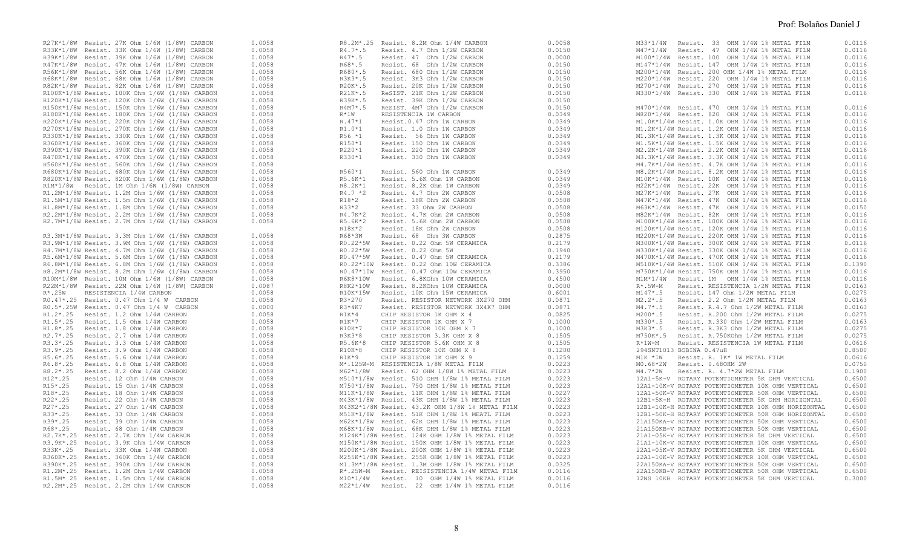| Code | Description | Price |
|---|---|---|
| R27K*1/8W | Resist. 27K Ohm 1/6W (1/8W) CARBON | 0.0058 |
| R33K*1/8W | Resist. 33K Ohm 1/6W (1/8W) CARBON | 0.0058 |
| R39K*1/8W | Resist. 39K Ohm 1/6W (1/8W) CARBON | 0.0058 |
| R47K*1/8W | Resist. 47K Ohm 1/6W (1/8W) CARBON | 0.0058 |
| R56K*1/8W | Resist. 56K Ohm 1/6W (1/8W) CARBON | 0.0058 |
| R68K*1/8W | Resist. 68K Ohm 1/6W (1/8W) CARBON | 0.0058 |
| R82K*1/8W | Resist. 82K Ohm 1/6W (1/8W) CARBON | 0.0058 |
| R100K*1/8W | Resist. 100K Ohm 1/6W (1/8W) CARBON | 0.0058 |
| R120K*1/8W | Resist. 120K Ohm 1/6W (1/8W) CARBON | 0.0058 |
| R150K*1/8W | Resist. 150K Ohm 1/6W (1/8W) CARBON | 0.0058 |
| R180K*1/8W | Resist. 180K Ohm 1/6W (1/8W) CARBON | 0.0058 |
| R220K*1/8W | Resist. 220K Ohm 1/6W (1/8W) CARBON | 0.0058 |
| R270K*1/8W | Resist. 270K Ohm 1/6W (1/8W) CARBON | 0.0058 |
| R330K*1/8W | Resist. 330K Ohm 1/6W (1/8W) CARBON | 0.0058 |
| R360K*1/8W | Resist. 360K Ohm 1/6W (1/8W) CARBON | 0.0058 |
| R390K*1/8W | Resist. 390K Ohm 1/6W (1/8W) CARBON | 0.0058 |
| R470K*1/8W | Resist. 470K Ohm 1/6W (1/8W) CARBON | 0.0058 |
| R560K*1/8W | Resist. 560K Ohm 1/6W (1/8W) CARBON | 0.0058 |
| R680K*1/8W | Resist. 680K Ohm 1/6W (1/8W) CARBON | 0.0058 |
| R820K*1/8W | Resist. 820K Ohm 1/6W (1/8W) CARBON | 0.0058 |
| R1M*1/8W | Resist. 1M Ohm 1/6W (1/8W) CARBON | 0.0058 |
| R1.2M*1/8W | Resist. 1.2M Ohm 1/6W (1/8W) CARBON | 0.0058 |
| R1.5M*1/8W | Resist. 1.5m Ohm 1/6W (1/8W) CARBON | 0.0058 |
| R1.8M*1/8W | Resist. 1.8M Ohm 1/6W (1/8W) CARBON | 0.0058 |
| R2.2M*1/8W | Resist. 2.2M Ohm 1/6W (1/8W) CARBON | 0.0058 |
| R2.7M*1/8W | Resist. 2.7M Ohm 1/6W (1/8W) CARBON | 0.0058 |
| R3.3M*1/8W | Resist. 3.3M Ohm 1/6W (1/8W) CARBON | 0.0058 |
| R3.9M*1/8W | Resist. 3.9M Ohm 1/6W (1/8W) CARBON | 0.0058 |
| R4.7M*1/8W | Resist. 4.7M Ohm 1/6W (1/8W) CARBON | 0.0058 |
| R5.6M*1/8W | Resist. 5.6M Ohm 1/6W (1/8W) CARBON | 0.0058 |
| R6.8M*1/8W | Resist. 6.8M Ohm 1/6W (1/8W) CARBON | 0.0058 |
| R8.2M*1/8W | Resist. 8.2M Ohm 1/6W (1/8W) CARBON | 0.0058 |
| R10M*1/8W | Resist. 10M Ohm 1/6W (1/8W) CARBON | 0.0058 |
| R22M*1/8W | Resist. 22M Ohm 1/6W (1/8W) CARBON | 0.0087 |
| R*.25W | RESISTENCIA 1/4W CARBON | 0.0058 |
| R0.47*.25 | Resist. 0.47 Ohm 1/4 W CARBON | 0.0058 |
| R0.5*.25W | Resist. 0.47 Ohm 1/4 W CARBON | 0.0000 |
| R1.2*.25 | Resist. 1.2 Ohm 1/4W CARBON | 0.0058 |
| R1.5*.25 | Resist. 1.5 Ohm 1/4W CARBON | 0.0058 |
| R1.8*.25 | Resist. 1.8 Ohm 1/4W CARBON | 0.0058 |
| R2.7*.25 | Resist. 2.7 Ohm 1/4W CARBON | 0.0058 |
| R3.3*.25 | Resist. 3.3 Ohm 1/4W CARBON | 0.0058 |
| R3.9*.25 | Resist. 3.9 Ohm 1/4W CARBON | 0.0058 |
| R5.6*.25 | Resist. 5.6 Ohm 1/4W CARBON | 0.0058 |
| R6.8*.25 | Resist. 6.8 Ohm 1/4W CARBON | 0.0058 |
| R8.2*.25 | Resist. 8.2 Ohm 1/4W CARBON | 0.0058 |
| R12*.25 | Resist. 12 Ohm 1/4W CARBON | 0.0058 |
| R15*.25 | Resist. 15 Ohm 1/4W CARBON | 0.0058 |
| R18*.25 | Resist. 18 Ohm 1/4W CARBON | 0.0058 |
| R22*.25 | Resist. 22 Ohm 1/4W CARBON | 0.0058 |
| R27*.25 | Resist. 27 Ohm 1/4W CARBON | 0.0058 |
| R33*.25 | Resist. 33 Ohm 1/4W CARBON | 0.0058 |
| R39*.25 | Resist. 39 Ohm 1/4W CARBON | 0.0058 |
| R68*.25 | Resist. 68 Ohm 1/4W CARBON | 0.0058 |
| R2.7K*.25 | Resist. 2.7K Ohm 1/4W CARBON | 0.0058 |
| R3.9K*.25 | Resist. 3.9K Ohm 1/4W CARBON | 0.0058 |
| R33K*.25 | Resist. 33K Ohm 1/4W CARBON | 0.0058 |
| R360K*.25 | Resist. 360K Ohm 1/4W CARBON | 0.0058 |
| R390K*.25 | Resist. 390K Ohm 1/4W CARBON | 0.0058 |
| R1.2M*.25 | Resist. 1.2M Ohm 1/4W CARBON | 0.0058 |
| R1.5M* 25 | Resist. 1.5m Ohm 1/4W CARBON | 0.0058 |
| R2.2M*.25 | Resist. 2.2M Ohm 1/4W CARBON | 0.0058 |
| R8.2M*.25 | Resist. 8.2M Ohm 1/4W CARBON | 0.0058 |
| R4.7*.5 | Resist. 4.7 Ohm 1/2W CARBON | 0.0150 |
| R47*.5 | Resist. 47 Ohm 1/2W CARBON | 0.0000 |
| R68*.5 | Resist. 68 Ohm 1/2W CARBON | 0.0150 |
| R680*.5 | Resist. 680 Ohm 1/2W CARBON | 0.0150 |
| R3K3*.5 | Resist. 3K3 Ohm 1/2W CARBON | 0.0150 |
| R20K*.5 | Resist. 20K Ohm 1/2W CARBON | 0.0150 |
| R21K*.5 | ReSIST. 21K Ohm 1/2W CARBON | 0.0150 |
| R39K*.5 | Resist. 39K Ohm 1/2W CARBON | 0.0150 |
| R4M7*.5 | ReSIST. 4M7 Ohm 1/2W CARBON | 0.0150 |
| R*1W | RESISTENCIA 1W CARBON | 0.0349 |
| R.47*1 | Resist.0.47 Ohm 1W CARBON | 0.0349 |
| R1.0*1 | Resist. 1.0 Ohm 1W CARBON | 0.0349 |
| R56 *1 | Resist. 56 Ohm 1W CARBON | 0.0349 |
| R150*1 | Resist. 150 Ohm 1W CARBON | 0.0349 |
| R220*1 | Resist. 220 Ohm 1W CARBON | 0.0349 |
| R330*1 | Resist. 330 Ohm 1W CARBON | 0.0349 |
| R560*1 | Resist. 560 Ohm 1W CARBON | 0.0349 |
| R5.6K*1 | Resist. 5.6K Ohm 1W CARBON | 0.0349 |
| R8.2K*1 | Resist. 8.2K Ohm 1W CARBON | 0.0349 |
| R4.7 *2 | Resist. 4.7 Ohm 2W CARBON | 0.0508 |
| R18*2 | Resist. 18K Ohm 2W CARBON | 0.0508 |
| R33*2 | Resist. 33 Ohm 2W CARBON | 0.0508 |
| R4.7K*2 | Resist. 4.7K Ohm 2W CARBON | 0.0508 |
| R5.6K*2 | Resist. 5.6K Ohm 2W CARBON | 0.0508 |
| R18K*2 | Resist. 18K Ohm 2W CARBON | 0.0508 |
| R68*3W | Resist. 68 Ohm 3W CARBON | 0.2875 |
| R0.22*5W | Resist. 0.22 Ohm 5W CERAMICA | 0.2179 |
| R0.22*5W | Resist. 0.22 Ohm 5W | 0.1940 |
| R0.47*5W | Resist. 0.47 Ohm 5W CERAMICA | 0.2179 |
| R0.22*10W | Resist. 0.22 Ohm 10W CERAMICA | 0.3386 |
| R0.47*10W | Resist. 0.47 Ohm 10W CERAMICA | 0.3950 |
| R6K8*10W | Resist. 6.8KOhm 10W CERAMICA | 0.4500 |
| R8K2*10W | Resist. 8.2KOhm 10W CERAMICA | 0.0000 |
| R10K*15W | Resist. 10K Ohm 15W CERAMICA | 0.6001 |
| R3*270 | Resist. RESISTOR NETWORK 3X270 OHM | 0.0871 |
| R3*4K7 | Resist. RESISTOR NETWORK 3X4K7 OHM | 0.0871 |
| R1K*4 | CHIP RESISTOR 1K OHM X 4 | 0.0825 |
| R1K*7 | CHIP RESISTOR 1K OHM X 7 | 0.1000 |
| R10K*7 | CHIP RESISTOR 10K OHM X 7 | 0.1000 |
| R3K3*8 | CHIP RESISTOR 3.3K OHM X 8 | 0.1505 |
| R5.6K*8 | CHIP RESISTOR 5.6K OHM X 8 | 0.1505 |
| R10K*8 | CHIP RESISTOR 10K OHM X 8 | 0.1200 |
| R1K*9 | CHIP RESISTOR 1K OHM X 9 | 0.1259 |
| M*.125W-M | RESISTENCIA 1/8W METAL FILM | 0.0223 |
| M62*1/8W | Resist. 62 OHM 1/8W 1% METAL FILM | 0.0223 |
| M510*1/8W | Resist. 510 OHM 1/8W 1% METAL FILM | 0.0223 |
| M750*1/8W | Resist. 750 OHM 1/8W 1% METAL FILM | 0.0223 |
| M11K*1/8W | Resist. 11K OHM 1/8W 1% METAL FILM | 0.0227 |
| M43K*1/8W | Resist. 43K OHM 1/8W 1% METAL FILM | 0.0223 |
| M43K2*1/8W | Resist. 43.2K OHM 1/8W 1% METAL FILM | 0.0223 |
| M51K*1/8W | Resist. 51K OHM 1/8W 1% MEATL FILM | 0.0223 |
| M62K*1/8W | Resist. 62K OHM 1/8W 1% METAL FILM | 0.0223 |
| M68K*1/8W | Resist. 68K OHM 1/8W 1% METAL FILM | 0.0223 |
| M124K*1/8W | Resist. 124K OHM 1/8W 1% METAL FILM | 0.0223 |
| M150K*1/8W | Resist. 150K OHM 1/8W 1% METAL FILM | 0.0223 |
| M200K*1/8W | Resist. 200K OHM 1/8W 1% METAL FILM | 0.0223 |
| M255K*1/8W | Resist. 255K OHM 1/8W 1% METAL FILM | 0.0223 |
| M1.3M*1/8W | Resist. 1.3M OHM 1/8W 1% METAL FILM | 0.0325 |
| R*.25W-M | Resist. REISISTENCIA 1/4W METAL FILM | 0.0116 |
| M10*1/4W | Resist. 10 OHM 1/4W 1% METAL FILM | 0.0116 |
| M22*1/4W | Resist. 22 OHM 1/4W 1% METAL FILM | 0.0116 |
| M33*1/4W | Resist. 33 OHM 1/4W 1% METAL FILM | 0.0116 |
| M47*1/4W | Resist. 47 OHM 1/4W 1% METAL FILM | 0.0116 |
| M100*1/4W | Resist. 100 OHM 1/4W 1% METAL FILM | 0.0116 |
| M147*1/4W | Resist. 147 OHM 1/4W 1% METAL FILM | 0.0116 |
| M200*1/4W | Resist. 200 OHM 1/4W 1% METAL FILM | 0.0116 |
| M220*1/4W | Resist. 220 OHM 1/4W 1% METAL FILM | 0.0116 |
| M270*1/4W | Resist. 270 OHM 1/4W 1% METAL FILM | 0.0116 |
| M330*1/4W | Resist. 330 OHM 1/4W 1% METAL FILM | 0.0116 |
| M470*1/4W | Resist. 470 OHM 1/4W 1% METAL FILM | 0.0116 |
| M820*1/4W | Resist. 820 OHM 1/4W 1% METAL FILM | 0.0116 |
| M1.0K*1/4W | Resist. 1.0K OHM 1/4W 1% METAL FILM | 0.0116 |
| M1.2K*1/4W | Resist. 1.2K OHM 1/4W 1% METAL FILM | 0.0116 |
| M1.3K*1/4W | Resist. 1.3K OHM 1/4W 1% METAL FILM | 0.0116 |
| M1.5K*1/4W | Resist. 1.5K OHM 1/4W 1% METAL FILM | 0.0116 |
| M2.2K*1/4W | Resist. 2.2K OHM 1/4W 1% METAL FILM | 0.0116 |
| M3.3K*1/4W | Resist. 3.3K OHM 1/4W 1% METAL FILM | 0.0116 |
| M4.7K*1/4W | Resist. 4.7K OHM 1/4W 1% METAL FILM | 0.0116 |
| M8.2K*1/4W | Resist. 8.2K OHM 1/4W 1% METAL FILM | 0.0116 |
| M10K*1/4W | Resist. 10K OHM 1/4W 1% METAL FILM | 0.0116 |
| M27K*1/4W | Resist. 27K OHM 1/4W 1% METAL FILM | 0.0116 |
| M47K*1/4W | Resist. 47K OHM 1/4W 1% METAL FILM | 0.0116 |
| M63K*1/4W | Resist. 47K OHM 1/4W 1% METAL FILM | 0.0150 |
| M82K*1/4W | Resist. 82K OHM 1/4W 1% METAL FILM | 0.0116 |
| M100K*1/4W | Resist. 100K OHM 1/4W 1% METAL FILM | 0.0116 |
| M120K*1/4W | Resist. 120K OHM 1/4W 1% METAL FILM | 0.0116 |
| M220K*1/4W | Resist. 220K OHM 1/4W 1% METAL FILM | 0.0116 |
| M300K*1/4W | Resist. 300K OHM 1/4W 1% METAL FILM | 0.0116 |
| M330K*1/4W | Resist. 330K OHM 1/4W 1% METAL FILM | 0.0116 |
| M470K*1/4W | Resist. 470K OHM 1/4W 1% METAL FILM | 0.0116 |
| M510K*1/4W | Resist. 510K OHM 1/4W 1% METAL FILM | 0.1390 |
| M750K*1/4W | Resist. 750K OHM 1/4W 1% METAL FILM | 0.0116 |
| M1M*1/4W | Resist. 1M OHM 1/4W 1% METAL FILM | 0.0116 |
| R*.5W-M | Resist. RESISTENCIA 1/2W METAL FILM | 0.0163 |
| M147*.5 | Resist. 147 Ohm 1/2W METAL FILM | 0.0275 |
| M2.2*.5 | Resist. 2.2 Ohm 1/2W METAL FILM | 0.0163 |
| M4.7*.5 | Resist. R.4.7 Ohm 1/2W METAL FILM | 0.0163 |
| M200*.5 | Resist. R.200 Ohm 1/2W METAL FILM | 0.0275 |
| M330*.5 | Resist. R.330 Ohm 1/2W METAL FILM | 0.0163 |
| M3K3*.5 | Resist. R.3K3 Ohm 1/2W METAL FILM | 0.0275 |
| M750K*.5 | Resist. R.750KOhm 1/2W METAL FILM | 0.0275 |
| R*1W-M | Resist. RESISTENCIA 1W METAL FILM | 0.0616 |
| 294SNT1013 | BOBINA 0.47uH | 0.8500 |
| M1K *1W | Resist. R. 1K* 1W METAL FILM | 0.0616 |
| M0.68*2W | Resist. 0.68OHM 2W | 0.0750 |
| M4.7*2W | Resist. R. 4.7*2W METAL FILM | 0.1900 |
| 12A1-5K-V | ROTARY POTENTIOMETER 5K OHM VERTICAL | 0.6500 |
| 12A1-10K-V | ROTARY POTENTIOMETER 10K OHM VERTICAL | 0.6500 |
| 12A1-50K-V | ROTARY POTENTIOMETER 50K OHM VERTICAL | 0.6500 |
| 12B1-5K-H | ROTARY POTENTIOMETER 5K OHM HORIZONTAL | 0.6500 |
| 12B1-10K-H | ROTARY POTENTIOMETER 10K OHM HORIZONTAL | 0.6500 |
| 12B1-50K-H | ROTARY POTENTIOMETER 50K OHM HORIZONTAL | 0.6500 |
| 21A150KA-V | ROTARY POTENTIOMETER 50K OHM VERTICAL | 0.6500 |
| 21A150KB-V | ROTARY POTENTIOMETER 50K OHM VERTICAL | 0.6500 |
| 21A1-05K-V | ROTARY POTENTIOMETER 5K OHM VERTICAL | 0.6500 |
| 21A1-10K-V | ROTARY POTENTIOMETER 10K OHM VERTICAL | 0.6500 |
| 22A1-05K-V | ROTARY POTENTIOMETER 5K OHM VERTICAL | 0.6500 |
| 22A1-10K-V | ROTARY POTENTIOMETER 10K OHM VERTICAL | 0.6500 |
| 22A150KA-V | ROTARY POTENTIOMETER 50K OHM VERTICAL | 0.6500 |
| 22A150KB-V | ROTARY POTENTIOMETER 50K OHM VERTICAL | 0.6500 |
| 12NS 10KB | ROTARY POTENTIOMETER 5K OHM VERTICAL | 0.3000 |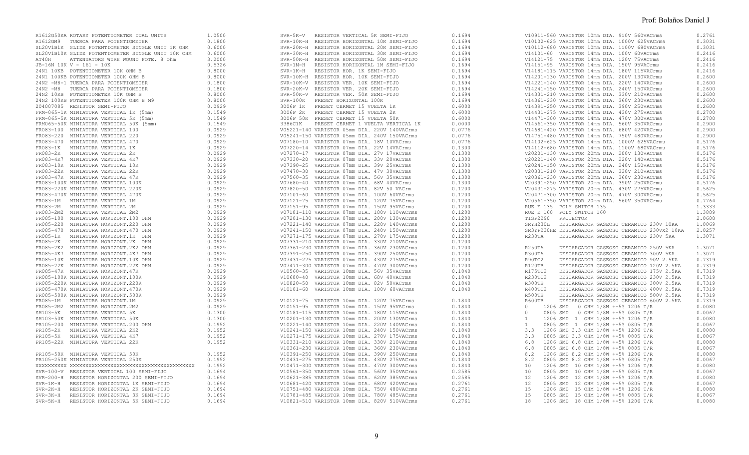| Código | Descripción | Precio |
|---|---|---|
| R1612G50KA | ROTARY POTENTIOMETER DUAL UNITS | 1.0500 |
| R1612GM9 | TUERCA PARA POTENTIOMETER | 0.1800 |
| SL20V1B1K | SLIDE POTENTIOMETER SINGLE UNIT 1K OHM | 0.6000 |
| SL20V1B10K | SLIDE POTENTIOMETER SINGLE UNIT 10K OHM | 0.6000 |
| AT40H | ATTENUATORS WIRE WOUND POTE. 8 Ohm | 3.2000 |
| JB-16N 10K | V - 161 - 10K | 0.5326 |
| 24N1 10KB | POTENTIOMETER 10K OHM B | 0.8000 |
| 24N1 100KB | POTENTIOMETER 100K OHM B | 0.8000 |
| 24N2 -M8-1 | TUERCA PARA POTENTIOMETER | 0.1800 |
| 24N2 -M8 | TUERCA PARA POTENTIOMETER | 0.1800 |
| 24N2 10KB | POTENTIOMETER 10K OHM B | 0.8000 |
| 24N2 100KB | POTENTIOMETER 100K OHM B M9 | 0.8000 |
| 204007085 | RESISTOR SEMI-FIJO | 0.0929 |
| FRM-065-1K | MINIATURA VERTICAL 1K (5mm) | 0.1549 |
| FRM-065-5K | MINIATURA VERTICAL 5K (5mm) | 0.1549 |
| FRM065-50K | MINIATURA VERTICAL 50K (5mm) | 0.1549 |
| FR083-100 | MINIATURA VERTICAL 100 | 0.0929 |
| FR083-220 | MINIATURA VERTICAL 220 | 0.0929 |
| FR083-470 | MINIATURA VERTICAL 470 | 0.0929 |
| FR083-1K | MINIATURA VERTICAL 1K | 0.0929 |
| FR083-2K | MINIATURA VERTICAL 2K | 0.0929 |
| FR083-4K7 | MINIATURA VERTICAL 4K7 | 0.0929 |
| FR083-10K | MINIATURA VERTICAL 10K | 0.0929 |
| FR083-22K | MINIATURA VERTICAL 22K | 0.0929 |
| FR083-47K | MINIATURA VERTICAL 47K | 0.0929 |
| FR083-100K | MINIATURA VERTICAL 100K | 0.0929 |
| FR083-220K | MINIATURA VERTICAL 220K | 0.0929 |
| FR083-470K | MINIATURA VERTICAL 470K | 0.0929 |
| FR083-1M | MINIATURA VERTICAL 1M | 0.0929 |
| FR083-2M | MINIATURA VERTICAL 2M | 0.0929 |
| FR083-2M2 | MINIATURA VERTICAL 2M2 | 0.0929 |
| FR085-100 | MINIATURA HORIZONT.100 OHM | 0.0929 |
| FR085-220 | MINIATURA HORIZONT.220 OHM | 0.0929 |
| FR085-470 | MINIATURA HORIZONT.470 OHM | 0.0929 |
| FR085-1K | MINIATURA HORIZONT.1K OHM | 0.0929 |
| FR085-2K | MINIATURA HORIZONT.2K OHM | 0.0929 |
| FR085-2K2 | MINIATURA HORIZONT.2K2 OHM | 0.0929 |
| FR085-4K7 | MINIATURA HORIZONT.4K7 OHM | 0.0929 |
| FR085-10K | MINIATURA HORIZONT.10K OHM | 0.0929 |
| FR085-22K | MINIATURA HORIZONT.22K OHM | 0.0929 |
| FR085-47K | MINIATURA HORIZONT.47K | 0.0929 |
| FR085-100K | MINIATURA HORIZONT.100K | 0.0929 |
| FR085-220K | MINIATURA HORIZONT.220K | 0.0929 |
| FR085-470K | MINIATURA HORIZONT.470K | 0.0929 |
| FR085-500K | MINIATURA HORIZONT.500K | 0.0929 |
| FR085-1M | MINIATURA HORIZONT.1M | 0.0929 |
| FR085-2M2 | MINIATURA HORIZONT.2M2 | 0.0929 |
| SH103-5K | MINIATURA VERTICAL 5K | 0.1300 |
| SH103-50K | MINIATURA VERTICAL 50K | 0.1300 |
| PR105-200 | MINIATURA VERTICAL.200 OHM | 0.1952 |
| PR105-2K | MINIATURA VERTICAL 2K2 | 0.1952 |
| PR105-5K | MINIATURA VERTICAL 4K7 | 0.1952 |
| PR105-22K | MINIATURA VERTICAL 22K | 0.1952 |
| PR105-50K | MINIATURA VERTICAL 50K | 0.1952 |
| PR105-250K | MINIATURA VERTICAL 250K | 0.1952 |
| XXXXXXXXXX | XXXXXXXXXXXXXXXXXXXXXXXXXXXXXXXXXXXXXXXXXXX | 0.1952 |
| SVR-100-V | RESISTOR VERTICAL 100 SEMI-FIJO | 0.1694 |
| SVR-200-H | RESISTOR HORIZONTAL 200 SEMI-FIJO | 0.1694 |
| SVR-1K-H | RESISTOR HORIZONTAL 1K SEMI-FIJO | 0.1694 |
| SVR-2K-H | RESISTOR HORIZONTAL 2K SEMI-FIJO | 0.1694 |
| SVR-3K-H | RESISTOR HORIZONTAL 3K SEMI-FIJO | 0.1694 |
| SVR-5K-H | RESISTOR HORIZONTAL 5K SEMI-FIJO | 0.1694 |
| SVR-5K-V | RESISTOR VERTICAL 5K SEMI-FIJO | 0.1694 |
| SVR-10K-H | RESISTOR HORIZONTAL 10K SEMI-FIJO | 0.1694 |
| SVR-20K-H | RESISTOR HORIZONTAL 20K SEMI-FIJO | 0.1694 |
| SVR-30K-H | RESISTOR HORIZONTAL 30K SEMI-FIJO | 0.1694 |
| SVR-50K-H | RESISTOR HORIZONTAL 50K SEMI-FIJO | 0.1694 |
| SVR-1M-H | RESISTOR HORIZONTAL 1M SEMI-FIJO | 0.1694 |
| SVR-1K-H | RESISTOR HOR. 1K SEMI-FIJO | 0.1694 |
| SVR-10K-H | RESISTOR HOR. 10K SEMI-FIJO | 0.1694 |
| SVR-10K-V | RESISTOR VER. 10K SEMI-FIJO | 0.1694 |
| SVR-20K-V | RESISTOR VER. 20K SEMI-FIJO | 0.1694 |
| SVR-50K-V | RESISTOR VER. 50K SEMI-FIJO | 0.1694 |
| SVR-100K | PRESET HORIZONTAL 100K | 0.1694 |
| 3006P 1K | PRESET CERMET 15 VUELTA 1K | 0.6000 |
| 3006P 2K | PRESET CERMET 15 VUELTA 2K | 0.6000 |
| 3006P 50K | PRESET CERMET 15 VUELTA 50K | 0.6000 |
| 3386C1K | PRESET CERMET 1 VUELTA VERTICAL 1K | 0.0000 |
| V05221-140 | VARISTOR 05mm DIA. 220V 140VACrms | 0.0776 |
| V05241-150 | VARISTOR 05mm DIA. 240V 150VACrms | 0.0776 |
| V07180-10 | VARISTOR 07mm DIA. 18V 10VACrms | 0.0776 |
| V07220-14 | VARISTOR 07mm DIA. 22V 14VACrms | 0.1300 |
| V07270-17 | VARISTOR 07mm DIA. 27V 17VACrms | 0.1300 |
| V07330-20 | VARISTOR 07mm DIA. 33V 20VACrms | 0.1300 |
| V07390-25 | VARISTOR 07mm DIA. 39V 25VACrms | 0.1300 |
| V07470-30 | VARISTOR 07mm DIA. 47V 30VACrms | 0.1300 |
| V07560-35 | VARISTOR 07mm DIA. 56V 35VACrms | 0.1300 |
| V07680-40 | VARISTOR 07mm DIA. 68V 40VACrms | 0.1300 |
| V07820-50 | VARISTOR 07mm DIA. 82V 50 VACrm | 0.1200 |
| V07101-60 | VARISTOR 07mm DIA. 100V 60VACrms | 0.1200 |
| V07121-75 | VARISTOR 07mm DIA. 120V 75VACrms | 0.1200 |
| V07151-95 | VARISTOR 07mm DIA. 150V 95VACrms | 0.1200 |
| V07181-110 | VARISTOR 07mm DIA. 180V 110VACrms | 0.1200 |
| V07201-130 | VARISTOR 07mm DIA. 200V 130VACrms | 0.1200 |
| V07221-140 | VARISTOR 07mm DIA. 220V 140VACrms | 0.1200 |
| V07241-150 | VARISTOR 07mm DIA. 240V 150VACrms | 0.1200 |
| V07271-175 | VARISTOR 07mm DIA. 270V 175VACrms | 0.1200 |
| V07331-210 | VARISTOR 07mm DIA. 330V 210VACrms | 0.1200 |
| V07361-230 | VARISTOR 07mm DIA. 360V 230VACrms | 0.1200 |
| V07391-250 | VARISTOR 07mm DIA. 390V 250VACrms | 0.1200 |
| V07431-275 | VARISTOR 07mm DIA. 430V 275VACrms | 0.1200 |
| V07471-300 | VARISTOR 07mm DIA. 470V 300VACrms | 0.1200 |
| V10560-35 | VARISTOR 10mm DIA. 56V 35VACrms | 0.1840 |
| V10680-40 | VARISTOR 10mm DIA. 68V 40VACrms | 0.1840 |
| V10820-50 | VARISTOR 10mm DIA. 82V 50VACrms | 0.1840 |
| V10101-60 | VARISTOR 10mm DIA. 100V 60VACrms | 0.1840 |
| V10121-75 | VARISTOR 10mm DIA. 120V 75VACrms | 0.1840 |
| V10151-95 | VARISTOR 10mm DIA. 150V 95VACrms | 0.1840 |
| V10181-115 | VARISTOR 10mm DIA. 180V 115VACrms | 0.1840 |
| V10201-130 | VARISTOR 10mm DIA. 200V 130VACrms | 0.1840 |
| V10221-140 | VARISTOR 10mm DIA. 220V 140VACrms | 0.1840 |
| V10241-150 | VARISTOR 10mm DIA. 240V 150VACrms | 0.1840 |
| V10271-175 | VARISTOR 10mm DIA. 270V 175VACrms | 0.1840 |
| V10331-210 | VARISTOR 10mm DIA. 330V 210VACrms | 0.1840 |
| V10361-230 | VARISTOR 10mm DIA. 360V 230VACrms | 0.1840 |
| V10391-250 | VARISTOR 10mm DIA. 390V 250VACrms | 0.1840 |
| V10431-275 | VARISTOR 10mm DIA. 430V 275VACrms | 0.1840 |
| V10471-300 | VARISTOR 10mm DIA. 470V 300VACrms | 0.1840 |
| V10561-350 | VARISTOR 10mm DIA. 560V 350VACrms | 0.2585 |
| V10621-385 | VARISTOR 10mm DIA. 620V 385VACrms | 0.2585 |
| V10681-420 | VARISTOR 10mm DIA. 680V 420VACrms | 0.2761 |
| V10751-480 | VARISTOR 10mm DIA. 750V 480VACrms | 0.2761 |
| V10781-485 | VARISTOR 10mm DIA. 780V 485VACrms | 0.2761 |
| V10821-510 | VARISTOR 10mm DIA. 820V 510VACrms | 0.2761 |
| V10911-560 | VARISTOR 10mm DIA. 910V 560VACrms | 0.2761 |
| V10102-625 | VARISTOR 10mm DIA. 1000V 625VACrms | 0.3031 |
| V10112-680 | VARISTOR 10mm DIA. 1100V 680VACrms | 0.3031 |
| V14101-60 | VARISTOR 14mm DIA. 100V 60VACrms | 0.2416 |
| V14121-75 | VARISTOR 14mm DIA. 120V 75VACrms | 0.2416 |
| V14151-95 | VARISTOR 14mm DIA. 150V 95VACrms | 0.2416 |
| V14181-115 | VARISTOR 14mm DIA. 180V 115VACrms | 0.2416 |
| V14201-130 | VARISTOR 14mm DIA. 200V 130VACrms | 0.2600 |
| V14221-140 | VARISTOR 14mm DIA. 220V 140VACrms | 0.2600 |
| V14241-150 | VARISTOR 14mm DIA. 240V 150VACrms | 0.2600 |
| V14331-210 | VARISTOR 14mm DIA. 330V 210VACrms | 0.2600 |
| V14361-230 | VARISTOR 14mm DIA. 360V 230VACrms | 0.2600 |
| V14391-250 | VARISTOR 14mm DIA. 390V 250VACrms | 0.2600 |
| V14431-275 | VARISTOR 14mm DIA. 430V 275VACrms | 0.2700 |
| V14471-300 | VARISTOR 14mm DIA. 470V 300VACrms | 0.2700 |
| V14561-350 | VARISTOR 14mm DIA. 560V 350VACrms | 0.2900 |
| V14681-420 | VARISTOR 14mm DIA. 680V 420VACrms | 0.2900 |
| V14751-480 | VARISTOR 14mm DIA. 750V 480VACrms | 0.2900 |
| V14102-625 | VARISTOR 14mm DIA. 1000V 625VACrms | 0.5176 |
| V14112-680 | VARISTOR 14mm DIA. 1100V 680VACrms | 0.5176 |
| V20201-130 | VARISTOR 20mm DIA. 200V 130VACrms | 0.5176 |
| V20221-140 | VARISTOR 20mm DIA. 220V 140VACrms | 0.5176 |
| V20241-150 | VARISTOR 20mm DIA. 240V 150VACrms | 0.5176 |
| V20331-210 | VARISTOR 20mm DIA. 330V 210VACrms | 0.5176 |
| V20361-230 | VARISTOR 20mm DIA. 360V 230VACrms | 0.5176 |
| V20391-250 | VARISTOR 20mm DIA. 390V 250VACrms | 0.5176 |
| V20431-275 | VARISTOR 20mm DIA. 430V 275VACrms | 0.5625 |
| V20471-300 | VARISTOR 20mm DIA. 470V 300VACrms | 0.5625 |
| V20561-350 | VARISTOR 20mm DIA. 560V 350VACrms | 0.7764 |
| RUE E 135 | POLY SWITCH 135 | 1.3333 |
| RUE E 160 | POLY SWITCH 160 | 1.3889 |
| TISP2290 | PROTECTOR | 2.0608 |
| SRYH230L | DESCARGADOR GASEOSO CERAMICO 230V 10KA | 1.0069 |
| SR3YP230HE | DESCARGADOR GASEOSO CERAMICO 230VX2 10KA | 2.0257 |
| R230TA | DESCARGADOR GASEOSO CERAMICO 230V 5KA | 1.3071 |
| R250TA | DESCARGADOR GASEOSO CERAMICO 250V 5KA | 1.3071 |
| R300TA | DESCARGADOR GASEOSO CERAMICO 300V 5KA | 1.3071 |
| R90TC2 | DESCARGADOR GASEOSO CERAMICO 90V 2.5KA | 0.7319 |
| R120TB | DESCARGADOR GASEOSO CERAMICO 120V 2.5KA | 0.7319 |
| R175TC2 | DESCARGADOR GASEOSO CERAMICO 175V 2.5KA | 0.7319 |
| R230TC2 | DESCARGADOR GASEOSO CERAMICO 230V 2.5KA | 0.7319 |
| R300TB | DESCARGADOR GASEOSO CERAMICO 300V 2.5KA | 0.7319 |
| R400TC2 | DESCARGADOR GASEOSO CERAMICO 400V 2.5KA | 0.7319 |
| R500TB | DESCARGADOR GASEOSO CERAMICO 500V 2.5KA | 0.7319 |
| R600TB | DESCARGADOR GASEOSO CERAMICO 600V 2.5KA | 0.7319 |
| 0 1206 SMD | 0 OHM 1/8W +-5% 1206 T/R | 0.0080 |
| 0 0805 SMD | 0 OHM 1/8W +-5% 0805 T/R | 0.0067 |
| 1 1206 SMD | 1 OHM 1/8W +-5% 1206 T/R | 0.0080 |
| 1 0805 SMD | 1 OHM 1/8W +-5% 0805 T/R | 0.0067 |
| 3.3 1206 SMD | 3.3 OHM 1/8W +-5% 1206 T/R | 0.0080 |
| 3.3 0805 SMD | 3.3 OHM 1/8W +-5% 0805 T/R | 0.0067 |
| 6.8 1206 SMD | 6.8 OHM 1/8W +-5% 1206 T/R | 0.0080 |
| 6.8 0805 SMD | 6.8 OHM 1/8W +-5% 0805 T/R | 0.0067 |
| 8.2 1206 SMD | 8.2 OHM 1/8W +-5% 1206 T/R | 0.0080 |
| 8.2 0805 SMD | 8.2 OHM 1/8W +-5% 0805 T/R | 0.0067 |
| 10 1206 SMD | 10 OHM 1/8W +-5% 1206 T/R | 0.0080 |
| 10 0805 SMD | 10 OHM 1/8W +-5% 0805 T/R | 0.0067 |
| 12 1206 SMD | 12 OHM 1/8W +-5% 1206 T/R | 0.0080 |
| 12 0805 SMD | 12 OHM 1/8W +-5% 0805 T/R | 0.0067 |
| 15 1206 SMD | 15 OHM 1/8W +-5% 1206 T/R | 0.0080 |
| 15 0805 SMD | 15 OHM 1/8W +-5% 0805 T/R | 0.0067 |
| 18 1206 SMD | 18 OHM 1/8W +-5% 1206 T/R | 0.0080 |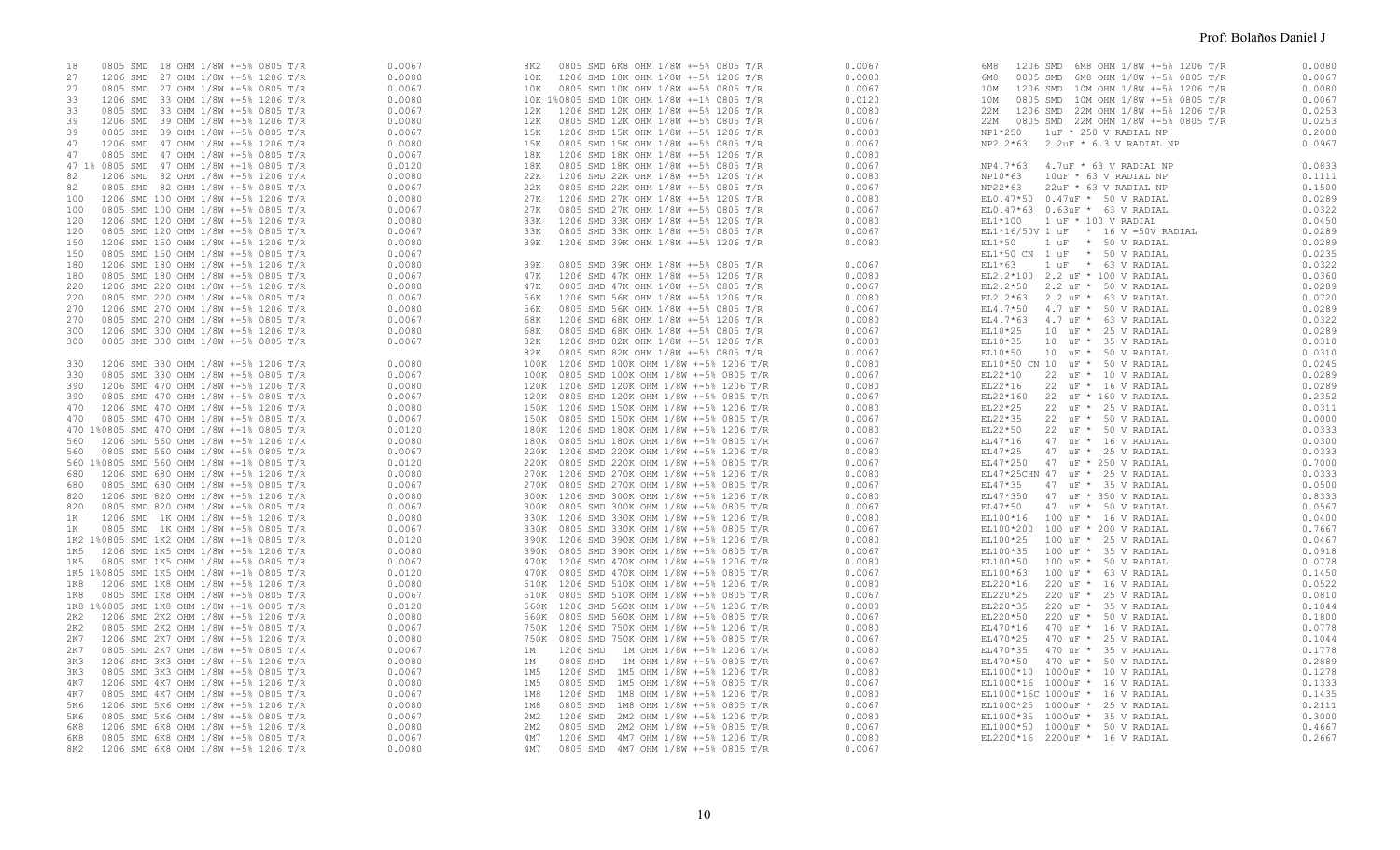| Código | Descripción | Precio |
|---|---|---|
| 18 | 0805 SMD 18 OHM 1/8W +-5% 0805 T/R | 0.0067 |
| 27 | 1206 SMD 27 OHM 1/8W +-5% 1206 T/R | 0.0080 |
| 27 | 0805 SMD 27 OHM 1/8W +-5% 0805 T/R | 0.0067 |
| 33 | 1206 SMD 33 OHM 1/8W +-5% 1206 T/R | 0.0080 |
| 33 | 0805 SMD 33 OHM 1/8W +-5% 0805 T/R | 0.0067 |
| 39 | 1206 SMD 39 OHM 1/8W +-5% 1206 T/R | 0.0080 |
| 39 | 0805 SMD 39 OHM 1/8W +-5% 0805 T/R | 0.0067 |
| 47 | 1206 SMD 47 OHM 1/8W +-5% 1206 T/R | 0.0080 |
| 47 | 0805 SMD 47 OHM 1/8W +-5% 0805 T/R | 0.0067 |
| 47 1% | 0805 SMD 47 OHM 1/8W +-1% 0805 T/R | 0.0120 |
| 82 | 1206 SMD 82 OHM 1/8W +-5% 1206 T/R | 0.0080 |
| 82 | 0805 SMD 82 OHM 1/8W +-5% 0805 T/R | 0.0067 |
| 100 | 1206 SMD 100 OHM 1/8W +-5% 1206 T/R | 0.0080 |
| 100 | 0805 SMD 100 OHM 1/8W +-5% 0805 T/R | 0.0067 |
| 120 | 1206 SMD 120 OHM 1/8W +-5% 1206 T/R | 0.0080 |
| 120 | 0805 SMD 120 OHM 1/8W +-5% 0805 T/R | 0.0067 |
| 150 | 1206 SMD 150 OHM 1/8W +-5% 1206 T/R | 0.0080 |
| 150 | 0805 SMD 150 OHM 1/8W +-5% 0805 T/R | 0.0067 |
| 180 | 1206 SMD 180 OHM 1/8W +-5% 1206 T/R | 0.0080 |
| 180 | 0805 SMD 180 OHM 1/8W +-5% 0805 T/R | 0.0067 |
| 220 | 1206 SMD 220 OHM 1/8W +-5% 1206 T/R | 0.0080 |
| 220 | 0805 SMD 220 OHM 1/8W +-5% 0805 T/R | 0.0067 |
| 270 | 1206 SMD 270 OHM 1/8W +-5% 1206 T/R | 0.0080 |
| 270 | 0805 SMD 270 OHM 1/8W +-5% 0805 T/R | 0.0067 |
| 300 | 1206 SMD 300 OHM 1/8W +-5% 1206 T/R | 0.0080 |
| 300 | 0805 SMD 300 OHM 1/8W +-5% 0805 T/R | 0.0067 |
| 330 | 1206 SMD 330 OHM 1/8W +-5% 1206 T/R | 0.0080 |
| 330 | 0805 SMD 330 OHM 1/8W +-5% 0805 T/R | 0.0067 |
| 390 | 1206 SMD 470 OHM 1/8W +-5% 1206 T/R | 0.0080 |
| 390 | 0805 SMD 470 OHM 1/8W +-5% 0805 T/R | 0.0067 |
| 470 | 1206 SMD 470 OHM 1/8W +-5% 1206 T/R | 0.0080 |
| 470 | 0805 SMD 470 OHM 1/8W +-5% 0805 T/R | 0.0067 |
| 470 1% | 0805 SMD 470 OHM 1/8W +-1% 0805 T/R | 0.0120 |
| 560 | 1206 SMD 560 OHM 1/8W +-5% 1206 T/R | 0.0080 |
| 560 | 0805 SMD 560 OHM 1/8W +-5% 0805 T/R | 0.0067 |
| 560 1% | 0805 SMD 560 OHM 1/8W +-1% 0805 T/R | 0.0120 |
| 680 | 1206 SMD 680 OHM 1/8W +-5% 1206 T/R | 0.0080 |
| 680 | 0805 SMD 680 OHM 1/8W +-5% 0805 T/R | 0.0067 |
| 820 | 1206 SMD 820 OHM 1/8W +-5% 1206 T/R | 0.0080 |
| 820 | 0805 SMD 820 OHM 1/8W +-5% 0805 T/R | 0.0067 |
| 1K | 1206 SMD 1K OHM 1/8W +-5% 1206 T/R | 0.0080 |
| 1K | 0805 SMD 1K OHM 1/8W +-5% 0805 T/R | 0.0067 |
| 1K2 1% | 0805 SMD 1K2 OHM 1/8W +-1% 0805 T/R | 0.0120 |
| 1K5 | 1206 SMD 1K5 OHM 1/8W +-5% 1206 T/R | 0.0080 |
| 1K5 | 0805 SMD 1K5 OHM 1/8W +-5% 0805 T/R | 0.0067 |
| 1K5 1% | 0805 SMD 1K5 OHM 1/8W +-1% 0805 T/R | 0.0120 |
| 1K8 | 1206 SMD 1K8 OHM 1/8W +-5% 1206 T/R | 0.0080 |
| 1K8 | 0805 SMD 1K8 OHM 1/8W +-5% 0805 T/R | 0.0067 |
| 1K8 1% | 0805 SMD 1K8 OHM 1/8W +-1% 0805 T/R | 0.0120 |
| 2K2 | 1206 SMD 2K2 OHM 1/8W +-5% 1206 T/R | 0.0080 |
| 2K2 | 0805 SMD 2K2 OHM 1/8W +-5% 0805 T/R | 0.0067 |
| 2K7 | 1206 SMD 2K7 OHM 1/8W +-5% 1206 T/R | 0.0080 |
| 2K7 | 0805 SMD 2K7 OHM 1/8W +-5% 0805 T/R | 0.0067 |
| 3K3 | 1206 SMD 3K3 OHM 1/8W +-5% 1206 T/R | 0.0080 |
| 3K3 | 0805 SMD 3K3 OHM 1/8W +-5% 0805 T/R | 0.0067 |
| 4K7 | 1206 SMD 4K7 OHM 1/8W +-5% 1206 T/R | 0.0080 |
| 4K7 | 0805 SMD 4K7 OHM 1/8W +-5% 0805 T/R | 0.0067 |
| 5K6 | 1206 SMD 5K6 OHM 1/8W +-5% 1206 T/R | 0.0080 |
| 5K6 | 0805 SMD 5K6 OHM 1/8W +-5% 0805 T/R | 0.0067 |
| 6K8 | 1206 SMD 6K8 OHM 1/8W +-5% 1206 T/R | 0.0080 |
| 6K8 | 0805 SMD 6K8 OHM 1/8W +-5% 0805 T/R | 0.0067 |
| 8K2 | 1206 SMD 6K8 OHM 1/8W +-5% 1206 T/R | 0.0080 |
| 8K2 | 0805 SMD 6K8 OHM 1/8W +-5% 0805 T/R | 0.0067 |
| 10K | 1206 SMD 10K OHM 1/8W +-5% 1206 T/R | 0.0080 |
| 10K | 0805 SMD 10K OHM 1/8W +-5% 0805 T/R | 0.0067 |
| 10K 1% | 0805 SMD 10K OHM 1/8W +-1% 0805 T/R | 0.0120 |
| 12K | 1206 SMD 12K OHM 1/8W +-5% 1206 T/R | 0.0080 |
| 12K | 0805 SMD 12K OHM 1/8W +-5% 0805 T/R | 0.0067 |
| 15K | 1206 SMD 15K OHM 1/8W +-5% 1206 T/R | 0.0080 |
| 15K | 0805 SMD 15K OHM 1/8W +-5% 0805 T/R | 0.0067 |
| 18K | 1206 SMD 18K OHM 1/8W +-5% 1206 T/R | 0.0080 |
| 18K | 0805 SMD 18K OHM 1/8W +-5% 0805 T/R | 0.0067 |
| 22K | 1206 SMD 22K OHM 1/8W +-5% 1206 T/R | 0.0080 |
| 22K | 0805 SMD 22K OHM 1/8W +-5% 0805 T/R | 0.0067 |
| 27K | 1206 SMD 27K OHM 1/8W +-5% 1206 T/R | 0.0080 |
| 27K | 0805 SMD 27K OHM 1/8W +-5% 0805 T/R | 0.0067 |
| 33K | 1206 SMD 33K OHM 1/8W +-5% 1206 T/R | 0.0080 |
| 33K | 0805 SMD 33K OHM 1/8W +-5% 0805 T/R | 0.0067 |
| 39K | 1206 SMD 39K OHM 1/8W +-5% 1206 T/R | 0.0080 |
| 39K | 0805 SMD 39K OHM 1/8W +-5% 0805 T/R | 0.0067 |
| 47K | 1206 SMD 47K OHM 1/8W +-5% 1206 T/R | 0.0080 |
| 47K | 0805 SMD 47K OHM 1/8W +-5% 0805 T/R | 0.0067 |
| 56K | 1206 SMD 56K OHM 1/8W +-5% 1206 T/R | 0.0080 |
| 56K | 0805 SMD 56K OHM 1/8W +-5% 0805 T/R | 0.0067 |
| 68K | 1206 SMD 68K OHM 1/8W +-5% 1206 T/R | 0.0080 |
| 68K | 0805 SMD 68K OHM 1/8W +-5% 0805 T/R | 0.0067 |
| 82K | 1206 SMD 82K OHM 1/8W +-5% 1206 T/R | 0.0080 |
| 82K | 0805 SMD 82K OHM 1/8W +-5% 0805 T/R | 0.0067 |
| 100K | 1206 SMD 100K OHM 1/8W +-5% 1206 T/R | 0.0080 |
| 100K | 0805 SMD 100K OHM 1/8W +-5% 0805 T/R | 0.0067 |
| 120K | 1206 SMD 120K OHM 1/8W +-5% 1206 T/R | 0.0080 |
| 120K | 0805 SMD 120K OHM 1/8W +-5% 0805 T/R | 0.0067 |
| 150K | 1206 SMD 150K OHM 1/8W +-5% 1206 T/R | 0.0080 |
| 150K | 0805 SMD 150K OHM 1/8W +-5% 0805 T/R | 0.0067 |
| 180K | 1206 SMD 180K OHM 1/8W +-5% 1206 T/R | 0.0080 |
| 180K | 0805 SMD 180K OHM 1/8W +-5% 0805 T/R | 0.0067 |
| 220K | 1206 SMD 220K OHM 1/8W +-5% 1206 T/R | 0.0080 |
| 220K | 0805 SMD 220K OHM 1/8W +-5% 0805 T/R | 0.0067 |
| 270K | 1206 SMD 270K OHM 1/8W +-5% 1206 T/R | 0.0080 |
| 270K | 0805 SMD 270K OHM 1/8W +-5% 0805 T/R | 0.0067 |
| 300K | 1206 SMD 300K OHM 1/8W +-5% 1206 T/R | 0.0080 |
| 300K | 0805 SMD 300K OHM 1/8W +-5% 0805 T/R | 0.0067 |
| 330K | 1206 SMD 330K OHM 1/8W +-5% 1206 T/R | 0.0080 |
| 330K | 0805 SMD 330K OHM 1/8W +-5% 0805 T/R | 0.0067 |
| 390K | 1206 SMD 390K OHM 1/8W +-5% 1206 T/R | 0.0080 |
| 390K | 0805 SMD 390K OHM 1/8W +-5% 0805 T/R | 0.0067 |
| 470K | 1206 SMD 470K OHM 1/8W +-5% 1206 T/R | 0.0080 |
| 470K | 0805 SMD 470K OHM 1/8W +-5% 0805 T/R | 0.0067 |
| 510K | 1206 SMD 510K OHM 1/8W +-5% 1206 T/R | 0.0080 |
| 510K | 0805 SMD 510K OHM 1/8W +-5% 0805 T/R | 0.0067 |
| 560K | 1206 SMD 560K OHM 1/8W +-5% 1206 T/R | 0.0080 |
| 560K | 0805 SMD 560K OHM 1/8W +-5% 0805 T/R | 0.0067 |
| 750K | 1206 SMD 750K OHM 1/8W +-5% 1206 T/R | 0.0080 |
| 750K | 0805 SMD 750K OHM 1/8W +-5% 0805 T/R | 0.0067 |
| 1M | 1206 SMD 1M OHM 1/8W +-5% 1206 T/R | 0.0080 |
| 1M | 0805 SMD 1M OHM 1/8W +-5% 0805 T/R | 0.0067 |
| 1M5 | 1206 SMD 1M5 OHM 1/8W +-5% 1206 T/R | 0.0080 |
| 1M5 | 0805 SMD 1M5 OHM 1/8W +-5% 0805 T/R | 0.0067 |
| 1M8 | 1206 SMD 1M8 OHM 1/8W +-5% 1206 T/R | 0.0080 |
| 1M8 | 0805 SMD 1M8 OHM 1/8W +-5% 0805 T/R | 0.0067 |
| 2M2 | 1206 SMD 2M2 OHM 1/8W +-5% 1206 T/R | 0.0080 |
| 2M2 | 0805 SMD 2M2 OHM 1/8W +-5% 0805 T/R | 0.0067 |
| 4M7 | 1206 SMD 4M7 OHM 1/8W +-5% 1206 T/R | 0.0080 |
| 4M7 | 0805 SMD 4M7 OHM 1/8W +-5% 0805 T/R | 0.0067 |
| 6M8 | 1206 SMD 6M8 OHM 1/8W +-5% 1206 T/R | 0.0080 |
| 6M8 | 0805 SMD 6M8 OHM 1/8W +-5% 0805 T/R | 0.0067 |
| 10M | 1206 SMD 10M OHM 1/8W +-5% 1206 T/R | 0.0080 |
| 10M | 0805 SMD 10M OHM 1/8W +-5% 0805 T/R | 0.0067 |
| 22M | 1206 SMD 22M OHM 1/8W +-5% 1206 T/R | 0.0253 |
| 22M | 0805 SMD 22M OHM 1/8W +-5% 0805 T/R | 0.0253 |
| NP1*250 | 1uF * 250 V RADIAL NP | 0.2000 |
| NP2.2*63 | 2.2uF * 6.3 V RADIAL NP | 0.0967 |
| NP4.7*63 | 4.7uF * 63 V RADIAL NP | 0.0833 |
| NP10*63 | 10uF * 63 V RADIAL NP | 0.1111 |
| NP22*63 | 22uF * 63 V RADIAL NP | 0.1500 |
| EL0.47*50 | 0.47uF * 50 V RADIAL | 0.0289 |
| EL0.47*63 | 0.63uF * 63 V RADIAL | 0.0322 |
| EL1*100 | 1 uF * 100 V RADIAL | 0.0450 |
| EL1*16/50V | 1 uF * 16 V =50V RADIAL | 0.0289 |
| EL1*50 | 1 uF * 50 V RADIAL | 0.0289 |
| EL1*50 CN | 1 uF * 50 V RADIAL | 0.0235 |
| EL1*63 | 1 uF * 63 V RADIAL | 0.0322 |
| EL2.2*100 | 2.2 uF * 100 V RADIAL | 0.0360 |
| EL2.2*50 | 2.2 uF * 50 V RADIAL | 0.0289 |
| EL2.2*63 | 2.2 uF * 63 V RADIAL | 0.0720 |
| EL4.7*50 | 4.7 uF * 50 V RADIAL | 0.0289 |
| EL4.7*63 | 4.7 uF * 63 V RADIAL | 0.0322 |
| EL10*25 | 10 uF * 25 V RADIAL | 0.0289 |
| EL10*35 | 10 uF * 35 V RADIAL | 0.0310 |
| EL10*50 | 10 uF * 50 V RADIAL | 0.0310 |
| EL10*50 CN | 10 uF * 50 V RADIAL | 0.0245 |
| EL22*10 | 22 uF * 10 V RADIAL | 0.0289 |
| EL22*16 | 22 uF * 16 V RADIAL | 0.0289 |
| EL22*160 | 22 uF * 160 V RADIAL | 0.2352 |
| EL22*25 | 22 uF * 25 V RADIAL | 0.0311 |
| EL22*35 | 22 uF * 50 V RADIAL | 0.0000 |
| EL22*50 | 22 uF * 50 V RADIAL | 0.0333 |
| EL47*16 | 47 uF * 16 V RADIAL | 0.0300 |
| EL47*25 | 47 uF * 25 V RADIAL | 0.0333 |
| EL47*250 | 47 uF * 250 V RADIAL | 0.7000 |
| EL47*25CHN | 47 uF * 25 V RADIAL | 0.0333 |
| EL47*35 | 47 uF * 35 V RADIAL | 0.0500 |
| EL47*350 | 47 uF * 350 V RADIAL | 0.8333 |
| EL47*50 | 47 uF * 50 V RADIAL | 0.0567 |
| EL100*16 | 100 uF * 16 V RADIAL | 0.0400 |
| EL100*200 | 100 uF * 200 V RADIAL | 0.7667 |
| EL100*25 | 100 uF * 25 V RADIAL | 0.0467 |
| EL100*35 | 100 uF * 35 V RADIAL | 0.0918 |
| EL100*50 | 100 uF * 50 V RADIAL | 0.0778 |
| EL100*63 | 100 uF * 63 V RADIAL | 0.1450 |
| EL220*16 | 220 uF * 16 V RADIAL | 0.0522 |
| EL220*25 | 220 uF * 25 V RADIAL | 0.0810 |
| EL220*35 | 220 uF * 35 V RADIAL | 0.1044 |
| EL220*50 | 220 uF * 50 V RADIAL | 0.1800 |
| EL470*16 | 470 uF * 16 V RADIAL | 0.0778 |
| EL470*25 | 470 uF * 25 V RADIAL | 0.1044 |
| EL470*35 | 470 uF * 35 V RADIAL | 0.1778 |
| EL470*50 | 470 uF * 50 V RADIAL | 0.2889 |
| EL1000*10 | 1000uF * 10 V RADIAL | 0.1278 |
| EL1000*16 | 1000uF * 16 V RADIAL | 0.1333 |
| EL1000*16C | 1000uF * 16 V RADIAL | 0.1435 |
| EL1000*25 | 1000uF * 25 V RADIAL | 0.2111 |
| EL1000*35 | 1000uF * 35 V RADIAL | 0.3000 |
| EL1000*50 | 1000uF * 50 V RADIAL | 0.4667 |
| EL2200*16 | 2200uF * 16 V RADIAL | 0.2667 |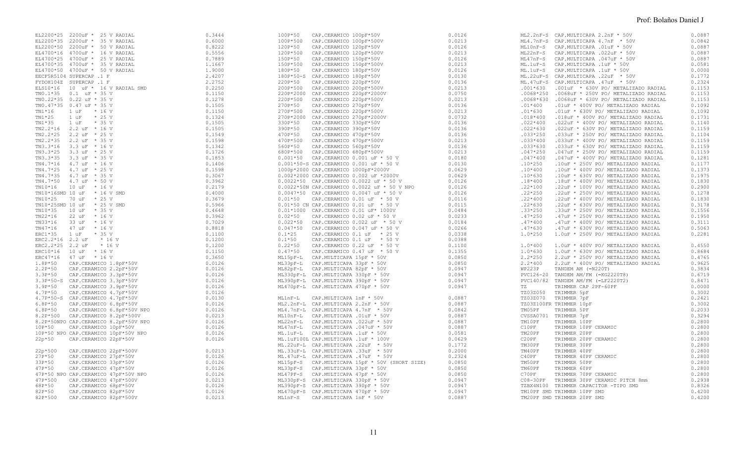| Código | Descripción | Precio |
|---|---|---|
| EL2200*25 | 2200uF * 25 V RADIAL | 0.3444 |
| EL2200*35 | 2200uF * 35 V RADIAL | 0.6000 |
| EL2200*50 | 2200uF * 50 V RADIAL | 0.8222 |
| EL4700*16 | 4700uF * 16 V RADIAL | 0.5556 |
| EL4700*25 | 4700uF * 25 V RADIAL | 0.7889 |
| EL4700*35 | 4700uF * 35 V RADIAL | 1.1667 |
| EL4700*50 | 4700uF * 50 V RADIAL | 1.9000 |
| EECF5R5104 | SUPERCAP .1 F | 2.4207 |
| FYDOH104Z | SUPERCAP .1 F | 2.2752 |
| ELS10*16 | 10 uF * 16 V RADIAL SMD | 0.2250 |
| TN0.1*35 | 0.1 uF * 35 V | 0.1150 |
| TN0.22*35 | 0.22 uF * 35 V | 0.1278 |
| TN0.47*35 | 0.47 uF * 35 V | 0.1505 |
| TN1*16 | 1 uF * 16 V | 0.1150 |
| TN1*25 | 1 uF * 25 V | 0.1324 |
| TN1*35 | 1 uF * 35 V | 0.1505 |
| TN2.2*16 | 2.2 uF * 16 V | 0.1505 |
| TN2.2*25 | 2.2 uF * 25 V | 0.1549 |
| TN2.2*35 | 2.2 uF * 35 V | 0.1598 |
| TN3.3*16 | 3.3 uF * 16 V | 0.1342 |
| TN3.3*25 | 3.3 uF * 25 V | 0.1726 |
| TN3.3*35 | 3.3 uF * 35 V | 0.1853 |
| TN4.7*16 | 4.7 uF * 16 V | 0.1406 |
| TN4.7*25 | 4.7 uF * 25 V | 0.1598 |
| TN4.7*35 | 4.7 uF * 35 V | 0.3067 |
| TN4.7*50 | 4.7 uF * 50 V | 0.3962 |
| TN10*16 | 10 uF * 16 V | 0.2179 |
| TN10*16SMD | 10 uF * 16 V SMD | 0.4000 |
| TN10*25 | 70 uF * 25 V | 0.3679 |
| TN10*25SMD | 10 uF * 25 V SMD | 0.5966 |
| TN10*35 | 10 uF * 35 V | 0.4648 |
| TN22*16 | 22 uF * 16 V | 0.3962 |
| TN33*16 | 33 uF * 16 V | 0.7029 |
| TN47*16 | 47 uF * 16 V | 0.8818 |
| ERC1*35 | 1 uF * 35 V | 0.1100 |
| ERC2.2*16 | 2.2 uF * 16 V | 0.1200 |
| ERC2.2*25 | 2.2 uF * 16 V | 0.1200 |
| ERC10*16 | 10 uF * 16 V | 0.1150 |
| ERC47*16 | 47 uF * 16 V | 0.3650 |
| 1.8P*50 | CAP.CERAMICO 1.8pF*50V | 0.0126 |
| 2.2P*50 | CAP.CERAMICO 2.2pF*50V | 0.0126 |
| 3.3P*50 | CAP.CERAMICO 3.3pF*50V | 0.0126 |
| 3.3P*50-S | CAP.CERAMICO 3.3pF*50V | 0.0126 |
| 3.9P*50 | CAP.CERAMICO 3.9pF*50V | 0.0126 |
| 4.7P*50 | CAP.CERAMICO 4.7pF*50V | 0.0126 |
| 4.7P*50-S | CAP.CERAMICO 4.7pF*50V | 0.0130 |
| 6.8P*50 | CAP.CERAMICO 6.8pF*50V | 0.0126 |
| 6.8P*50 | CAP.CERAMICO 6.8pF*50V NPO | 0.0126 |
| 8.2P*500 | CAP.CERAMICO 8.2pF*500V | 0.0213 |
| 8.2P*50NPO | CAP.CERAMICO 8.2pF*50V NPO | 0.0126 |
| 10P*50 | CAP.CERAMICO 10pF*50V | 0.0126 |
| 10P*50 NPO | CAP.CERAMICO 10pF*50V NPO | 0.0126 |
| 22p*50 | CAP.CERAMICO 22pF*50V | 0.0126 |
| 22p*500 | CAP.CERAMICO 22pF*500V | 0.0213 |
| 27P*50 | CAP.CERAMICO 27pF*50V | 0.0126 |
| 33P*50 | CAP.CERAMICO 33pF*50V | 0.0126 |
| 47P*50 | CAP.CERAMICO 47pF*50V | 0.0126 |
| 47P*50 NPO | CAP.CERAMICO 47pF*50V NPO | 0.0126 |
| 47P*500 | CAP.CERAMICO 47pF*500V | 0.0213 |
| 68P*50 | CAP.CERAMICO 68pF*50V | 0.0126 |
| 82P*50 | CAP.CERAMICO 82pF*50V | 0.0126 |
| 82P*500 | CAP.CERAMICO 82pF*500V | 0.0213 |
| 100P*50 | CAP.CERAMICO 100pF*50V | 0.0126 |
| 100P*500 | CAP.CERAMICO 100pF*500V | 0.0213 |
| 120P*50 | CAP.CERAMICO 120pF*50V | 0.0126 |
| 120P*500 | CAP.CERAMICO 120pF*500V | 0.0213 |
| 150P*50 | CAP.CERAMICO 150pF*50V | 0.0126 |
| 150P*500 | CAP.CERAMICO 150pF*500V | 0.0213 |
| 180P*50 | CAP.CERAMICO 180pF*50V | 0.0126 |
| 180P*50-S | CAP.CERAMICO 180pF*50V | 0.0130 |
| 220P*50 | CAP.CERAMICO 220pF*50V | 0.0136 |
| 200P*500 | CAP.CERAMICO 200pF*500V | 0.0213 |
| 220P*2000 | CAP.CERAMICO 220pF*2000V | 0.0750 |
| 220P*500 | CAP.CERAMICO 220pF*500V | 0.0213 |
| 270P*50 | CAP.CERAMICO 270pF*50V | 0.0136 |
| 270P*500 | CAP.CERAMICO 220pF*500V | 0.0213 |
| 270P*2000 | CAP.CERAMICO 270pF*2000V | 0.0732 |
| 330P*50 | CAP.CERAMICO 330pF*50V | 0.0136 |
| 390P*50 | CAP.CERAMICO 390pF*50V | 0.0136 |
| 470P*50 | CAP.CERAMICO 470pF*50V | 0.0136 |
| 470P*500 | CAP.CERAMICO 470pF*500V | 0.0213 |
| 560P*50 | CAP.CERAMICO 560pF*50V | 0.0136 |
| 680P*500 | CAP.CERAMICO 680pF*500V | 0.0213 |
| 0.001*50 | CAP.CERAMICO 0.001 uF * 50 V | 0.0180 |
| 0.001*50-S | CAP.CERAMICO 0.001 uF * 50 V | 0.0130 |
| 1000p*2000 | CAP.CERAMICO 1000pF*2000V | 0.0629 |
| 0.002*2000 | CAP.CERAMICO 0.002 uF *2000V | 0.0629 |
| 0.0022*50 | CAP.CERAMICO 0.0022 uF * 50 V | 0.0126 |
| 0.0022*50N | CAP.CERAMICO 0.0022 uF * 50 V NPO | 0.0126 |
| 0.0047*50 | CAP.CERAMICO 0.0047 uF * 50 V | 0.0126 |
| 0.01*50 | CAP.CERAMICO 0.01 uF * 50 V | 0.0116 |
| 0.01*50 CN | CAP.CERAMICO 0.01 uF * 50 V | 0.0115 |
| 0.01*1000 | CAP.CERAMICO 0.01 uF* 1000V | 0.0484 |
| 0.02*50 | CAP.CERAMICO 0.02 uF * 50 V | 0.0233 |
| 0.022*50 | CAP.CERAMICO 0.022 uF * 50 V | 0.0184 |
| 0.047*50 | CAP.CERAMICO 0.047 uF * 50 V | 0.0266 |
| 0.1*25 | CAP.CERAMICO 0.1 uF * 25 V | 0.0338 |
| 0.1*50 | CAP.CERAMICO 0.1 uF * 50 V | 0.0388 |
| 0.22*50 | CAP.CERAMICO 0.22 uF * 50 V | 0.1100 |
| 0.47*50 | CAP.CERAMICO 0.47 uF * 50 V | 0.1355 |
| ML15pF-L | CAP.MULTICAPA 15pF * 50V | 0.0850 |
| ML33pF-L | CAP.MULTICAPA 33pF * 50V | 0.0850 |
| ML82pF-L | CAP.MULTICAPA 82pF * 50V | 0.0947 |
| ML330pF-L | CAP.MULTICAPA 330pF * 50V | 0.0947 |
| ML390pF-L | CAP.MULTICAPA 390pF * 50V | 0.0947 |
| ML470pF-L | CAP.MULTICAPA 470pF * 50V | 0.0947 |
| ML1nF-L | CAP.MULTICAPA 1nF * 50V | 0.0887 |
| ML2.2nF-L | CAP.MULTICAPA 2.2nF * 50V | 0.0887 |
| ML4.7nF-L | CAP.MULTICAPA 4.7nF * 50V | 0.0842 |
| ML10nF-L | CAP.MULTICAPA .01uF * 50V | 0.0887 |
| ML22nF-L | CAP.MULTICAPA .022uF * 50V | 0.0887 |
| ML47nF-L | CAP.MULTICAPA .047uF * 50V | 0.0887 |
| ML.1uF-L | CAP.MULTICAPA .1uF * 50V | 0.0581 |
| ML.1uF100L | CAP.MULTICAPA .1uF * 100V | 0.0629 |
| ML.22uF-L | CAP.MULTICAPA .22uF * 50V | 0.1772 |
| ML.33uF-L | CAP.MULTICAPA .33uF * 50V | 0.2000 |
| ML.47uF-L | CAP.MULTICAPA .47uF * 50V | 0.2324 |
| ML15pF-S | CAP.MULTICAPA 15pF * 50V (SHORT SIZE) | 0.0850 |
| ML33pF-S | CAP.MULTICAPA 33pF * 50V | 0.0850 |
| ML47PF-S | CAP.MULTICAPA 47pF * 50V | 0.0850 |
| ML330pF-S | CAP.MULTICAPA 330pF * 50V | 0.0947 |
| ML390pF-S | CAP.MULTICAPA 390pF * 50V | 0.0947 |
| ML470pF-S | CAP.MULTICAPA 470pF * 50V | 0.0947 |
| ML1nF-S | CAP.MULTICAPA 1nF * 50V | 0.0887 |
| ML2.2nF-S | CAP.MULTICAPA 2.2nF * 50V | 0.0887 |
| ML4.7nF-S | CAP.MULTICAPA 4.7nF * 50V | 0.0842 |
| ML10nF-S | CAP.MULTICAPA .01uF * 50V | 0.0887 |
| ML22nF-S | CAP.MULTICAPA .022uF * 50V | 0.0887 |
| ML47nF-S | CAP.MULTICAPA .047uF * 50V | 0.0887 |
| ML.1uF-S | CAP.MULTICAPA .1uF * 50V | 0.0581 |
| ML.1uF-S | CAP.MULTICAPA .1uF * 50V | 0.0000 |
| ML.22uF-S | CAP.MULTICAPA .22uF * 50V | 0.1772 |
| ML.47uF-S | CAP.MULTICAPA .47uF * 50V | 0.2324 |
| .001*630 | .001uF * 630V PO/ METALIZADO RADIAL | 0.1153 |
| .0068*250 | .0068uF * 250V PO/ METALIZADO RADIAL | 0.1153 |
| .0068*630 | .0068uF * 630V PO/ METALIZADO RADIAL | 0.1153 |
| .01*400 | .01uF * 400V PO/ METALIZADO RADIAL | 0.1092 |
| .01*630 | .01uF * 630V PO/ METALIZADO RADIAL | 0.1092 |
| .018*400 | .018uF * 400V PO/ METALIZADO RADIAL | 0.1731 |
| .022*400 | .022uF * 400V PO/ METALIZADO RADIAL | 0.1140 |
| .022*630 | .022uF * 630V PO/ METALIZADO RADIAL | 0.1159 |
| .033*250 | .033uF * 250V PO/ METALIZADO RADIAL | 0.1104 |
| .033*400 | .033uF * 400V PO/ METALIZADO RADIAL | 0.1159 |
| .033*630 | .033uF * 630V PO/ METALIZADO RADIAL | 0.1159 |
| .047*250 | .047uF * 250V PO/ METALIZADO RADIAL | 0.1159 |
| .047*400 | .047uF * 400V PO/ METALIZADO RADIAL | 0.1281 |
| .10*250 | .10uF * 250V PO/ METALIZADO RADIAL | 0.1177 |
| .10*400 | .10uF * 400V PO/ METALIZADO RADIAL | 0.1373 |
| .10*630 | .10uF * 630V PO/ METALIZADO RADIAL | 0.1975 |
| .18*400 | .18uF * 400V PO/ METALIZADO RADIAL | 0.1830 |
| .22*100 | .22uF * 100V PO/ METALIZADO RADIAL | 0.2900 |
| .22*250 | .22uF * 250V PO/ METALIZADO RADIAL | 0.1278 |
| .22*400 | .22uF * 400V PO/ METALIZADO RADIAL | 0.1830 |
| .22*630 | .22uF * 630V PO/ METALIZADO RADIAL | 0.3178 |
| .33*250 | .33uF * 250V PO/ METALIZADO RADIAL | 0.1556 |
| .47*250 | .47uF * 250V PO/ METALIZADO RADIAL | 0.1950 |
| .47*400 | .47uF * 400V PO/ METALIZADO RADIAL | 0.3111 |
| .47*630 | .47uF * 630V PO/ METALIZADO RADIAL | 0.5063 |
| 1.0*250 | 1.0uF * 250V PO/ METALIZADO RADIAL | 0.2281 |
| 1.0*400 | 1.0uF * 400V PO/ METALIZADO RADIAL | 0.4550 |
| 1.0*630 | 1.0uF * 630V PO/ METALIZADO RADIAL | 0.8684 |
| 2.2*250 | 2.2uF * 250V PO/ METALIZADO RADIAL | 0.4765 |
| 2.2*400 | 2.2uF * 400V PO/ METALIZADO RADIAL | 0.9625 |
| WP223P | TANDEM AM (=N220T) | 0.3834 |
| PVC126-20 | TANDEM AM/FM (=KG2220T8) | 0.6719 |
| PVC140/82 | TANDEM AM/FM (=LF2220T2) | 0.8471 |
| TZ | TRIMMER CAP 2PF-60PF | 0.0000 |
| TZ03Z050 | TRIMMER 5pF | 0.3002 |
| TZ03Z070 | TRIMMER 7pF | 0.2421 |
| TZ03Z100FR | TRIMMER 10pF | 0.3002 |
| TM05PF | TRIMMER 5PF | 0.2033 |
| CVSSA0701 | TRIMMER 7pF | 0.3294 |
| TM10PF | TRIMMER 10PF | 0.2800 |
| C10PF | TRIMMER 10PF CERAMIC | 0.2800 |
| TM20PF | TRIMMER 20PF | 0.2800 |
| C20PF | TRIMMER 20PF CERAMIC | 0.2800 |
| TM30PF | TRIMMER 30PF | 0.2800 |
| TM40PF | TRIMMER 40PF | 0.2800 |
| C40PF | TRIMMER 40PF CERAMIC | 0.2800 |
| TM50PF | TRIMMER 50PF | 0.2800 |
| TM60PF | TRIMMER 60PF | 0.2800 |
| C70PF | TRIMMER 70PF CERAMIC | 0.2800 |
| C08-30PF | TRIMMER 30PF CERAMIC PITCH 8mm | 0.2938 |
| TZBX4N100 | TRIMMER CAPACITOR -TIPO SMD | 0.8326 |
| TM10PF SMD | TRIMMER 10PF SMD | 0.4200 |
| TM20PF SMD | TRIMMER 20PF SMD | 0.4200 |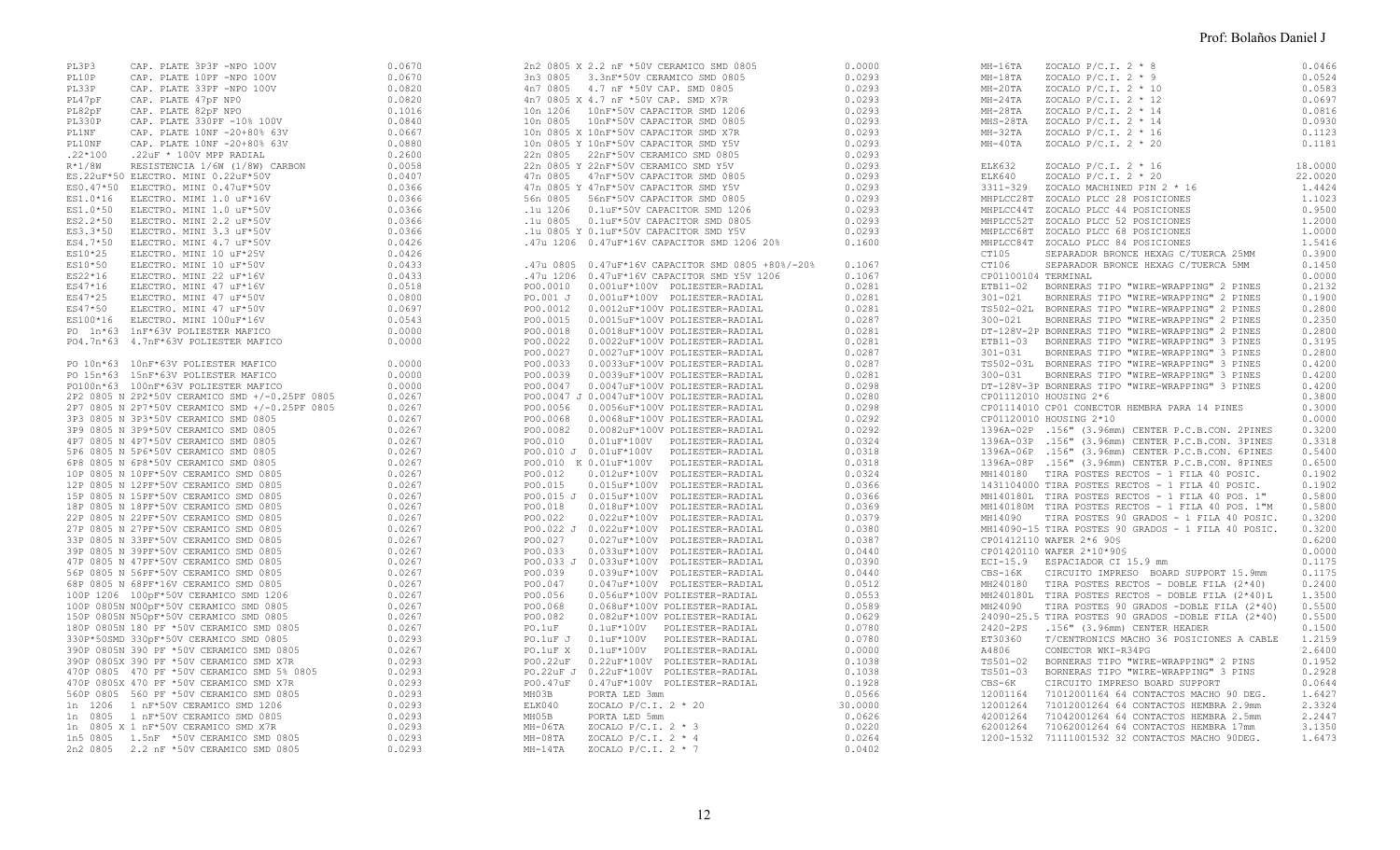| Código | Descripción | Precio |
|---|---|---|
| PL3P3 | CAP. PLATE 3P3F -NPO 100V | 0.0670 |
| PL10P | CAP. PLATE 10PF -NPO 100V | 0.0670 |
| PL33P | CAP. PLATE 33PF -NPO 100V | 0.0820 |
| PL47pF | CAP. PLATE 47pF NPO | 0.0820 |
| PL82pF | CAP. PLATE 82pF NPO | 0.1016 |
| PL330P | CAP. PLATE 330PF -10% 100V | 0.0840 |
| PL1NF | CAP. PLATE 10NF -20+80% 63V | 0.0667 |
| PL10NF | CAP. PLATE 10NF -20+80% 63V | 0.0880 |
| .22*100 | .22uF * 100V MPP RADIAL | 0.2600 |
| R*1/8W | RESISTENCIA 1/6W (1/8W) CARBON | 0.0058 |
| ES.22uF*50 | ELECTRO. MINI 0.22uF*50V | 0.0407 |
| ES0.47*50 | ELECTRO. MINI 0.47uF*50V | 0.0366 |
| ES1.0*16 | ELECTRO. MIMI 1.0 uF*16V | 0.0366 |
| ES1.0*50 | ELECTRO. MINI 1.0 uF*50V | 0.0366 |
| ES2.2*50 | ELECTRO. MINI 2.2 uF*50V | 0.0366 |
| ES3.3*50 | ELECTRO. MINI 3.3 uF*50V | 0.0366 |
| ES4.7*50 | ELECTRO. MINI 4.7 uF*50V | 0.0426 |
| ES10*25 | ELECTRO. MINI 10 uF*25V | 0.0426 |
| ES10*50 | ELECTRO. MINI 10 uF*50V | 0.0433 |
| ES22*16 | ELECTRO. MINI 22 uF*16V | 0.0433 |
| ES47*16 | ELECTRO. MINI 47 uF*16V | 0.0518 |
| ES47*25 | ELECTRO. MINI 47 uF*25V | 0.0800 |
| ES47*50 | ELECTRO. MINI 47 uF*50V | 0.0697 |
| ES100*16 | ELECTRO. MINI 100uF*16V | 0.0543 |
| PO 1n*63 | 1nF*63V POLIESTER MAFICO | 0.0000 |
| PO4.7n*63 | 4.7nF*63V POLIESTER MAFICO | 0.0000 |
| PO 10n*63 | 10nF*63V POLIESTER MAFICO | 0.0000 |
| PO 15n*63 | 15nF*63V POLIESTER MAFICO | 0.0000 |
| PO100n*63 | 100nF*63V POLIESTER MAFICO | 0.0000 |
| 2P2 0805 N | 2P2*50V CERAMICO SMD +/-0.25PF 0805 | 0.0267 |
| 2P7 0805 N | 2P7*50V CERAMICO SMD +/-0.25PF 0805 | 0.0267 |
| 3P3 0805 N | 3P3*50V CERAMICO SMD 0805 | 0.0267 |
| 3P9 0805 N | 3P9*50V CERAMICO SMD 0805 | 0.0267 |
| 4P7 0805 N | 4P7*50V CERAMICO SMD 0805 | 0.0267 |
| 5P6 0805 N | 5P6*50V CERAMICO SMD 0805 | 0.0267 |
| 6P8 0805 N | 6P8*50V CERAMICO SMD 0805 | 0.0267 |
| 10P 0805 N | 10PF*50V CERAMICO SMD 0805 | 0.0267 |
| 12P 0805 N | 12PF*50V CERAMICO SMD 0805 | 0.0267 |
| 15P 0805 N | 15PF*50V CERAMICO SMD 0805 | 0.0267 |
| 18P 0805 N | 18PF*50V CERAMICO SMD 0805 | 0.0267 |
| 22P 0805 N | 22PF*50V CERAMICO SMD 0805 | 0.0267 |
| 27P 0805 N | 27PF*50V CERAMICO SMD 0805 | 0.0267 |
| 33P 0805 N | 33PF*50V CERAMICO SMD 0805 | 0.0267 |
| 39P 0805 N | 39PF*50V CERAMICO SMD 0805 | 0.0267 |
| 47P 0805 N | 47PF*50V CERAMICO SMD 0805 | 0.0267 |
| 56P 0805 N | 56PF*50V CERAMICO SMD 0805 | 0.0267 |
| 68P 0805 N | 68PF*16V CERAMICO SMD 0805 | 0.0267 |
| 100P 1206 | 100pF*50V CERAMICO SMD 1206 | 0.0267 |
| 100P 0805N | N00pF*50V CERAMICO SMD 0805 | 0.0267 |
| 150P 0805N | N50pF*50V CERAMICO SMD 0805 | 0.0267 |
| 180P 0805N | 180 PF *50V CERAMICO SMD 0805 | 0.0267 |
| 330P*50SMD | 330pF*50V CERAMICO SMD 0805 | 0.0293 |
| 390P 0805N | 390 PF *50V CERAMICO SMD 0805 | 0.0267 |
| 390P 0805X | 390 PF *50V CERAMICO SMD X7R | 0.0293 |
| 470P 0805 | 470 PF *50V CERAMICO SMD 5% 0805 | 0.0293 |
| 470P 0805X | 470 PF *50V CERAMICO SMD X7R | 0.0293 |
| 560P 0805 | 560 PF *50V CERAMICO SMD 0805 | 0.0293 |
| 1n 1206 | 1 nF*50V CERAMICO SMD 1206 | 0.0293 |
| 1n 0805 | 1 nF*50V CERAMICO SMD 0805 | 0.0293 |
| 1n 0805 X 1 | nF*50V CERAMICO SMD X7R | 0.0293 |
| 1n5 0805 | 1.5nF *50V CERAMICO SMD 0805 | 0.0293 |
| 2n2 0805 | 2.2 nF *50V CERAMICO SMD 0805 | 0.0293 |
| 2n2 0805 X | 2.2 nF *50V CERAMICO SMD 0805 | 0.0000 |
| 3n3 0805 | 3.3nF*50V CERAMICO SMD 0805 | 0.0293 |
| 4n7 0805 | 4.7 nF *50V CAP. SMD 0805 | 0.0293 |
| 4n7 0805 X | 4.7 nF *50V CAP. SMD X7R | 0.0293 |
| 10n 1206 | 10nF*50V CAPACITOR SMD 1206 | 0.0293 |
| 10n 0805 | 10nF*50V CAPACITOR SMD 0805 | 0.0293 |
| 10n 0805 X | 10nF*50V CAPACITOR SMD X7R | 0.0293 |
| 10n 0805 Y | 10nF*50V CAPACITOR SMD Y5V | 0.0293 |
| 22n 0805 | 22nF*50V CERAMICO SMD 0805 | 0.0293 |
| 22n 0805 Y | 22nF*50V CERAMICO SMD Y5V | 0.0293 |
| 47n 0805 | 47nF*50V CAPACITOR SMD 0805 | 0.0293 |
| 47n 0805 Y | 47nF*50V CAPACITOR SMD Y5V | 0.0293 |
| 56n 0805 | 56nF*50V CAPACITOR SMD 0805 | 0.0293 |
| .1u 1206 | 0.1uF*50V CAPACITOR SMD 1206 | 0.0293 |
| .1u 0805 | 0.1uF*50V CAPACITOR SMD 0805 | 0.0293 |
| .1u 0805 Y | 0.1uF*50V CAPACITOR SMD Y5V | 0.0293 |
| .47u 1206 | 0.47uF*16V CAPACITOR SMD 1206 20% | 0.1600 |
| .47u 0805 | 0.47uF*16V CAPACITOR SMD 0805 +80%/-20% | 0.1067 |
| .47u 1206 | 0.47uF*16V CAPACITOR SMD Y5V 1206 | 0.1067 |
| POO.0010 | 0.001uF*100V POLIESTER-RADIAL | 0.0281 |
| PO.001 J | 0.001uF*100V POLIESTER-RADIAL | 0.0281 |
| POO.0012 | 0.0012uF*100V POLIESTER-RADIAL | 0.0281 |
| POO.0015 | 0.0015uF*100V POLIESTER-RADIAL | 0.0287 |
| POO.0018 | 0.0018uF*100V POLIESTER-RADIAL | 0.0281 |
| POO.0022 | 0.0022uF*100V POLIESTER-RADIAL | 0.0281 |
| POO.0027 | 0.0027uF*100V POLIESTER-RADIAL | 0.0287 |
| POO.0033 | 0.0033uF*100V POLIESTER-RADIAL | 0.0287 |
| POO.0039 | 0.0039uF*100V POLIESTER-RADIAL | 0.0281 |
| POO.0047 | 0.0047uF*100V POLIESTER-RADIAL | 0.0298 |
| POO.0047 J | 0.0047uF*100V POLIESTER-RADIAL | 0.0280 |
| POO.0056 | 0.0056uF*100V POLIESTER-RADIAL | 0.0298 |
| POO.0068 | 0.0068uF*100V POLIESTER-RADIAL | 0.0292 |
| POO.0082 | 0.0082uF*100V POLIESTER-RADIAL | 0.0292 |
| POO.010 | 0.01uF*100V POLIESTER-RADIAL | 0.0324 |
| POO.010 J | 0.01uF*100V POLIESTER-RADIAL | 0.0318 |
| POO.010 K | 0.01uF*100V POLIESTER-RADIAL | 0.0318 |
| POO.012 | 0.012uF*100V POLIESTER-RADIAL | 0.0324 |
| POO.015 | 0.015uF*100V POLIESTER-RADIAL | 0.0366 |
| POO.015 J | 0.015uF*100V POLIESTER-RADIAL | 0.0366 |
| POO.018 | 0.018uF*100V POLIESTER-RADIAL | 0.0369 |
| POO.022 | 0.022uF*100V POLIESTER-RADIAL | 0.0379 |
| POO.022 J | 0.022uF*100V POLIESTER-RADIAL | 0.0380 |
| POO.027 | 0.027uF*100V POLIESTER-RADIAL | 0.0387 |
| POO.033 | 0.033uF*100V POLIESTER-RADIAL | 0.0440 |
| POO.033 J | 0.033uF*100V POLIESTER-RADIAL | 0.0390 |
| POO.039 | 0.039uF*100V POLIESTER-RADIAL | 0.0440 |
| POO.047 | 0.047uF*100V POLIESTER-RADIAL | 0.0512 |
| POO.056 | 0.056uF*100V POLIESTER-RADIAL | 0.0553 |
| POO.068 | 0.068uF*100V POLIESTER-RADIAL | 0.0589 |
| POO.082 | 0.082uF*100V POLIESTER-RADIAL | 0.0629 |
| PO.1uF | 0.1uF*100V POLIESTER-RADIAL | 0.0780 |
| PO.1uF J | 0.1uF*100V POLIESTER-RADIAL | 0.0780 |
| PO.1uF X | 0.1uF*100V POLIESTER-RADIAL | 0.0000 |
| POO.22uF | 0.22uF*100V POLIESTER-RADIAL | 0.1038 |
| PO.22uF J | 0.22uF*100V POLIESTER-RADIAL | 0.1038 |
| POO.47uF | 0.47uF*100V POLIESTER-RADIAL | 0.1928 |
| MH03B | PORTA LED 3mm | 0.0566 |
| ELK040 | ZOCALO P/C.I. 2 * 20 | 30.0000 |
| MH05B | PORTA LED 5mm | 0.0626 |
| MH-06TA | ZOCALO P/C.I. 2 * 3 | 0.0220 |
| MH-08TA | ZOCALO P/C.I. 2 * 4 | 0.0264 |
| MH-14TA | ZOCALO P/C.I. 2 * 7 | 0.0402 |
| MH-16TA | ZOCALO P/C.I. 2 * 8 | 0.0466 |
| MH-18TA | ZOCALO P/C.I. 2 * 9 | 0.0524 |
| MH-20TA | ZOCALO P/C.I. 2 * 10 | 0.0583 |
| MH-24TA | ZOCALO P/C.I. 2 * 12 | 0.0697 |
| MH-28TA | ZOCALO P/C.I. 2 * 14 | 0.0816 |
| MHS-28TA | ZOCALO P/C.I. 2 * 14 | 0.0930 |
| MH-32TA | ZOCALO P/C.I. 2 * 16 | 0.1123 |
| MH-40TA | ZOCALO P/C.I. 2 * 20 | 0.1181 |
| ELK632 | ZOCALO P/C.I. 2 * 16 | 18.0000 |
| ELK640 | ZOCALO P/C.I. 2 * 20 | 22.0020 |
| 3311-329 | ZOCALO MACHINED PIN 2 * 16 | 1.4424 |
| MHPLCC28T | ZOCALO PLCC 28 POSICIONES | 1.1023 |
| MHPLCC44T | ZOCALO PLCC 44 POSICIONES | 0.9500 |
| MHPLCC52T | ZOCALO PLCC 52 POSICIONES | 1.2000 |
| MHPLCC68T | ZOCALO PLCC 68 POSICIONES | 1.0000 |
| MHPLCC84T | ZOCALO PLCC 84 POSICIONES | 1.5416 |
| CT105 | SEPARADOR BRONCE HEXAG C/TUERCA 25MM | 0.3900 |
| CT106 | SEPARADOR BRONCE HEXAG C/TUERCA 5MM | 0.1450 |
| CP01100104 | TERMINAL | 0.0000 |
| ETB11-02 | BORNERAS TIPO "WIRE-WRAPPING" 2 PINES | 0.2132 |
| 301-021 | BORNERAS TIPO "WIRE-WRAPPING" 2 PINES | 0.1900 |
| TS502-02L | BORNERAS TIPO "WIRE-WRAPPING" 2 PINES | 0.2800 |
| 300-021 | BORNERAS TIPO "WIRE-WRAPPING" 2 PINES | 0.2350 |
| DT-128V-2P | BORNERAS TIPO "WIRE-WRAPPING" 2 PINES | 0.2800 |
| ETB11-03 | BORNERAS TIPO "WIRE-WRAPPING" 3 PINES | 0.3195 |
| 301-031 | BORNERAS TIPO "WIRE-WRAPPING" 3 PINES | 0.2800 |
| TS502-03L | BORNERAS TIPO "WIRE-WRAPPING" 3 PINES | 0.4200 |
| 300-031 | BORNERAS TIPO "WIRE-WRAPPING" 3 PINES | 0.4200 |
| DT-128V-3P | BORNERAS TIPO "WIRE-WRAPPING" 3 PINES | 0.4200 |
| CP01112010 | HOUSING 2*6 | 0.3800 |
| CP01114010 | CP01 CONECTOR HEMBRA PARA 14 PINES | 0.3000 |
| CP01120010 | HOUSING 2*10 | 0.0000 |
| 1396A-02P | .156" (3.96mm) CENTER P.C.B.CON. 2PINES | 0.3200 |
| 1396A-03P | .156" (3.96mm) CENTER P.C.B.CON. 3PINES | 0.3318 |
| 1396A-06P | .156" (3.96mm) CENTER P.C.B.CON. 6PINES | 0.5400 |
| 1396A-08P | .156" (3.96mm) CENTER P.C.B.CON. 8PINES | 0.6500 |
| MH140180 | TIRA POSTES RECTOS - 1 FILA 40 POSIC. | 0.1902 |
| 1431104000 | TIRA POSTES RECTOS - 1 FILA 40 POSIC. | 0.1902 |
| MH140180L | TIRA POSTES RECTOS - 1 FILA 40 POS. 1" | 0.5800 |
| MH140180M | TIRA POSTES RECTOS - 1 FILA 40 POS. 1"M | 0.5800 |
| MH14090 | TIRA POSTES 90 GRADOS - 1 FILA 40 POSIC. | 0.3200 |
| MH14090-15 | TIRA POSTES 90 GRADOS - 1 FILA 40 POSIC. | 0.3200 |
| CP01412110 | WAFER 2*6 90§ | 0.6200 |
| CP01420110 | WAFER 2*10*90§ | 0.0000 |
| ECI-15.9 | ESPACIADOR CI 15.9 mm | 0.1175 |
| CBS-16K | CIRCUITO IMPRESO BOARD SUPPORT 15.9mm | 0.1175 |
| MH240180 | TIRA POSTES RECTOS - DOBLE FILA (2*40) | 0.2400 |
| MH240180L | TIRA POSTES RECTOS - DOBLE FILA (2*40)L | 1.3500 |
| MH24090 | TIRA POSTES 90 GRADOS -DOBLE FILA (2*40) | 0.5500 |
| 24090-25.5 | TIRA POSTES 90 GRADOS -DOBLE FILA (2*40) | 0.5500 |
| 2420-2PS | .156" (3.96mm) CENTER HEADER | 0.1500 |
| ET30360 | T/CENTRONICS MACHO 36 POSICIONES A CABLE | 1.2159 |
| A4806 | CONECTOR WKI-R34PG | 2.6400 |
| TS501-02 | BORNERAS TIPO "WIRE-WRAPPING" 2 PINS | 0.1952 |
| TS501-03 | BORNERAS TIPO "WIRE-WRAPPING" 3 PINS | 0.2928 |
| CBS-6K | CIRCUITO IMPRESO BOARD SUPPORT | 0.0644 |
| 12001164 | 71012001164 64 CONTACTOS MACHO 90 DEG. | 1.6427 |
| 12001264 | 71012001264 64 CONTACTOS HEMBRA 2.9mm | 2.3324 |
| 42001264 | 71042001264 64 CONTACTOS HEMBRA 2.5mm | 2.2447 |
| 62001264 | 71062001264 64 CONTACTOS HEMBRA 17mm | 3.1350 |
| 1200-1532 | 71111001532 32 CONTACTOS MACHO 90DEG. | 1.6473 |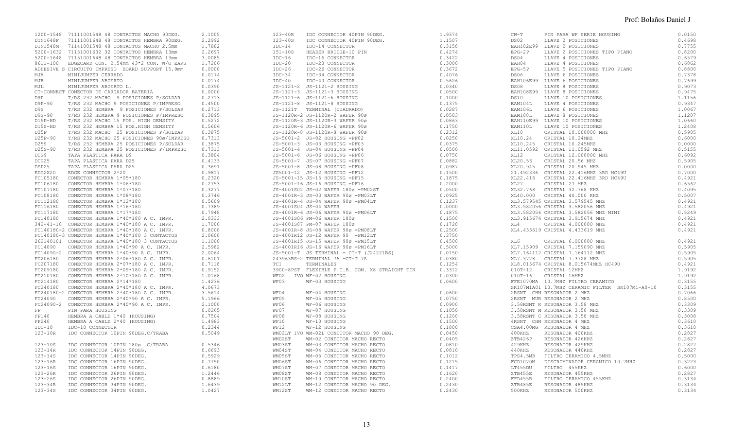| Código | Descripción | Precio |
|---|---|---|
| 1200-1548 | 71111001548 48 CONTACTOS MACHO 90DEG. | 2.1005 |
| DIN1648F | 71111001648 48 CONTACTOS HEMBRA 90DEG. | 2.2992 |
| DIN1548M | 71141001548 48 CONTACTOS MACHO 2.5mm | 1.7882 |
| 5200-1632 | 71151001632 32 CONTACTOS HEMBRA 13mm | 2.2697 |
| 5200-1648 | 71151001648 48 CONTACTOS HEMBRA 13mm | 3.0085 |
| 8611-100 | EDGECARD CON. 2.54mm 43*2 CON. W/O EARS | 1.7206 |
| ADHESIVE S | CIRCUITO IMPRESO BOARD SUPPORT 15.9mm | 0.0000 |
| MJA | MINIJUMPER CERRADO | 0.0174 |
| MJB | MINIJUMPER ABIERTO | 0.0174 |
| MJL | MINIJUMPER ABIERTO L. | 0.0390 |
| CT-CONNECT | CONECTOR DE CARGADOR BATERIA | 0.0000 |
| D9P | T/RS 232 MACHO 9 POSICIONES P/SOLDAR | 0.2713 |
| D9P-90 | T/RS 232 MACHO 9 POSICIONES P/IMPRESO | 0.4500 |
| D9S | T/RS 232 HEMBRA 9 POSICIONES P/SOLDAR | 0.2713 |
| D9S-90 | T/RS 232 HEMBRA 9 POSICIONES P/IMPRESO | 0.3895 |
| D15P-HD | T/RS 232 MACHO 15 POS. HIGH DENSITY | 0.5272 |
| D15S-HD | T/RS 232 HEMBRA 15 POS.HIGH DENSITY | 0.5606 |
| D25P | T/RS 232 MACHO 25 POSICIONES P/SOLDAR | 0.3875 |
| D25P-90 | T/RS 232 MACHO 25 POSICIONES 90ø/IMPRESO | 0.7313 |
| D25S | T/RS 232 HEMBRA 25 POSICIONES P/SOLDAR | 0.3875 |
| D25S-90 | T/RS 232 HEMBRA 25 POSICIONES P/IMPRESO | 0.7313 |
| DCG9 | TAPA PLASTICA PARA D9 | 0.3804 |
| DCG25 | TAPA PLASTICA PARA D25 | 0.4133 |
| DSP25 | TAPA PLASTICA PARA D25 | 0.3691 |
| EDG2X20 | EDGE CONNECTOR 2*20 | 0.9817 |
| FC105180 | CONECTOR HEMBRA 1*05*180 | 0.2320 |
| FC106180 | CONECTOR HEMBRA 1*06*180 | 0.2753 |
| FC107180 | CONECTOR HEMBRA 1*07*180 | 0.3277 |
| FC108180 | CONECTOR HEMBRA 1*08*180 | 0.3746 |
| FC112180 | CONECTOR HEMBRA 1*12*180 | 0.5609 |
| FC116180 | CONECTOR HEMBRA 1*16*180 | 0.7389 |
| FC117180 | CONECTOR HEMBRA 1*17*180 | 0.7948 |
| FC140180 | CONECTOR HEMBRA 1*40*180 A C. IMPR. | 2.0333 |
| 342-41-10 | CONECTOR HEMBRA 1*40*180 A C. IMPR. | 1.7000 |
| FC140180-2 | CONECTOR HEMBRA 1*40*180 A C. IMPR. | 0.8000 |
| FC140180-3 | CONECTOR HEMBRA 1*40*180 3 CONTACTOS | 2.0600 |
| 262140101 | CONECTOR HEMBRA 1*40*180 3 CONTACTOS | 1.1000 |
| FC14090 | CONECTOR HEMBRA 1*40*90 A C. IMPR. | 2.5982 |
| FC14090-2 | CONECTOR HEMBRA 1*40*90 A C. IMPR. | 2.0064 |
| FC206180 | CONECTOR HEMBRA 2*06*180 A C. IMPR. | 0.6101 |
| FC207180 | CONECTOR HEMBRA 2*07*180 A C. IMPR. | 0.7118 |
| FC209180 | CONECTOR HEMBRA 2*09*180 A C. IMPR. | 0.9152 |
| FC210180 | CONECTOR HEMBRA 2*10*180 A C. IMPR. | 1.0168 |
| FC214180 | CONECTOR HEMBRA 2*14*180 | 1.4236 |
| FC240180 | CONECTOR HEMBRA 2*40*180 A C. IMPR. | 4.0673 |
| FC240180-2 | CONECTOR HEMBRA 2*40*180 A C. IMPR. | 3.5614 |
| FC24090 | CONECTOR HEMBRA 2*40*90 A C. IMPR. | 5.1966 |
| FC24090-2 | CONECTOR HEMBRA 2*40*90 A C. IMPR. | 2.1000 |
| FP | PIN PARA HOUSING | 0.0265 |
| FP140 | HEMBRA A CABLE 1*40 (HOUSING) | 0.7504 |
| FP240 | HEMBRA A CABLE 2*40 (HOUSING) | 1.4983 |
| IDC-10 | IDC-10 CONNECTOR | 0.2344 |
| 123-10R | IDC CONNECTOR 10PIN 90DEG.C/TRABA | 0.5049 |
| 123-10S | IDC CONNECTOR 10PIN 180ø .C/TRABA | 0.5346 |
| 123-14R | IDC CONNECTOR 14PIN 90DEG. | 0.6693 |
| 123-14S | IDC CONNECTOR 14PIN 90DEG. | 0.5929 |
| 123-16R | IDC CONNECTOR 16PIN 90DEG. | 0.7750 |
| 123-16S | IDC CONNECTOR 16PIN 90DEG. | 0.6180 |
| 123-26R | IDC CONNECTOR 26PIN 90DEG. | 1.2446 |
| 123-26S | IDC CONNECTOR 26PIN 90DEG. | 0.8889 |
| 123-34R | IDC CONNECTOR 34PIN 90DEG. | 1.6439 |
| 123-34S | IDC CONNECTOR 34PIN 90DEG. | 1.0427 |
| 123-40R | IDC CONNECTOR 40PIN 90DEG. | 1.9374 |
| 123-40S | IDC CONNECTOR 40PIN 90DEG. | 1.1507 |
| IDC-14 | IDC-14 CONNECTOR | 0.3158 |
| 151-10S | HEADER BRIDGE-10 PIN | 0.4274 |
| IDC-16 | IDC-16 CONNECTOR | 0.3422 |
| IDC-20 | IDC-20 CONNECTOR | 0.3000 |
| IDC-26 | IDC-26 CONNECTOR | 0.3672 |
| IDC-34 | IDC-34 CONNECTOR | 0.4076 |
| IDC-40 | IDC-40 CONNECTOR | 0.5626 |
| JS-1121-2 | JS-1121-2 HOUSING | 0.0340 |
| JS-1121-3 | JS-1121-3 HOUSING | 0.0500 |
| JS-1121-6 | JS-1121-6 HOUSING | 0.1000 |
| JS-1121-8 | JS-1121-8 HOUSING | 0.1375 |
| JS-1121T | TERMINAL (CUADRADO) | 0.0287 |
| JS-1120R-2 | JS-1120R-2 WAFER 90ø | 0.0583 |
| JS-1120R-3 | JS-1120R-3 WAFER 90ø | 0.0863 |
| JS-1120R-6 | JS-1120R-6 WAFER 90ø | 0.1750 |
| JS-1120R-8 | JS-1120R-8 WAFER 90ø | 0.2312 |
| JS-5001-2 | JS-02 HOUSING =PF02 | 0.0250 |
| JS-5001-3 | JS-03 HOUSING =PF03 | 0.0375 |
| JS-5001-4 | JS-04 HOUSING =PF04 | 0.0500 |
| JS-5001-6 | JS-06 HOUSING =PF06 | 0.0750 |
| JS-5001-7 | JS-07 HOUSING =PF07 | 0.0882 |
| JS-5001-8 | JS-08 HOUSING =PF08 | 0.0987 |
| JS5001-12 | JS-12 HOUSING =PF12 | 0.1500 |
| JS-5001-15 | JS-15 HOUSING =PF15 | 0.1875 |
| JS-5001-16 | JS-16 HOUSING =PF16 | 0.2000 |
| JS-4001S02 | JS-02 WAFER 180ø =PM02ST | 0.0500 |
| JS-4001R-3 | JS-03 WAFER 90ø =PM03LT | 0.0925 |
| JS-4001R-4 | JS-04 WAFER 90ø =PM04LT | 0.1237 |
| JS-4001S04 | JS-04 WAFER | 0.0000 |
| JS-4001R-6 | JS-06 WAFER 90ø =PM06LT | 0.1875 |
| JS-4001S06 | PM-06 WAFER 180ø | 0.1500 |
| JS-4001S07 | PM-07 WAFER 180ø | 0.1728 |
| JS-4001R-8 | JS-08 WAFER 90ø =PM08LT | 0.2500 |
| JS-4001R12 | JS-12 WAFER 90 =PM12LT | 0.3750 |
| JS-4001R15 | JS-15 WAFER 90ø =PM15LT | 0.4500 |
| JS-4001R16 | JS-16 WAFER 90ø =PM16LT | 0.5000 |
| JS-5001-T | JS TERMINAL = CT-T (J24221BS) | 0.0150 |
| 243963BS-2 | TERMINAL 7A =CT-T 7A | 0.0380 |
| TCI | TERMINALES | 0.1254 |
| 3900-8PST | FLEXIBLE P.C.B. CON. X8 STRAIGHT TIN | 0.3312 |
| WF02 | IVO WF-02 HOUSING | 0.0300 |
| WF03 | WF-03 HOUSING | 0.0600 |
| WF04 | WF-04 HOUSING | 0.0600 |
| WF05 | WF-05 HOUSING | 0.0750 |
| WF06 | WF-06 HOUSING | 0.0900 |
| WF07 | WF-07 HOUSING | 0.1050 |
| WF08 | WF-08 HOUSING | 0.1200 |
| WF10 | WF-10 HOUSING | 0.1500 |
| WF12 | WF-12 HOUSING | 0.1800 |
| WM02LT IVO | WM-02L CONECTOR MACHO 90 DEG. | 0.0450 |
| WM02ST | WM-02 CONECTOR MACHO RECTO | 0.0405 |
| WM03ST | WM-03 CONECTOR MACHO RECTO | 0.0810 |
| WM04ST | WM-04 CONECTOR MACHO RECTO | 0.0810 |
| WM05ST | WM-05 CONECTOR MACHO RECTO | 0.1012 |
| WM06ST | WM-06 CONECTOR MACHO RECTO | 0.1215 |
| WM07ST | WM-07 CONECTOR MACHO RECTO | 0.1417 |
| WM08ST | WM-08 CONECTOR MACHO RECTO | 0.1620 |
| WM10ST | WM-10 CONECTOR MACHO RECTO | 0.2400 |
| WM12LT | WM-12 CONECTOR MACHO 90 DEG. | 0.2430 |
| WM12ST | WM-12 CONECTOR MACHO RECTO | 0.2430 |
| CW-T | PIN PARA WF SERIE HOUSING | 0.0150 |
| DS02 | LLAVE 2 POSICIONES | 0.4698 |
| EAH102E99 | LLAVE 2 POSICIONES | 0.7755 |
| EPG-2P | LLAVE 2 POSICIONES TIPO PIANO | 0.8200 |
| DS04 | LLAVE 4 POSICIONES | 0.6579 |
| EAH04 | LLAVE 4 POSICIONES | 0.6862 |
| EPG-5P | LLAVE 5 POSICIONES TIPO PIANO | 0.8800 |
| DS06 | LLAVE 6 POSICIONES | 0.7378 |
| EAH106E99 | LLAVE 6 POSICIONES | 0.7699 |
| DS08 | LLAVE 8 POSICIONES | 0.9073 |
| EAH108E99 | LLAVE 8 POSICIONES | 0.9475 |
| DS10 | LLAVE 10 POSICIONES | 1.1156 |
| EAM104L | LLAVE 4 POSICIONES | 0.9347 |
| EAM106L | LLAVE 6 POSICIONES | 1.0067 |
| EAM108L | LLAVE 8 POSICIONES | 1.1207 |
| EAH110E99 | LLAVE 10 POSICIONES | 1.0660 |
| EAM110L | LLAVE 10 POSICIONES | 1.2408 |
| XL10 | CRISTAL 10.000000 MHZ | 0.5905 |
| XL10.24 | CRISTAL 10.24MHZ | 0.6000 |
| XL10.245 | CRISTAL 10.245MHZ | 0.0000 |
| XL11.0592 | CRISTAL 11.0592 MHZ | 0.5155 |
| XL12 | CRISTAL 12.000000 MHZ | 0.6092 |
| XL20.56 | CRISTAL 20.56 MHZ | 0.5905 |
| XL20.945 | CRISTAL 20.945 MHZ | 0.0000 |
| 21.492336 | CRISTAL 22.416MHZ 3RD HC49U | 0.7000 |
| XL22.416 | CRISTAL 22.416MHZ 3RD HC49U | 0.4921 |
| XL27 | CRISTAL 27 MHZ | 0.6562 |
| XL32.768 | CRISTAL 32.768 KHZ | 0.4095 |
| XL40.000 | CRISTAL 40.000 KHZ | 0.5007 |
| XL3.579545 | CRISTAL 3.579545 MHZ | 0.4921 |
| XL3.582056 | CRISTAL 3.582056 MHZ | 0.4921 |
| XL3.582056 | CRISTAL 3.582056 MHZ MINI | 0.5249 |
| XL3.915674 | CRISTAL 3.915674 MHZ | 0.4921 |
| XL4 | CRISTAL 4.000000 MHZ | 0.4921 |
| XL4.433619 | CRISTAL 4.433619 MHZ | 0.4921 |
| XL6 | CRISTAL 6.000000 MHZ | 0.4921 |
| XL7.15909 | CRISTAL 7.159090 MHZ | 0.5905 |
| XL7.164112 | CRISTAL 7.164112 MHZ | 0.5905 |
| XL7.3728 | CRISTAL 7.3728 MHZ | 0.5905 |
| XL8.015674 | CRISTAL 8.015674MHZ HC49U | 0.4921 |
| 010T-12 | CRISTAL 12MHZ | 1.9192 |
| 010T-16 | CRISTAL 16MHZ | 1.9192 |
| FFE107MA | 10.7MHZ FILTRO CERAMICO | 0.3155 |
| SK107M1A01 | 10.7MHZ CERAMIC FILTER SK107M1-A0-10 | 0.3155 |
| 2RSNT CHN | RESONADOR 2 MHZ | 0.7066 |
| 2RSNT MUR | RESONADOR 2 MHZ | 0.8500 |
| 3.58RSNT K | RESONADOR 3.58 MHZ | 0.3309 |
| 3.58RSNT M | RESONADOR 3.58 MHZ | 0.3309 |
| 3.58RSNT C | RESONADOR 3.58 MHZ | 0.3008 |
| 4RSNT CHN | RESONADOR 4 MHZ | 0.3610 |
| CSA4.00MG | RESONADOR 4 MHZ | 0.3610 |
| 400KHZ | RESONADOR 400KHZ | 0.2827 |
| ZTB426P | RESONADOR 426KHZ | 0.2827 |
| 429KHZ | RESONATOR 429KHZ | 0.2827 |
| 440KHZ | RESONATOR 440KHZ | 0.2827 |
| TPS4.5MB | FILTRO CERAMICO 4.5MHZ | 0.5000 |
| FCD1070M | DISCRIMINADOR CERAMICO 10.7MHZ | 0.3223 |
| LT455DU | FILTRO 455KHZ | 0.6000 |
| ZTB455E | RESONADOR 455KHZ | 0.2827 |
| FFD455B | FILTRO CERAMICO 455KHZ | 0.3134 |
| ZTB485E | RESONADOR 485KHZ | 0.3134 |
| 500KHZ | RESONADOR 500KHZ | 0.3134 |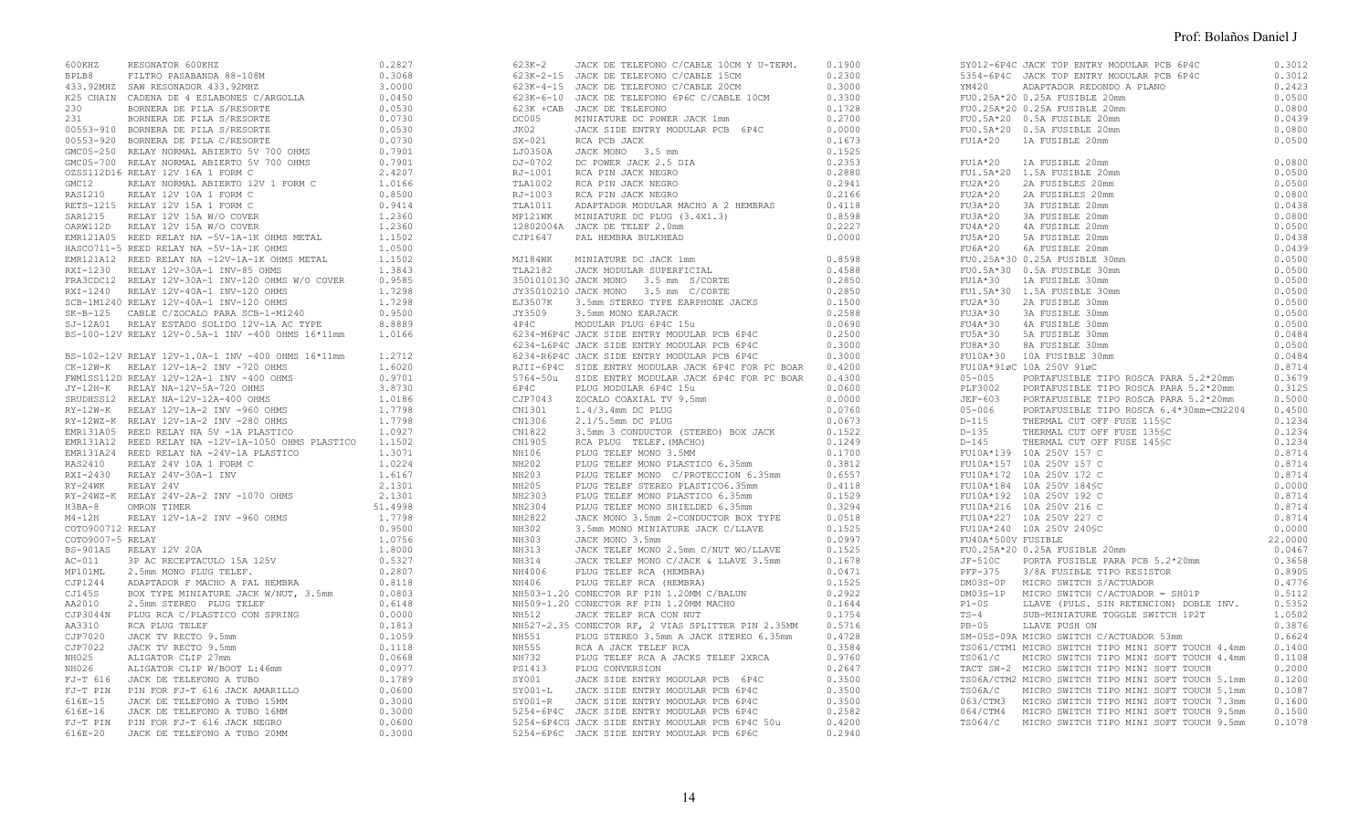| Código | Descripción | Precio |
|---|---|---|
| 600KHZ | RESONATOR 600KHZ | 0.2827 |
| BPLB8 | FILTRO PASABANDA 88-108M | 0.3068 |
| 433.92MHZ | SAW RESONADOR 433.92MHZ | 3.0000 |
| K25 CHAIN | CADENA DE 4 ESLABONES C/ARGOLLA | 0.0450 |
| 230 | BORNERA DE PILA S/RESORTE | 0.0530 |
| 231 | BORNERA DE PILA S/RESORTE | 0.0730 |
| 00553-910 | BORNERA DE PILA S/RESORTE | 0.0530 |
| 00553-920 | BORNERA DE PILA C/RESORTE | 0.0730 |
| GMC05-250 | RELAY NORMAL ABIERTO 5V 700 OHMS | 0.7901 |
| GMC05-700 | RELAY NORMAL ABIERTO 5V 700 OHMS | 0.7901 |
| OZSS112D16 | RELAY 12V 16A 1 FORM C | 2.4207 |
| GMC12 | RELAY NORMAL ABIERTO 12V 1 FORM C | 1.0166 |
| RAS1210 | RELAY 12V 10A 1 FORM C | 0.8500 |
| RETS-1215 | RELAY 12V 15A 1 FORM C | 0.9414 |
| SAR1215 | RELAY 12V 15A W/O COVER | 1.2360 |
| OARW112D | RELAY 12V 15A W/O COVER | 1.2360 |
| EMR121A05 | REED RELAY NA -5V-1A-1K OHMS METAL | 1.1502 |
| HASCO711-5 | REED RELAY NA -5V-1A-1K OHMS | 1.0500 |
| EMR121A12 | REED RELAY NA -12V-1A-1K OHMS METAL | 1.1502 |
| RXI-1230 | RELAY 12V-30A-1 INV-85 OHMS | 1.3843 |
| FRA3CDC12 | RELAY 12V-30A-1 INV-120 OHMS W/O COVER | 0.9585 |
| RXI-1240 | RELAY 12V-40A-1 INV-120 OHMS | 1.7298 |
| SCB-1M1240 | RELAY 12V-40A-1 INV-120 OHMS | 1.7298 |
| SK-B-125 | CABLE C/ZOCALO PARA SCB-1-M1240 | 0.9500 |
| SJ-12A01 | RELAY ESTADO SOLIDO 12V-1A AC TYPE | 8.8889 |
| BS-100-12V | RELAY 12V-0.5A-1 INV -400 OHMS 16*11mm | 1.0166 |
| BS-102-12V | RELAY 12V-1.0A-1 INV -400 OHMS 16*11mm | 1.2712 |
| CK-12W-K | RELAY 12V-1A-2 INV -720 OHMS | 1.6020 |
| FWM1SS112D | RELAY 12V-12A-1 INV -400 OHMS | 0.9701 |
| JY-12H-K | RELAY NA-12V-5A-720 OHMS | 3.8730 |
| SRUDHSS12 | RELAY NA-12V-12A-400 OHMS | 1.0186 |
| RY-12W-K | RELAY 12V-1A-2 INV -960 OHMS | 1.7798 |
| RY-12WZ-K | RELAY 12V-1A-2 INV -280 OHMS | 1.7798 |
| EMR131A05 | REED RELAY NA 5V -1A PLASTICO | 1.0927 |
| EMR131A12 | REED RELAY NA -12V-1A-1050 OHMS PLASTICO | 1.1502 |
| EMR131A24 | REED RELAY NA -24V-1A PLASTICO | 1.3071 |
| RAS2410 | RELAY 24V 10A 1 FORM C | 1.0224 |
| RXI-2430 | RELAY 24V-30A-1 INV | 1.6167 |
| RY-24WK | RELAY 24V | 2.1301 |
| RY-24WZ-K | RELAY 24V-2A-2 INV -1070 OHMS | 2.1301 |
| H3BA-8 | OMRON TIMER | 51.4998 |
| M4-12H | RELAY 12V-1A-2 INV -960 OHMS | 1.7798 |
| COTO900712 | RELAY | 0.9500 |
| COTO9007-5 | RELAY | 1.0756 |
| BS-901AS | RELAY 12V 20A | 1.8000 |
| AC-011 | 3P AC RECEPTACULO 15A 125V | 0.5327 |
| MP101ML | 2.5mm MONO PLUG TELEF. | 0.2807 |
| CJP1244 | ADAPTADOR F MACHO A PAL HEMBRA | 0.8118 |
| CJ145S | BOX TYPE MINIATURE JACK W/NUT, 3.5mm | 0.0803 |
| AA2010 | 2.5mm STEREO PLUG TELEF | 0.6148 |
| CJP3044N | PLUG RCA C/PLASTICO CON SPRING | 0.0000 |
| AA3310 | RCA PLUG TELEF | 0.1813 |
| CJP7020 | JACK TV RECTO 9.5mm | 0.1059 |
| CJP7022 | JACK TV RECTO 9.5mm | 0.1118 |
| NH025 | ALIGATOR CLIP 27mm | 0.0668 |
| NH026 | ALIGATOR CLIP W/BOOT L:46mm | 0.0977 |
| FJ-T 616 | JACK DE TELEFONO A TUBO | 0.1789 |
| FJ-T PIN | PIN FOR FJ-T 616 JACK AMARILLO | 0.0600 |
| 616E-15 | JACK DE TELEFONO A TUBO 15MM | 0.3000 |
| 616E-16 | JACK DE TELEFONO A TUBO 16MM | 0.3000 |
| FJ-T PIN | PIN FOR FJ-T 616 JACK NEGRO | 0.0600 |
| 616E-20 | JACK DE TELEFONO A TUBO 20MM | 0.3000 |
| 623K-2 | JACK DE TELEFONO C/CABLE 10CM Y U-TERM. | 0.1900 |
| 623K-2-15 | JACK DE TELEFONO C/CABLE 15CM | 0.2300 |
| 623K-4-15 | JACK DE TELEFONO C/CABLE 20CM | 0.3000 |
| 623K-6-10 | JACK DE TELEFONO 6P6C C/CABLE 10CM | 0.3300 |
| 623K +CAB | JACK DE TELEFONO | 0.1728 |
| DC005 | MINIATURE DC POWER JACK 1mm | 0.2700 |
| JK02 | JACK SIDE ENTRY MODULAR PCB 6P4C | 0.0000 |
| SX-021 | RCA PCB JACK | 0.1673 |
| LJ0350A | JACK MONO 3.5 mm | 0.1525 |
| DJ-0702 | DC POWER JACK 2.5 DIA | 0.2353 |
| RJ-1001 | RCA PIN JACK NEGRO | 0.2880 |
| TLA1002 | RCA PIN JACK NEGRO | 0.2941 |
| RJ-1003 | RCA PIN JACK NEGRO | 0.2166 |
| TLA1011 | ADAPTADOR MODULAR MACHO A 2 HEMBRAS | 0.4118 |
| MP121WK | MINIATURE DC PLUG (3.4X1.3) | 0.8598 |
| 12802004A | JACK DE TELEF 2.0mm | 0.2227 |
| CJP1647 | PAL HEMBRA BULKHEAD | 0.0000 |
| MJ184WK | MINIATURE DC JACK 1mm | 0.8598 |
| TLA2182 | JACK MODULAR SUPERFICIAL | 0.4588 |
| 3501010130 | JACK MONO 3.5 mm S/CORTE | 0.2850 |
| JY35010210 | JACK MONO 3.5 mm C/CORTE | 0.2850 |
| EJ3507K | 3.5mm STEREO TYPE EARPHONE JACKS | 0.1500 |
| JY3509 | 3.5mm MONO EARJACK | 0.2588 |
| 4P4C | MODULAR PLUG 6P4C 15u | 0.0690 |
| 6234-M6P4C | JACK SIDE ENTRY MODULAR PCB 6P4C | 0.2500 |
| 6234-L6P4C | JACK SIDE ENTRY MODULAR PCB 6P4C | 0.3000 |
| 6234-R6P4C | JACK SIDE ENTRY MODULAR PCB 6P4C | 0.3000 |
| RJII-6P4C | SIDE ENTRY MODULAR JACK 6P4C FOR PC BOAR | 0.4200 |
| 5764-50u | SIDE ENTRY MODULAR JACK 6P4C FOR PC BOAR | 0.4300 |
| 6P4C | PLUG MODULAR 6P4C 15u | 0.0600 |
| CJP7043 | ZOCALO COAXIAL TV 9.5mm | 0.0000 |
| CN1301 | 1.4/3.4mm DC PLUG | 0.0760 |
| CN1306 | 2.1/5.5mm DC PLUG | 0.0673 |
| CN1822 | 3.5mm 3 CONDUCTOR (STEREO) BOX JACK | 0.1522 |
| CN1905 | RCA PLUG TELEF.(MACHO) | 0.1249 |
| NH106 | PLUG TELEF MONO 3.5MM | 0.1700 |
| NH202 | PLUG TELEF MONO PLASTICO 6.35mm | 0.3812 |
| NH203 | PLUG TELEF MONO C/PROTECCION 6.35mm | 0.6557 |
| NH205 | PLUG TELEF STEREO PLASTICO6.35mm | 0.4118 |
| NH2303 | PLUG TELEF MONO PLASTICO 6.35mm | 0.1529 |
| NH2304 | PLUG TELEF MONO SHIELDED 6.35mm | 0.3294 |
| NH2822 | JACK MONO 3.5mm 2-CONDUCTOR BOX TYPE | 0.0518 |
| NH302 | 3.5mm MONO MINIATURE JACK C/LLAVE | 0.1525 |
| NH303 | JACK MONO 3.5mm | 0.0997 |
| NH313 | JACK TELEF MONO 2.5mm C/NUT WO/LLAVE | 0.1525 |
| NH314 | JACK TELEF MONO C/JACK & LLAVE 3.5mm | 0.1678 |
| NH4006 | PLUG TELEF RCA (HEMBRA) | 0.0471 |
| NH406 | PLUG TELEF RCA (HEMBRA) | 0.1525 |
| NH503-1.20 | CONECTOR RF PIN 1.20MM C/BALUN | 0.2922 |
| NH509-1.20 | CONECTOR RF PIN 1.20MM MACHO | 0.1644 |
| NH512 | JACK TELEF RCA CON NUT | 0.1754 |
| NH527-2.35 | CONECTOR RF, 2 VIAS SPLITTER PIN 2.35MM | 0.5716 |
| NH551 | PLUG STEREO 3.5mm A JACK STEREO 6.35mm | 0.4728 |
| NH555 | RCA A JACK TELEF RCA | 0.3584 |
| NH732 | PLUG TELEF RCA A JACKS TELEF 2XRCA | 0.9760 |
| PS1413 | PLUG CONVERSION | 0.2647 |
| SY001 | JACK SIDE ENTRY MODULAR PCB 6P4C | 0.3500 |
| SY001-L | JACK SIDE ENTRY MODULAR PCB 6P4C | 0.3500 |
| SY001-R | JACK SIDE ENTRY MODULAR PCB 6P4C | 0.3500 |
| 5254-6P4C | JACK SIDE ENTRY MODULAR PCB 6P4C | 0.2582 |
| 5254-6P4CG | JACK SIDE ENTRY MODULAR PCB 6P4C 50u | 0.4200 |
| 5254-6P6C | JACK SIDE ENTRY MODULAR PCB 6P6C | 0.2940 |
| SY012-6P4C | JACK TOP ENTRY MODULAR PCB 6P4C | 0.3012 |
| 5354-6P4C | JACK TOP ENTRY MODULAR PCB 6P4C | 0.3012 |
| YM420 | ADAPTADOR REDONDO A PLANO | 0.2423 |
| FU0.25A*20 | 0.25A FUSIBLE 20mm | 0.0500 |
| FU0.25A*20 | 0.25A FUSIBLE 20mm | 0.0800 |
| FU0.5A*20 | 0.5A FUSIBLE 20mm | 0.0439 |
| FU0.5A*20 | 0.5A FUSIBLE 20mm | 0.0800 |
| FU1A*20 | 1A FUSIBLE 20mm | 0.0500 |
| FU1A*20 | 1A FUSIBLE 20mm | 0.0800 |
| FU1.5A*20 | 1.5A FUSIBLE 20mm | 0.0500 |
| FU2A*20 | 2A FUSIBLES 20mm | 0.0500 |
| FU2A*20 | 2A FUSIBLES 20mm | 0.0800 |
| FU3A*20 | 3A FUSIBLE 20mm | 0.0438 |
| FU3A*20 | 3A FUSIBLE 20mm | 0.0800 |
| FU4A*20 | 4A FUSIBLE 20mm | 0.0500 |
| FU5A*20 | 5A FUSIBLE 20mm | 0.0438 |
| FU6A*20 | 6A FUSIBLE 20mm | 0.0439 |
| FU0.25A*30 | 0.25A FUSIBLE 30mm | 0.0500 |
| FU0.5A*30 | 0.5A FUSIBLE 30mm | 0.0500 |
| FU1A*30 | 1A FUSIBLE 30mm | 0.0500 |
| FU1.5A*30 | 1.5A FUSIBLE 30mm | 0.0500 |
| FU2A*30 | 2A FUSIBLE 30mm | 0.0500 |
| FU3A*30 | 3A FUSIBLE 30mm | 0.0500 |
| FU4A*30 | 4A FUSIBLE 30mm | 0.0500 |
| FU5A*30 | 5A FUSIBLE 30mm | 0.0484 |
| FU8A*30 | 8A FUSIBLE 30mm | 0.0500 |
| FU10A*30 | 10A FUSIBLE 30mm | 0.0484 |
| FU10A*91øC | 10A 250V 91øC | 0.8714 |
| 05-005 | PORTAFUSIBLE TIPO ROSCA PARA 5.2*20mm | 0.3679 |
| PLF3002 | PORTAFUSIBLE TIPO ROSCA PARA 5.2*20mm | 0.3125 |
| JEF-603 | PORTAFUSIBLE TIPO ROSCA PARA 5.2*20mm | 0.5000 |
| 05-006 | PORTAFUSIBLE TIPO ROSCA 6.4*30mm=CN2204 | 0.4500 |
| D-115 | THERMAL CUT OFF FUSE 115§C | 0.1234 |
| D-135 | THERMAL CUT OFF FUSE 135§C | 0.1234 |
| D-145 | THERMAL CUT OFF FUSE 145§C | 0.1234 |
| FU10A*139 | 10A 250V 157 C | 0.8714 |
| FU10A*157 | 10A 250V 157 C | 0.8714 |
| FU10A*172 | 10A 250V 172 C | 0.8714 |
| FU10A*184 | 10A 250V 184§C | 0.0000 |
| FU10A*192 | 10A 250V 192 C | 0.8714 |
| FU10A*216 | 10A 250V 216 C | 0.8714 |
| FU10A*227 | 10A 250V 227 C | 0.8714 |
| FU10A*240 | 10A 250V 240§C | 0.0000 |
| FU40A*500V | FUSIBLE | 22.0000 |
| FU0.25A*20 | 0.25A FUSIBLE 20mm | 0.0467 |
| JF-510C | PORTA FUSIBLE PARA PCB 5.2*20mm | 0.3658 |
| PFP-375 | 3/8A FUSIBLE TIPO RESISTOR | 0.8905 |
| DM03S-0P | MICRO SWITCH S/ACTUADOR | 0.4776 |
| DM03S-1P | MICRO SWITCH C/ACTUADOR = SH01P | 0.5112 |
| P1-0S | LLAVE (PULS. SIN RETENCION) DOBLE INV. | 0.5352 |
| TS-4 | SUB-MINIATURE TOGGLE SWITCH 1P2T | 1.0502 |
| PB-05 | LLAVE PUSH ON | 0.3876 |
| SM-05S-09A | MICRO SWITCH C/ACTUADOR 53mm | 0.6624 |
| TS061/CTM1 | MICRO SWITCH TIPO MINI SOFT TOUCH 4.4mm | 0.1400 |
| TS061/C | MICRO SWITCH TIPO MINI SOFT TOUCH 4.4mm | 0.1108 |
| TACT SW-2 | MICRO SWITCH TIPO MINI SOFT TOUCH | 0.2000 |
| TS06A/CTM2 | MICRO SWITCH TIPO MINI SOFT TOUCH 5.1mm | 0.1200 |
| TS06A/C | MICRO SWITCH TIPO MINI SOFT TOUCH 5.1mm | 0.1087 |
| 063/CTM3 | MICRO SWITCH TIPO MINI SOFT TOUCH 7.3mm | 0.1600 |
| 064/CTM4 | MICRO SWITCH TIPO MINI SOFT TOUCH 9.5mm | 0.1500 |
| TS064/C | MICRO SWITCH TIPO MINI SOFT TOUCH 9.5mm | 0.1078 |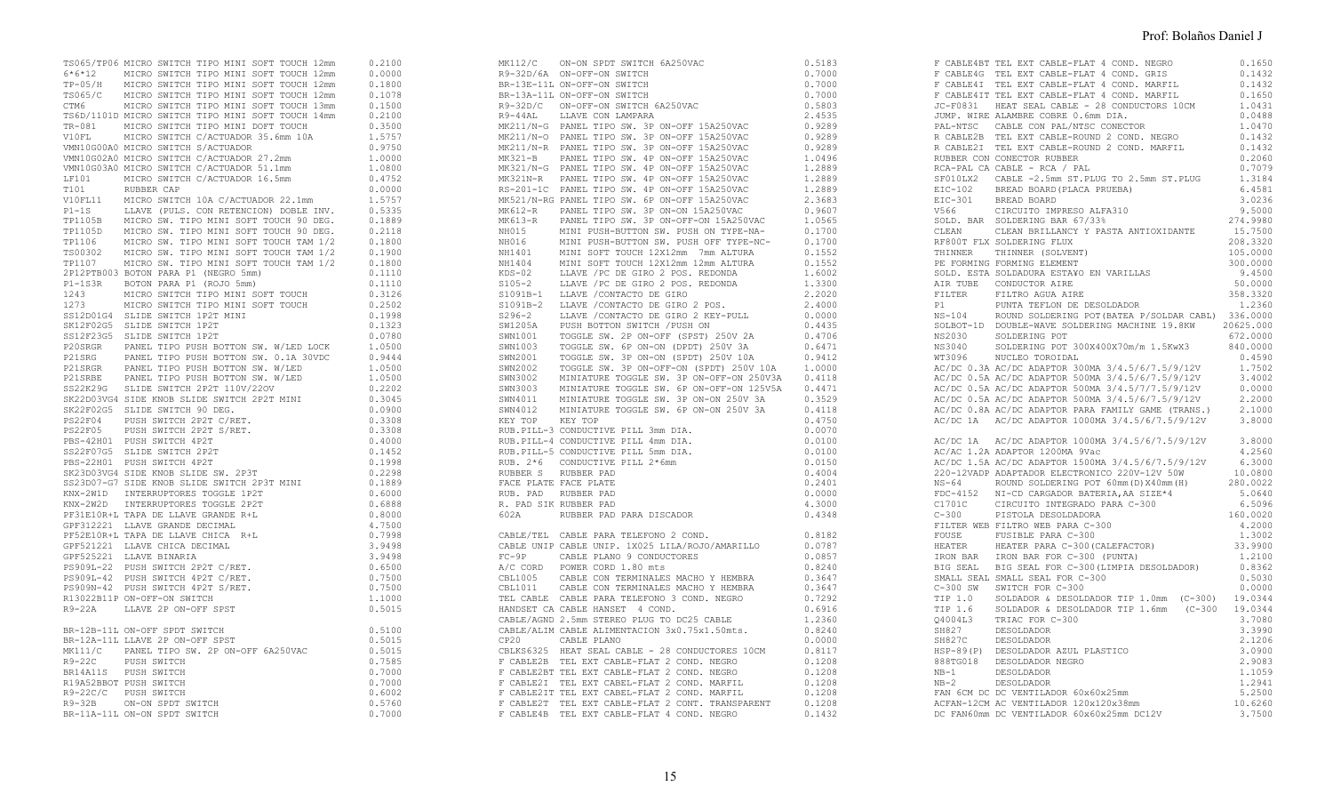| Código | Descripción | Precio |
|---|---|---|
| TS065/TP06 | MICRO SWITCH TIPO MINI SOFT TOUCH 12mm | 0.2100 |
| 6*6*12 | MICRO SWITCH TIPO MINI SOFT TOUCH 12mm | 0.0000 |
| TP-05/H | MICRO SWITCH TIPO MINI SOFT TOUCH 12mm | 0.1800 |
| TS065/C | MICRO SWITCH TIPO MINI SOFT TOUCH 12mm | 0.1078 |
| CTM6 | MICRO SWITCH TIPO MINI SOFT TOUCH 13mm | 0.1500 |
| TS6D/1101D | MICRO SWITCH TIPO MINI SOFT TOUCH 14mm | 0.2100 |
| TR-081 | MICRO SWITCH TIPO MINI DOFT TOUCH | 0.3500 |
| V10FL | MICRO SWITCH C/ACTUADOR 35.6mm 10A | 1.5757 |
| VMN10G00A0 | MICRO SWITCH S/ACTUADOR | 0.9750 |
| VMN10G02A0 | MICRO SWITCH C/ACTUADOR 27.2mm | 1.0000 |
| VMN10G03A0 | MICRO SWITCH C/ACTUADOR 51.1mm | 1.0800 |
| LF101 | MICRO SWITCH C/ACTUADOR 16.5mm | 0.4752 |
| T101 | RUBBER CAP | 0.0000 |
| V10FL11 | MICRO SWITCH 10A C/ACTUADOR 22.1mm | 1.5757 |
| P1-1S | LLAVE (PULS. CON RETENCION) DOBLE INV. | 0.5335 |
| TP1105B | MICRO SW. TIPO MINI SOFT TOUCH 90 DEG. | 0.1889 |
| TP1105D | MICRO SW. TIPO MINI SOFT TOUCH 90 DEG. | 0.2118 |
| TP1106 | MICRO SW. TIPO MINI SOFT TOUCH TAM 1/2 | 0.1800 |
| TS00302 | MICRO SW. TIPO MINI SOFT TOUCH TAM 1/2 | 0.1900 |
| TP1107 | MICRO SW. TIPO MINI SOFT TOUCH TAM 1/2 | 0.1800 |
| 2P12PTB003 | BOTON PARA P1 (NEGRO 5mm) | 0.1110 |
| P1-1S3R | BOTON PARA P1 (ROJO 5mm) | 0.1110 |
| 1243 | MICRO SWITCH TIPO MINI SOFT TOUCH | 0.3126 |
| 1273 | MICRO SWITCH TIPO MINI SOFT TOUCH | 0.2502 |
| SS12D01G4 | SLIDE SWITCH 1P2T MINI | 0.1998 |
| SK12F02G5 | SLIDE SWITCH 1P2T | 0.1323 |
| SS12F23G5 | SLIDE SWITCH 1P2T | 0.0780 |
| P20SRGR | PANEL TIPO PUSH BOTTON SW. W/LED LOCK | 1.0500 |
| P21SRG | PANEL TIPO PUSH BOTTON SW. 0.1A 30VDC | 0.9444 |
| P21SRGR | PANEL TIPO PUSH BOTTON SW. W/LED | 1.0500 |
| P21SRBE | PANEL TIPO PUSH BOTTON SW. W/LED | 1.0500 |
| SS22K29G | SLIDE SWITCH 2P2T 110V/220V | 0.2202 |
| SK22D03VG4 | SIDE KNOB SLIDE SWITCH 2P2T MINI | 0.3045 |
| SK22F02G5 | SLIDE SWITCH 90 DEG. | 0.0900 |
| PS22F04 | PUSH SWITCH 2P2T C/RET. | 0.3308 |
| PS22F05 | PUSH SWITCH 2P2T S/RET. | 0.3308 |
| PBS-42H01 | PUSH SWITCH 4P2T | 0.4000 |
| SS22F07G5 | SLIDE SWITCH 2P2T | 0.1452 |
| PBS-22H01 | PUSH SWITCH 4P2T | 0.1998 |
| SK23D03VG4 | SIDE KNOB SLIDE SW. 2P3T | 0.2298 |
| SS23D07-G7 | SIDE KNOB SLIDE SWITCH 2P3T MINI | 0.1889 |
| KNX-2W1D | INTERRUPTORES TOGGLE 1P2T | 0.6000 |
| KNX-2W2D | INTERRUPTORES TOGGLE 2P2T | 0.6888 |
| PF31E10R+L | TAPA DE LLAVE GRANDE R+L | 0.8000 |
| GPF312221 | LLAVE GRANDE DECIMAL | 4.7500 |
| PF52E10R+L | TAPA DE LLAVE CHICA R+L | 0.7998 |
| GPF521221 | LLAVE CHICA DECIMAL | 3.9498 |
| GPF525221 | LLAVE BINARIA | 3.9498 |
| PS909L-22 | PUSH SWITCH 2P2T C/RET. | 0.6500 |
| PS909L-42 | PUSH SWITCH 4P2T C/RET. | 0.7500 |
| PS909N-42 | PUSH SWITCH 4P2T S/RET. | 0.7500 |
| R13022B11P | ON-OFF-ON SWITCH | 1.1000 |
| R9-22A | LLAVE 2P ON-OFF SPST | 0.5015 |
| BR-12B-11L | ON-OFF SPDT SWITCH | 0.5100 |
| BR-12A-11L | LLAVE 2P ON-OFF SPST | 0.5015 |
| MK111/C | PANEL TIPO SW. 2P ON-OFF 6A250VAC | 0.5015 |
| R9-22C | PUSH SWITCH | 0.7585 |
| BR14A11S | PUSH SWITCH | 0.7000 |
| R19A52BBOT | PUSH SWITCH | 0.7000 |
| R9-22C/C | PUSH SWITCH | 0.6002 |
| R9-32B | ON-ON SPDT SWITCH | 0.5760 |
| BR-11A-11L | ON-ON SPDT SWITCH | 0.7000 |
| MK112/C | ON-ON SPDT SWITCH 6A250VAC | 0.5183 |
| R9-32D/6A | ON-OFF-ON SWITCH | 0.7000 |
| BR-13E-11L | ON-OFF-ON SWITCH | 0.7000 |
| BR-13A-11L | ON-OFF-ON SWITCH | 0.7000 |
| R9-32D/C | ON-OFF-ON SWITCH 6A250VAC | 0.5803 |
| R9-44AL | LLAVE CON LAMPARA | 2.4535 |
| MK211/N-G | PANEL TIPO SW. 3P ON-OFF 15A250VAC | 0.9289 |
| MK211/N-O | PANEL TIPO SW. 3P ON-OFF 15A250VAC | 0.9289 |
| MK211/N-R | PANEL TIPO SW. 3P ON-OFF 15A250VAC | 0.9289 |
| MK321-B | PANEL TIPO SW. 4P ON-OFF 15A250VAC | 1.0496 |
| MK321/N-G | PANEL TIPO SW. 4P ON-OFF 15A250VAC | 1.2889 |
| MK321N-R | PANEL TIPO SW. 4P ON-OFF 15A250VAC | 1.2889 |
| RS-201-1C | PANEL TIPO SW. 4P ON-OFF 15A250VAC | 1.2889 |
| MK521/N-RG | PANEL TIPO SW. 6P ON-OFF 15A250VAC | 2.3683 |
| MK612-R | PANEL TIPO SW. 3P ON-ON 15A250VAC | 0.9607 |
| MK613-R | PANEL TIPO SW. 3P ON-OFF-ON 15A250VAC | 1.0565 |
| NH015 | MINI PUSH-BUTTON SW. PUSH ON TYPE-NA- | 0.1700 |
| NH016 | MINI PUSH-BUTTON SW. PUSH OFF TYPE-NC- | 0.1700 |
| NH1401 | MINI SOFT TOUCH 12X12mm 7mm ALTURA | 0.1552 |
| NH1404 | MINI SOFT TOUCH 12X12mm 12mm ALTURA | 0.1552 |
| KDS-02 | LLAVE /PC DE GIRO 2 POS. REDONDA | 1.6002 |
| S105-2 | LLAVE /PC DE GIRO 2 POS. REDONDA | 1.3300 |
| S1091B-1 | LLAVE /CONTACTO DE GIRO | 2.2020 |
| S1091B-2 | LLAVE /CONTACTO DE GIRO 2 POS. | 2.4000 |
| S296-2 | LLAVE /CONTACTO DE GIRO 2 KEY-PULL | 0.0000 |
| SW1205A | PUSH BOTTON SWITCH /PUSH ON | 0.4435 |
| SWN1001 | TOGGLE SW. 2P ON-OFF (SPST) 250V 2A | 0.4706 |
| SWN1003 | TOGGLE SW. 6P ON-ON (DPDT) 250V 3A | 0.6471 |
| SWN2001 | TOGGLE SW. 3P ON-ON (SPDT) 250V 10A | 0.9412 |
| SWN2002 | TOGGLE SW. 3P ON-OFF-ON (SPDT) 250V 10A | 1.0000 |
| SWN3002 | MINIATURE TOGGLE SW. 3P ON-OFF-ON 250V3A | 0.4118 |
| SWN3003 | MINIATURE TOGGLE SW. 6P ON-OFF-ON 125V5A | 0.4471 |
| SWN4011 | MINIATURE TOGGLE SW. 3P ON-ON 250V 3A | 0.3529 |
| SWN4012 | MINIATURE TOGGLE SW. 6P ON-ON 250V 3A | 0.4118 |
| KEY TOP | KEY TOP | 0.4750 |
| RUB.PILL-3 | CONDUCTIVE PILL 3mm DIA. | 0.0070 |
| RUB.PILL-4 | CONDUCTIVE PILL 4mm DIA. | 0.0100 |
| RUB.PILL-5 | CONDUCTIVE PILL 5mm DIA. | 0.0100 |
| RUB. 2*6 | CONDUCTIVE PILL 2*6mm | 0.0150 |
| RUBBER S | RUBBER PAD | 0.4004 |
| FACE PLATE | FACE PLATE | 0.2401 |
| RUB. PAD | RUBBER PAD | 0.0000 |
| R. PAD SIK | RUBBER PAD | 4.3000 |
| 602A | RUBBER PAD PARA DISCADOR | 0.4348 |
| CABLE/TEL | CABLE PARA TELEFONO 2 COND. | 0.8182 |
| CABLE UNIP | CABLE UNIP. 1X025 LILA/ROJO/AMARILLO | 0.0787 |
| FC-9P | CABLE PLANO 9 CONDUCTORES | 0.0857 |
| A/C CORD | POWER CORD 1.80 mts | 0.8240 |
| CBL1005 | CABLE CON TERMINALES MACHO Y HEMBRA | 0.3647 |
| CBL1011 | CABLE CON TERMINALES MACHO Y HEMBRA | 0.3647 |
| TEL CABLE | CABLE PARA TELEFONO 3 COND. NEGRO | 0.7292 |
| HANDSET CA | CABLE HANSET 4 COND. | 0.6916 |
| CABLE/AGND | 2.5mm STEREO PLUG TO DC25 CABLE | 1.2360 |
| CABLE/ALIM | CABLE ALIMENTACION 3x0.75x1.50mts. | 0.8240 |
| CP20 | CABLE PLANO | 0.0000 |
| CBLKS6325 | HEAT SEAL CABLE - 28 CONDUCTORES 10CM | 0.8117 |
| F CABLE2B | TEL EXT CABLE-FLAT 2 COND. NEGRO | 0.1208 |
| F CABLE2BT | TEL EXT CABLE-FLAT 2 COND. NEGRO | 0.1208 |
| F CABLE2I | TEL EXT CABEL-FLAT 2 COND. MARFIL | 0.1208 |
| F CABLE2IT | TEL EXT CABLE-FLAT 2 COND. MARFIL | 0.1208 |
| F CABLE2T | TEL EXT CABLE-FLAT 2 COND. TRANSPARENT | 0.1208 |
| F CABLE4B | TEL EXT CABLE-FLAT 4 COND. NEGRO | 0.1432 |
| F CABLE4BT | TEL EXT CABLE-FLAT 4 COND. NEGRO | 0.1650 |
| F CABLE4G | TEL EXT CABLE-FLAT 4 COND. GRIS | 0.1432 |
| F CABLE4I | TEL EXT CABLE-FLAT 4 COND. MARFIL | 0.1432 |
| F CABLE4IT | TEL EXT CABLE-FLAT 4 COND. MARFIL | 0.1650 |
| JC-F0831 | HEAT SEAL CABLE - 28 CONDUCTORS 10CM | 1.0431 |
| JUMP. WIRE | ALAMBRE COBRE 0.6mm DIA. | 0.0488 |
| PAL-NTSC | CABLE CON PAL/NTSC CONECTOR | 1.0470 |
| R CABLE2B | TEL EXT CABLE-ROUND 2 COND. NEGRO | 0.1432 |
| R CABLE2I | TEL EXT CABLE-ROUND 2 COND. MARFIL | 0.1432 |
| RUBBER CON | CONECTOR RUBBER | 0.2060 |
| RCA-PAL CA | CABLE - RCA / PAL | 0.7079 |
| SF010LX2 | CABLE -2.5mm ST.PLUG TO 2.5mm ST.PLUG | 1.3184 |
| EIC-102 | BREAD BOARD(PLACA PRUEBA) | 6.4581 |
| EIC-301 | BREAD BOARD | 3.0236 |
| V566 | CIRCUITO IMPRESO ALFA310 | 9.5000 |
| SOLD. BAR | SOLDERING BAR 67/33% | 274.9980 |
| CLEAN | CLEAN BRILLANCY Y PASTA ANTIOXIDANTE | 15.7500 |
| RF800T FLX | SOLDERING FLUX | 208.3320 |
| THINNER | THINNER (SOLVENT) | 105.0000 |
| PE FORMING | FORMING ELEMENT | 300.0000 |
| SOLD. ESTA | SOLDADURA ESTAYO EN VARILLAS | 9.4500 |
| AIR TUBE | CONDUCTOR AIRE | 50.0000 |
| FILTER | FILTRO AGUA AIRE | 358.3320 |
| P1 | PUNTA TEFLON DE DESOLDADOR | 1.2360 |
| NS-104 | ROUND SOLDERING POT(BATEA P/SOLDAR CABL) | 336.0000 |
| SOLBOT-1D | DOUBLE-WAVE SOLDERING MACHINE 19.8KW | 20625.000 |
| NS2030 | SOLDERING POT | 672.0000 |
| NS3040 | SOLDERING POT 300X400X70m/m 1.5KwX3 | 840.0000 |
| WT3096 | NUCLEO TOROIDAL | 0.4590 |
| AC/DC 0.3A | AC/DC ADAPTOR 300MA 3/4.5/6/7.5/9/12V | 1.7502 |
| AC/DC 0.5A | AC/DC ADAPTOR 500MA 3/4.5/6/7.5/9/12V | 3.4002 |
| AC/DC 0.5A | AC/DC ADAPTOR 500MA 3/4.5/7/7.5/9/12V | 0.0000 |
| AC/DC 0.5A | AC/DC ADAPTOR 500MA 3/4.5/6/7.5/9/12V | 2.2000 |
| AC/DC 0.8A | AC/DC ADAPTOR PARA FAMILY GAME (TRANS.) | 2.1000 |
| AC/DC 1A | AC/DC ADAPTOR 1000MA 3/4.5/6/7.5/9/12V | 3.8000 |
| AC/DC 1A | AC/DC ADAPTOR 1000MA 3/4.5/6/7.5/9/12V | 3.8000 |
| AC/AC 1.2A | ADAPTOR 1200MA 9Vac | 4.2560 |
| AC/DC 1.5A | AC/DC ADAPTOR 1500MA 3/4.5/6/7.5/9/12V | 6.3000 |
| 220-12VADP | ADAPTADOR ELECTRONICO 220V-12V 50W | 10.0800 |
| NS-64 | ROUND SOLDERING POT 60mm(D)X40mm(H) | 280.0022 |
| FDC-4152 | NI-CD CARGADOR BATERIA,AA SIZE*4 | 5.0640 |
| C1701C | CIRCUITO INTEGRADO PARA C-300 | 6.5096 |
| C-300 | PISTOLA DESOLDADORA | 160.0020 |
| FILTER WEB | FILTRO WEB PARA C-300 | 4.2000 |
| FOUSE | FUSIBLE PARA C-300 | 1.3002 |
| HEATER | HEATER PARA C-300(CALEFACTOR) | 33.9900 |
| IRON BAR | IRON BAR FOR C-300 (PUNTA) | 1.2100 |
| BIG SEAL | BIG SEAL FOR C-300(LIMPIA DESOLDADOR) | 0.8362 |
| SMALL SEAL | SMALL SEAL FOR C-300 | 0.5030 |
| C-300 SW | SWITCH FOR C-300 | 0.0000 |
| TIP 1.0 | SOLDADOR & DESOLDADOR TIP 1.0mm (C-300) | 19.0344 |
| TIP 1.6 | SOLDADOR & DESOLDADOR TIP 1.6mm (C-300 | 19.0344 |
| Q4004L3 | TRIAC FOR C-300 | 3.7080 |
| SH827 | DESOLDADOR | 3.3990 |
| SH827C | DESOLDADOR | 2.1206 |
| HSP-89(P) | DESOLDADOR AZUL PLASTICO | 3.0900 |
| 888TG018 | DESOLDADOR NEGRO | 2.9083 |
| NB-1 | DESOLDADOR | 1.1059 |
| NB-2 | DESOLDADOR | 1.2941 |
| FAN 6CM DC | DC VENTILADOR 60x60x25mm | 5.2500 |
| ACFAN-12CM | AC VENTILADOR 120x120x38mm | 10.6260 |
| DC FAN60mm | DC VENTILADOR 60x60x25mm DC12V | 3.7500 |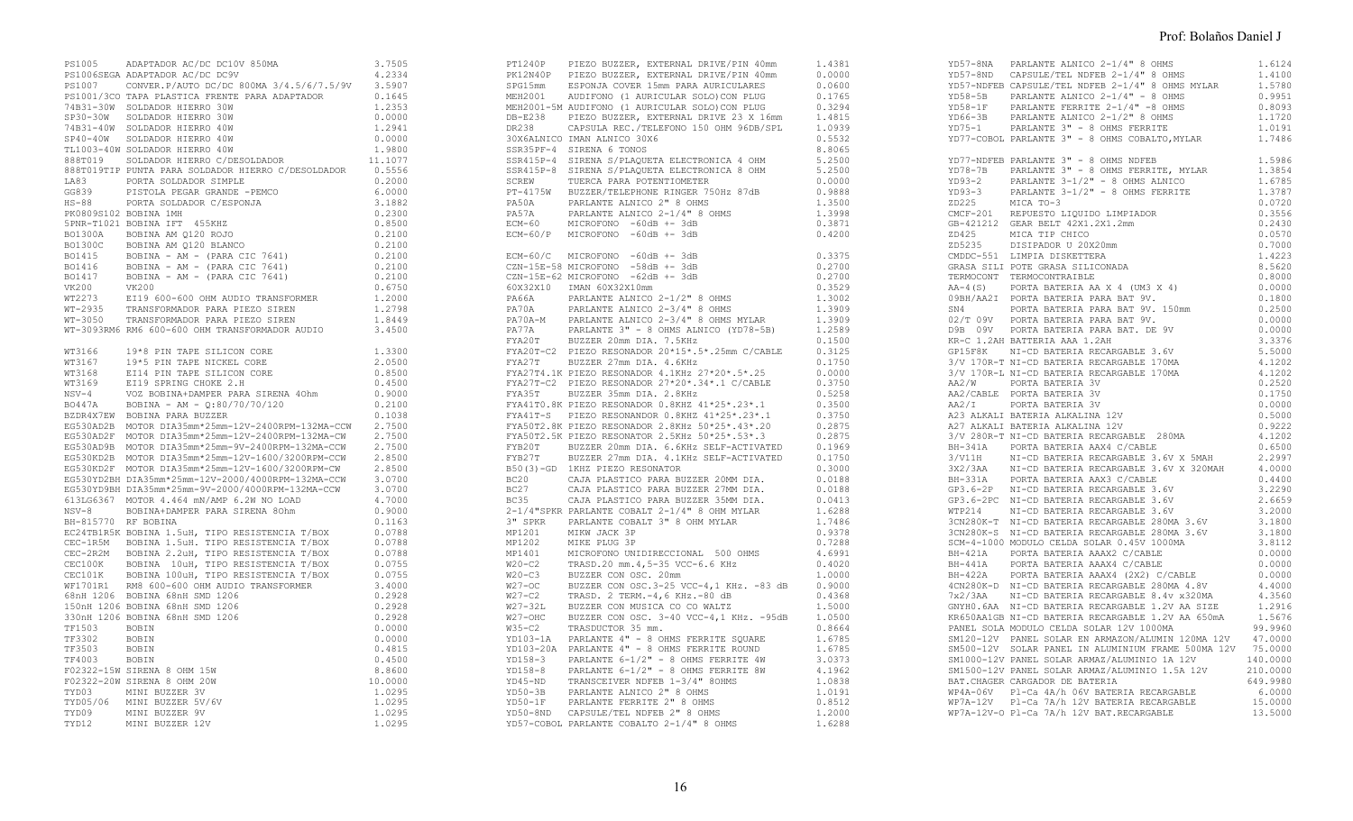| Código | Descripción | Precio |
|---|---|---|
| PS1005 | ADAPTADOR AC/DC DC10V 850MA | 3.7505 |
| PS1006SEGA | ADAPTADOR AC/DC DC9V | 4.2334 |
| PS1007 | CONVER.P/AUTO DC/DC 800MA 3/4.5/6/7.5/9V | 3.5907 |
| PS1001/3CO | TAPA PLASTICA FRENTE PARA ADAPTADOR | 0.1645 |
| 74B31-30W | SOLDADOR HIERRO 30W | 1.2353 |
| SP30-30W | SOLDADOR HIERRO 30W | 0.0000 |
| 74B31-40W | SOLDADOR HIERRO 40W | 1.2941 |
| SP40-40W | SOLDADOR HIERRO 40W | 0.0000 |
| TL1003-40W | SOLDADOR HIERRO 40W | 1.9800 |
| 888T019 | SOLDADOR HIERRO C/DESOLDADOR | 11.1077 |
| 888T019TIP | PUNTA PARA SOLDADOR HIERRO C/DESOLDADOR | 0.5556 |
| LA83 | PORTA SOLDADOR SIMPLE | 0.2000 |
| GG839 | PISTOLA PEGAR GRANDE -PEMCO | 6.0000 |
| HS-88 | PORTA SOLDADOR C/ESPONJA | 3.1882 |
| PK0809S102 | BOBINA 1MH | 0.2300 |
| 5PNR-T1021 | BOBINA IFT 455KHZ | 0.8500 |
| BO1300A | BOBINA AM Q120 ROJO | 0.2100 |
| BO1300C | BOBINA AM Q120 BLANCO | 0.2100 |
| BO1415 | BOBINA - AM - (PARA CIC 7641) | 0.2100 |
| BO1416 | BOBINA - AM - (PARA CIC 7641) | 0.2100 |
| BO1417 | BOBINA - AM - (PARA CIC 7641) | 0.2100 |
| VK200 | VK200 | 0.6750 |
| WT2273 | EI19 600-600 OHM AUDIO TRANSFORMER | 1.2000 |
| WT-2935 | TRANSFORMADOR PARA PIEZO SIREN | 1.2798 |
| WT-3050 | TRANSFORMADOR PARA PIEZO SIREN | 1.8449 |
| WT-3093RM6 | RM6 600-600 OHM TRANSFORMADOR AUDIO | 3.4500 |
| WT3166 | 19*8 PIN TAPE SILICON CORE | 1.3300 |
| WT3167 | 19*5 PIN TAPE NICKEL CORE | 2.0500 |
| WT3168 | EI14 PIN TAPE SILICON CORE | 0.8500 |
| WT3169 | EI19 SPRING CHOKE 2.H | 0.4500 |
| NSV-4 | VOZ BOBINA+DAMPER PARA SIRENA 4Ohm | 0.9000 |
| BO447A | BOBINA - AM - Q:80/70/70/120 | 0.2100 |
| BZDR4X7EW | BOBINA PARA BUZZER | 0.1038 |
| EG530AD2B | MOTOR DIA35mm*25mm-12V-2400RPM-132MA-CCW | 2.7500 |
| EG530AD2F | MOTOR DIA35mm*25mm-12V-2400RPM-132MA-CW | 2.7500 |
| EG530AD9B | MOTOR DIA35mm*25mm-9V-2400RPM-132MA-CCW | 2.7500 |
| EG530KD2B | MOTOR DIA35mm*25mm-12V-1600/3200RPM-CCW | 2.8500 |
| EG530KD2F | MOTOR DIA35mm*25mm-12V-1600/3200RPM-CW | 2.8500 |
| EG530YD2BH | DIA35mm*25mm-12V-2000/4000RPM-132MA-CCW | 3.0700 |
| EG530YD9BH | DIA35mm*25mm-9V-2000/4000RPM-132MA-CCW | 3.0700 |
| 613LG6367 | MOTOR 4.464 mN/AMP 6.2W NO LOAD | 4.7000 |
| NSV-8 | BOBINA+DAMPER PARA SIRENA 8Ohm | 0.9000 |
| BH-815770 | RF BOBINA | 0.1163 |
| EC24TB1R5K | BOBINA 1.5uH, TIPO RESISTENCIA T/BOX | 0.0788 |
| CEC-1R5M | BOBINA 1.5uH. TIPO RESISTENCIA T/BOX | 0.0788 |
| CEC-2R2M | BOBINA 2.2uH, TIPO RESISTENCIA T/BOX | 0.0788 |
| CEC100K | BOBINA 10uH, TIPO RESISTENCIA T/BOX | 0.0755 |
| CEC101K | BOBINA 100uH, TIPO RESISTENCIA T/BOX | 0.0755 |
| WF1701R1 | RM8 600-600 OHM AUDIO TRANSFORMER | 3.4000 |
| 68nH 1206 | BOBINA 68nH SMD 1206 | 0.2928 |
| 150nH 1206 | BOBINA 68nH SMD 1206 | 0.2928 |
| 330nH 1206 | BOBINA 68nH SMD 1206 | 0.2928 |
| TF1503 | BOBIN | 0.0000 |
| TF3302 | BOBIN | 0.0000 |
| TF3503 | BOBIN | 0.4815 |
| TF4003 | BOBIN | 0.4500 |
| F02322-15W | SIRENA 8 OHM 15W | 8.8600 |
| F02322-20W | SIRENA 8 OHM 20W | 10.0000 |
| TYD03 | MINI BUZZER 3V | 1.0295 |
| TYD05/06 | MINI BUZZER 5V/6V | 1.0295 |
| TYD09 | MINI BUZZER 9V | 1.0295 |
| TYD12 | MINI BUZZER 12V | 1.0295 |
| PT1240P | PIEZO BUZZER, EXTERNAL DRIVE/PIN 40mm | 1.4381 |
| PK12N40P | PIEZO BUZZER, EXTERNAL DRIVE/PIN 40mm | 0.0000 |
| SPG15mm | ESPONJA COVER 15mm PARA AURICULARES | 0.0600 |
| MEH2001 | AUDIFONO (1 AURICULAR SOLO)CON PLUG | 0.1765 |
| MEH2001-5M | AUDIFONO (1 AURICULAR SOLO)CON PLUG | 0.3294 |
| DB-E238 | PIEZO BUZZER, EXTERNAL DRIVE 23 X 16mm | 1.4815 |
| DR238 | CAPSULA REC./TELEFONO 150 OHM 96DB/SPL | 1.0939 |
| 30X6ALNICO | IMAN ALNICO 30X6 | 0.5532 |
| SSR35PF-4 | SIRENA 6 TONOS | 8.8065 |
| SSR415P-4 | SIRENA S/PLAQUETA ELECTRONICA 4 OHM | 5.2500 |
| SSR415P-8 | SIRENA S/PLAQUETA ELECTRONICA 8 OHM | 5.2500 |
| SCREW | TUERCA PARA POTENTIOMETER | 0.0000 |
| PT-4175W | BUZZER/TELEPHONE RINGER 750Hz 87dB | 0.9888 |
| PA50A | PARLANTE ALNICO 2" 8 OHMS | 1.3500 |
| PA57A | PARLANTE ALNICO 2-1/4" 8 OHMS | 1.3998 |
| ECM-60 | MICROFONO -60dB +- 3dB | 0.3871 |
| ECM-60/P | MICROFONO -60dB +- 3dB | 0.4200 |
| ECM-60/C | MICROFONO -60dB +- 3dB | 0.3375 |
| CZN-15E-58 | MICROFONO -58dB +- 3dB | 0.2700 |
| CZN-15E-62 | MICROFONO -62dB +- 3dB | 0.2700 |
| 60X32X10 | IMAN 60X32X10mm | 0.3529 |
| PA66A | PARLANTE ALNICO 2-1/2" 8 OHMS | 1.3002 |
| PA70A | PARLANTE ALNICO 2-3/4" 8 OHMS | 1.3909 |
| PA70A-M | PARLANTE ALNICO 2-3/4" 8 OHMS MYLAR | 1.3909 |
| PA77A | PARLANTE 3" - 8 OHMS ALNICO (YD78-5B) | 1.2589 |
| FYA20T | BUZZER 20mm DIA. 7.5KHz | 0.1500 |
| FYA20T-C2 | PIEZO RESONADOR 20*15*.5*.25mm C/CABLE | 0.3125 |
| FYA27T | BUZZER 27mm DIA. 4.6KHz | 0.1750 |
| FYA27T4.1K | PIEZO RESONADOR 4.1KHz 27*20*.5*.25 | 0.0000 |
| FYA27T-C2 | PIEZO RESONADOR 27*20*.34*.1 C/CABLE | 0.3750 |
| FYA35T | BUZZER 35mm DIA. 2.8KHz | 0.5258 |
| FYA41T0.8K | PIEZO RESONADOR 0.8KHZ 41*25*.23*.1 | 0.3500 |
| FYA41T-S | PIEZO RESONANDOR 0.8KHZ 41*25*.23*.1 | 0.3750 |
| FYA50T2.8K | PIEZO RESONADOR 2.8KHz 50*25*.43*.20 | 0.2875 |
| FYA50T2.5K | PIEZO RESONATOR 2.5KHz 50*25*.53*.3 | 0.2875 |
| FYB20T | BUZZER 20mm DIA. 6.6KHz SELF-ACTIVATED | 0.1969 |
| FYB27T | BUZZER 27mm DIA. 4.1KHz SELF-ACTIVATED | 0.1750 |
| B50(3)-GD | 1KHZ PIEZO RESONATOR | 0.3000 |
| BC20 | CAJA PLASTICO PARA BUZZER 20MM DIA. | 0.0188 |
| BC27 | CAJA PLASTICO PARA BUZZER 27MM DIA. | 0.0188 |
| BC35 | CAJA PLASTICO PARA BUZZER 35MM DIA. | 0.0413 |
| 2-1/4"SPKR | PARLANTE COBALT 2-1/4" 8 OHM MYLAR | 1.6288 |
| 3" SPKR | PARLANTE COBALT 3" 8 OHM MYLAR | 1.7486 |
| MP1201 | MIKW JACK 3P | 0.9378 |
| MP1202 | MIKE PLUG 3P | 0.7288 |
| MP1401 | MICROFONO UNIDIRECCIONAL 500 OHMS | 4.6991 |
| W20-C2 | TRASD.20 mm.4,5-35 VCC-6.6 KHz | 0.4020 |
| W20-C3 | BUZZER CON OSC. 20mm | 1.0000 |
| W27-OC | BUZZER CON OSC.3-25 VCC-4,1 KHz. -83 dB | 0.9000 |
| W27-C2 | TRASD. 2 TERM.-4,6 KHz.-80 dB | 0.4368 |
| W27-32L | BUZZER CON MUSICA CO CO WALTZ | 1.5000 |
| W27-OHC | BUZZER CON OSC. 3-40 VCC-4,1 KHz. -95dB | 1.0500 |
| W35-C2 | TRASDUCTOR 35 mm. | 0.8664 |
| YD103-1A | PARLANTE 4" - 8 OHMS FERRITE SQUARE | 1.6785 |
| YD103-20A | PARLANTE 4" - 8 OHMS FERRITE ROUND | 1.6785 |
| YD158-3 | PARLANTE 6-1/2" - 8 OHMS FERRITE 4W | 3.0373 |
| YD158-8 | PARLANTE 6-1/2" - 8 OHMS FERRITE 8W | 4.1962 |
| YD45-ND | TRANSCEIVER NDFEB 1-3/4" 8OHMS | 1.0838 |
| YD50-3B | PARLANTE ALNICO 2" 8 OHMS | 1.0191 |
| YD50-1F | PARLANTE FERRITE 2" 8 OHMS | 0.8512 |
| YD50-8ND | CAPSULE/TEL NDFEB 2" 8 OHMS | 1.2000 |
| YD57-COBOL | PARLANTE COBALTO 2-1/4" 8 OHMS | 1.6288 |
| YD57-8NA | PARLANTE ALNICO 2-1/4" 8 OHMS | 1.6124 |
| YD57-8ND | CAPSULE/TEL NDFEB 2-1/4" 8 OHMS | 1.4100 |
| YD57-NDFEB | CAPSULE/TEL NDFEB 2-1/4" 8 OHMS MYLAR | 1.5780 |
| YD58-5B | PARLANTE ALNICO 2-1/4" - 8 OHMS | 0.9951 |
| YD58-1F | PARLANTE FERRITE 2-1/4" -8 OHMS | 0.8093 |
| YD66-3B | PARLANTE ALNICO 2-1/2" 8 OHMS | 1.1720 |
| YD75-1 | PARLANTE 3" - 8 OHMS FERRITE | 1.0191 |
| YD77-COBOL | PARLANTE 3" - 8 OHMS COBALTO,MYLAR | 1.7486 |
| YD77-NDFEB | PARLANTE 3" - 8 OHMS NDFEB | 1.5986 |
| YD78-7B | PARLANTE 3" - 8 OHMS FERRITE, MYLAR | 1.3854 |
| YD93-2 | PARLANTE 3-1/2" - 8 OHMS ALNICO | 1.6785 |
| YD93-3 | PARLANTE 3-1/2" - 8 OHMS FERRITE | 1.3787 |
| ZD225 | MICA TO-3 | 0.0720 |
| CMCF-201 | REPUESTO LIQUIDO LIMPIADOR | 0.3556 |
| GB-421212 | GEAR BELT 42X1.2X1.2mm | 0.2430 |
| ZD425 | MICA TIP CHICO | 0.0570 |
| ZD5235 | DISIPADOR U 20X20mm | 0.7000 |
| CMDDC-551 | LIMPIA DISKETTERA | 1.4223 |
| GRASA SILI | POTE GRASA SILICONADA | 8.5620 |
| TERMOCONT | TERMOCONTRAIBLE | 0.8000 |
| AA-4(S) | PORTA BATERIA AA X 4 (UM3 X 4) | 0.0000 |
| 09BH/AA2I | PORTA BATERIA PARA BAT 9V. | 0.1800 |
| SN4 | PORTA BATERIA PARA BAT 9V. 150mm | 0.2500 |
| 02/T 09V | PORTA BATERIA PARA BAT 9V. | 0.0000 |
| D9B 09V | PORTA BATERIA PARA BAT. DE 9V | 0.0000 |
| KR-C 1.2AH | BATTERIA AAA 1.2AH | 3.3376 |
| GP15F8K | NI-CD BATERIA RECARGABLE 3.6V | 5.5000 |
| 3/V 170R-T | NI-CD BATERIA RECARGABLE 170MA | 4.1202 |
| 3/V 170R-L | NI-CD BATERIA RECARGABLE 170MA | 4.1202 |
| AA2/W | PORTA BATERIA 3V | 0.2520 |
| AA2/CABLE | PORTA BATERIA 3V | 0.1750 |
| AA2/I | PORTA BATERIA 3V | 0.0000 |
| A23 ALKALI | BATERIA ALKALINA 12V | 0.5000 |
| A27 ALKALI | BATERIA ALKALINA 12V | 0.9222 |
| 3/V 280R-T | NI-CD BATERIA RECARGABLE 280MA | 4.1202 |
| BH-341A | PORTA BATERIA AAX4 C/CABLE | 0.6500 |
| 3/V11H | NI-CD BATERIA RECARGABLE 3.6V X 5MAH | 2.2997 |
| 3X2/3AA | NI-CD BATERIA RECARGABLE 3.6V X 320MAH | 4.0000 |
| BH-331A | PORTA BATERIA AAX3 C/CABLE | 0.4400 |
| GP3.6-2P | NI-CD BATERIA RECARGABLE 3.6V | 3.2290 |
| GP3.6-2PC | NI-CD BATERIA RECARGABLE 3.6V | 2.6659 |
| WTP214 | NI-CD BATERIA RECARGABLE 3.6V | 3.2000 |
| 3CN280K-T | NI-CD BATERIA RECARGABLE 280MA 3.6V | 3.1800 |
| 3CN280K-S | NI-CD BATERIA RECARGABLE 280MA 3.6V | 3.1800 |
| SCM-4-1000 | MODULO CELDA SOLAR 0.45V 1000MA | 3.8112 |
| BH-421A | PORTA BATERIA AAAX2 C/CABLE | 0.0000 |
| BH-441A | PORTA BATERIA AAAX4 C/CABLE | 0.0000 |
| BH-422A | PORTA BATERIA AAAX4 (2X2) C/CABLE | 0.0000 |
| 4CN280K-D | NI-CD BATERIA RECARGABLE 280MA 4.8V | 4.4000 |
| 7x2/3AA | NI-CD BATERIA RECARGABLE 8.4v x320MA | 4.3560 |
| GNYH0.6AA | NI-CD BATERIA RECARGABLE 1.2V AA SIZE | 1.2916 |
| KR650AA1GB | NI-CD BATERIA RECARGABLE 1.2V AA 650mA | 1.5676 |
| PANEL SOLA | MODULO CELDA SOLAR 12V 1000MA | 99.9960 |
| SM120-12V | PANEL SOLAR EN ARMAZON/ALUMIN 120MA 12V | 47.0000 |
| SM500-12V | SOLAR PANEL IN ALUMINIUM FRAME 500MA 12V | 75.0000 |
| SM1000-12V | PANEL SOLAR ARMAZ/ALUMINIO 1A 12V | 140.0000 |
| SM1500-12V | PANEL SOLAR ARMAZ/ALUMINIO 1.5A 12V | 210.0000 |
| BAT.CHAGER | CARGADOR DE BATERIA | 649.9980 |
| WP4A-06V | P1-Ca 4A/h 06V BATERIA RECARGABLE | 6.0000 |
| WP7A-12V | P1-Ca 7A/h 12V BATERIA RECARGABLE | 15.0000 |
| WP7A-12V-O | P1-Ca 7A/h 12V BAT.RECARGABLE | 13.5000 |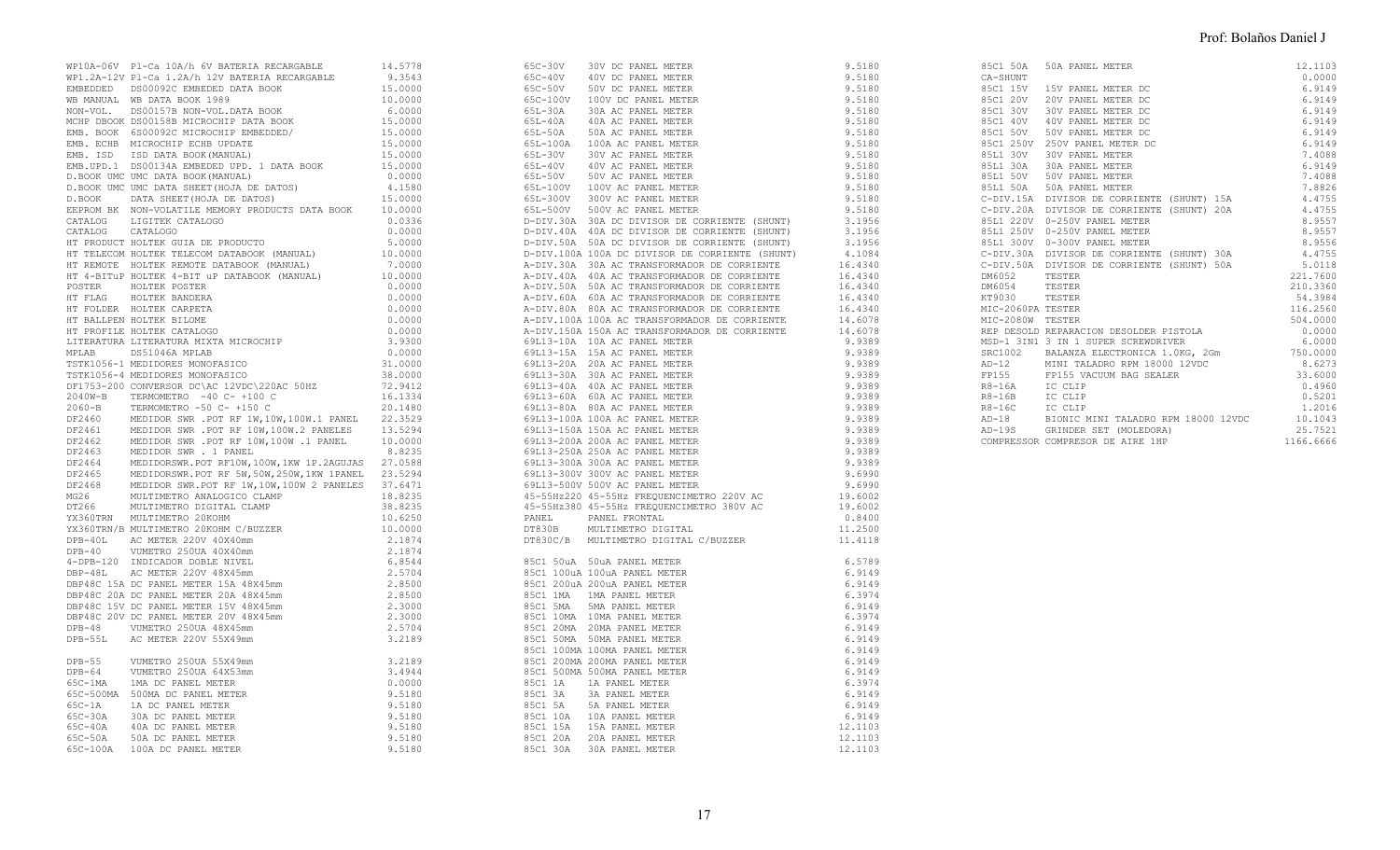| | | |
|---|---|---|
| WP10A-06V | Pl-Ca 10A/h 6V BATERIA RECARGABLE | 14.5778 |
| WP1.2A-12V | Pl-Ca 1.2A/h 12V BATERIA RECARGABLE | 9.3543 |
| EMBEDDED | DS00092C EMBEDED DATA BOOK | 15.0000 |
| WB MANUAL | WB DATA BOOK 1989 | 10.0000 |
| NON-VOL. | DS00157B NON-VOL.DATA BOOK | 6.0000 |
| MCHP DBOOK | DS00158B MICROCHIP DATA BOOK | 15.0000 |
| EMB. BOOK | 6S00092C MICROCHIP EMBEDDED/ | 15.0000 |
| EMB. ECHB | MICROCHIP ECHB UPDATE | 15.0000 |
| EMB. ISD | ISD DATA BOOK(MANUAL) | 15.0000 |
| EMB.UPD.1 | DS00134A EMBEDED UPD. 1 DATA BOOK | 15.0000 |
| D.BOOK UMC | UMC DATA BOOK(MANUAL) | 0.0000 |
| D.BOOK UMC | UMC DATA SHEET(HOJA DE DATOS) | 4.1580 |
| D.BOOK | DATA SHEET(HOJA DE DATOS) | 15.0000 |
| EEPROM BK | NON-VOLATILE MEMORY PRODUCTS DATA BOOK | 10.0000 |
| CATALOG | LIGITEK CATALOGO | 0.0336 |
| CATALOG | CATALOGO | 0.0000 |
| HT PRODUCT | HOLTEK GUIA DE PRODUCTO | 5.0000 |
| HT TELECOM | HOLTEK TELECOM DATABOOK (MANUAL) | 10.0000 |
| HT REMOTE | HOLTEK REMOTE DATABOOK (MANUAL) | 7.0000 |
| HT 4-BITuP | HOLTEK 4-BIT uP DATABOOK (MANUAL) | 10.0000 |
| POSTER | HOLTEK POSTER | 0.0000 |
| HT FLAG | HOLTEK BANDERA | 0.0000 |
| HT FOLDER | HOLTEK CARPETA | 0.0000 |
| HT BALLPEN | HOLTEK BILOME | 0.0000 |
| HT PROFILE | HOLTEK CATALOGO | 0.0000 |
| LITERATURA | LITERATURA MIXTA MICROCHIP | 3.9300 |
| MPLAB | DS51046A MPLAB | 0.0000 |
| TSTK1056-1 | MEDIDORES MONOFASICO | 31.0000 |
| TSTK1056-4 | MEDIDORES MONOFASICO | 38.0000 |
| DF1753-200 | CONVERSOR DC\AC 12VDC\220AC 50HZ | 72.9412 |
| 2040W-B | TERMOMETRO -40 C- +100 C | 16.1334 |
| 2060-B | TERMOMETRO -50 C- +150 C | 20.1480 |
| DF2460 | MEDIDOR SWR .POT RF 1W,10W,100W.1 PANEL | 22.3529 |
| DF2461 | MEDIDOR SWR .POT RF 10W,100W.2 PANELES | 13.5294 |
| DF2462 | MEDIDOR SWR .POT RF 10W,100W .1 PANEL | 10.0000 |
| DF2463 | MEDIDOR SWR . 1 PANEL | 8.8235 |
| DF2464 | MEDIDORSWR.POT RF10W,100W,1KW 1P.2AGUJAS | 27.0588 |
| DF2465 | MEDIDORSWR.POT RF 5W,50W,250W,1KW 1PANEL | 23.5294 |
| DF2468 | MEDIDOR SWR.POT RF 1W,10W,100W 2 PANELES | 37.6471 |
| MG26 | MULTIMETRO ANALOGICO CLAMP | 18.8235 |
| DT266 | MULTIMETRO DIGITAL CLAMP | 38.8235 |
| YX360TRN | MULTIMETRO 20KOHM | 10.6250 |
| YX360TRN/B | MULTIMETRO 20KOHM C/BUZZER | 10.0000 |
| DPB-40L | AC METER 220V 40X40mm | 2.1874 |
| DPB-40 | VUMETRO 250UA 40X40mm | 2.1874 |
| 4-DPB-120 | INDICADOR DOBLE NIVEL | 6.8544 |
| DBP-48L | AC METER 220V 48X45mm | 2.5704 |
| DBP48C 15A | DC PANEL METER 15A 48X45mm | 2.8500 |
| DBP48C 20A | DC PANEL METER 20A 48X45mm | 2.8500 |
| DBP48C 15V | DC PANEL METER 15V 48X45mm | 2.3000 |
| DBP48C 20V | DC PANEL METER 20V 48X45mm | 2.3000 |
| DPB-48 | VUMETRO 250UA 48X45mm | 2.5704 |
| DPB-55L | AC METER 220V 55X49mm | 3.2189 |
| DPB-55 | VUMETRO 250UA 55X49mm | 3.2189 |
| DPB-64 | VUMETRO 250UA 64X53mm | 3.4944 |
| 65C-1MA | 1MA DC PANEL METER | 0.0000 |
| 65C-500MA | 500MA DC PANEL METER | 9.5180 |
| 65C-1A | 1A DC PANEL METER | 9.5180 |
| 65C-30A | 30A DC PANEL METER | 9.5180 |
| 65C-40A | 40A DC PANEL METER | 9.5180 |
| 65C-50A | 50A DC PANEL METER | 9.5180 |
| 65C-100A | 100A DC PANEL METER | 9.5180 |
| 65C-30V | 30V DC PANEL METER | 9.5180 |
| 65C-40V | 40V DC PANEL METER | 9.5180 |
| 65C-50V | 50V DC PANEL METER | 9.5180 |
| 65C-100V | 100V DC PANEL METER | 9.5180 |
| 65L-30A | 30A AC PANEL METER | 9.5180 |
| 65L-40A | 40A AC PANEL METER | 9.5180 |
| 65L-50A | 50A AC PANEL METER | 9.5180 |
| 65L-100A | 100A AC PANEL METER | 9.5180 |
| 65L-30V | 30V AC PANEL METER | 9.5180 |
| 65L-40V | 40V AC PANEL METER | 9.5180 |
| 65L-50V | 50V AC PANEL METER | 9.5180 |
| 65L-100V | 100V AC PANEL METER | 9.5180 |
| 65L-300V | 300V AC PANEL METER | 9.5180 |
| 65L-500V | 500V AC PANEL METER | 9.5180 |
| D-DIV.30A | 30A DC DIVISOR DE CORRIENTE (SHUNT) | 3.1956 |
| D-DIV.40A | 40A DC DIVISOR DE CORRIENTE (SHUNT) | 3.1956 |
| D-DIV.50A | 50A DC DIVISOR DE CORRIENTE (SHUNT) | 3.1956 |
| D-DIV.100A | 100A DC DIVISOR DE CORRIENTE (SHUNT) | 4.1084 |
| A-DIV.30A | 30A AC TRANSFORMADOR DE CORRIENTE | 16.4340 |
| A-DIV.40A | 40A AC TRANSFORMADOR DE CORRIENTE | 16.4340 |
| A-DIV.50A | 50A AC TRANSFORMADOR DE CORRIENTE | 16.4340 |
| A-DIV.60A | 60A AC TRANSFORMADOR DE CORRIENTE | 16.4340 |
| A-DIV.80A | 80A AC TRANSFORMADOR DE CORRIENTE | 16.4340 |
| A-DIV.100A | 100A AC TRANSFORMADOR DE CORRIENTE | 14.6078 |
| A-DIV.150A | 150A AC TRANSFORMADOR DE CORRIENTE | 14.6078 |
| 69L13-10A | 10A AC PANEL METER | 9.9389 |
| 69L13-15A | 15A AC PANEL METER | 9.9389 |
| 69L13-20A | 20A AC PANEL METER | 9.9389 |
| 69L13-30A | 30A AC PANEL METER | 9.9389 |
| 69L13-40A | 40A AC PANEL METER | 9.9389 |
| 69L13-60A | 60A AC PANEL METER | 9.9389 |
| 69L13-80A | 80A AC PANEL METER | 9.9389 |
| 69L13-100A | 100A AC PANEL METER | 9.9389 |
| 69L13-150A | 150A AC PANEL METER | 9.9389 |
| 69L13-200A | 200A AC PANEL METER | 9.9389 |
| 69L13-250A | 250A AC PANEL METER | 9.9389 |
| 69L13-300A | 300A AC PANEL METER | 9.9389 |
| 69L13-300V | 300V AC PANEL METER | 9.6990 |
| 69L13-500V | 500V AC PANEL METER | 9.6990 |
| 45-55Hz220 | 45-55Hz FREQUENCIMETRO 220V AC | 19.6002 |
| 45-55Hz380 | 45-55Hz FREQUENCIMETRO 380V AC | 19.6002 |
| PANEL | PANEL FRONTAL | 0.8400 |
| DT830B | MULTIMETRO DIGITAL | 11.2500 |
| DT830C/B | MULTIMETRO DIGITAL C/BUZZER | 11.4118 |
| 85C1 50uA | 50uA PANEL METER | 6.5789 |
| 85C1 100uA | 100uA PANEL METER | 6.9149 |
| 85C1 200uA | 200uA PANEL METER | 6.9149 |
| 85C1 1MA | 1MA PANEL METER | 6.3974 |
| 85C1 5MA | 5MA PANEL METER | 6.9149 |
| 85C1 10MA | 10MA PANEL METER | 6.3974 |
| 85C1 20MA | 20MA PANEL METER | 6.9149 |
| 85C1 50MA | 50MA PANEL METER | 6.9149 |
| 85C1 100MA | 100MA PANEL METER | 6.9149 |
| 85C1 200MA | 200MA PANEL METER | 6.9149 |
| 85C1 500MA | 500MA PANEL METER | 6.9149 |
| 85C1 1A | 1A PANEL METER | 6.3974 |
| 85C1 3A | 3A PANEL METER | 6.9149 |
| 85C1 5A | 5A PANEL METER | 6.9149 |
| 85C1 10A | 10A PANEL METER | 6.9149 |
| 85C1 15A | 15A PANEL METER | 12.1103 |
| 85C1 20A | 20A PANEL METER | 12.1103 |
| 85C1 30A | 30A PANEL METER | 12.1103 |
| 85C1 50A | 50A PANEL METER | 12.1103 |
| CA-SHUNT | | 0.0000 |
| 85C1 15V | 15V PANEL METER DC | 6.9149 |
| 85C1 20V | 20V PANEL METER DC | 6.9149 |
| 85C1 30V | 30V PANEL METER DC | 6.9149 |
| 85C1 40V | 40V PANEL METER DC | 6.9149 |
| 85C1 50V | 50V PANEL METER DC | 6.9149 |
| 85C1 250V | 250V PANEL METER DC | 6.9149 |
| 85L1 30V | 30V PANEL METER | 7.4088 |
| 85L1 30A | 30A PANEL METER | 6.9149 |
| 85L1 50V | 50V PANEL METER | 7.4088 |
| 85L1 50A | 50A PANEL METER | 7.8826 |
| C-DIV.15A | DIVISOR DE CORRIENTE (SHUNT) 15A | 4.4755 |
| C-DIV.20A | DIVISOR DE CORRIENTE (SHUNT) 20A | 4.4755 |
| 85L1 220V | 0-250V PANEL METER | 8.9557 |
| 85L1 250V | 0-250V PANEL METER | 8.9557 |
| 85L1 300V | 0-300V PANEL METER | 8.9556 |
| C-DIV.30A | DIVISOR DE CORRIENTE (SHUNT) 30A | 4.4755 |
| C-DIV.50A | DIVISOR DE CORRIENTE (SHUNT) 50A | 5.0118 |
| DM6052 | TESTER | 221.7600 |
| DM6054 | TESTER | 210.3360 |
| KT9030 | TESTER | 54.3984 |
| MIC-2060PA | TESTER | 116.2560 |
| MIC-2080W | TESTER | 504.0000 |
| REP DESOLD | REPARACION DESOLDER PISTOLA | 0.0000 |
| MSD-1 3IN1 | 3 IN 1 SUPER SCREWDRIVER | 6.0000 |
| SRC1002 | BALANZA ELECTRONICA 1.0KG, 2Gm | 750.0000 |
| AD-12 | MINI TALADRO RPM 18000 12VDC | 8.6273 |
| FP155 | FP155 VACUUM BAG SEALER | 33.6000 |
| R8-16A | IC CLIP | 0.4960 |
| R8-16B | IC CLIP | 0.5201 |
| R8-16C | IC CLIP | 1.2016 |
| AD-18 | BIONIC MINI TALADRO RPM 18000 12VDC | 10.1043 |
| AD-19S | GRINDER SET (MOLEDORA) | 25.7521 |
| COMPRESSOR | COMPRESOR DE AIRE 1HP | 1166.6666 |